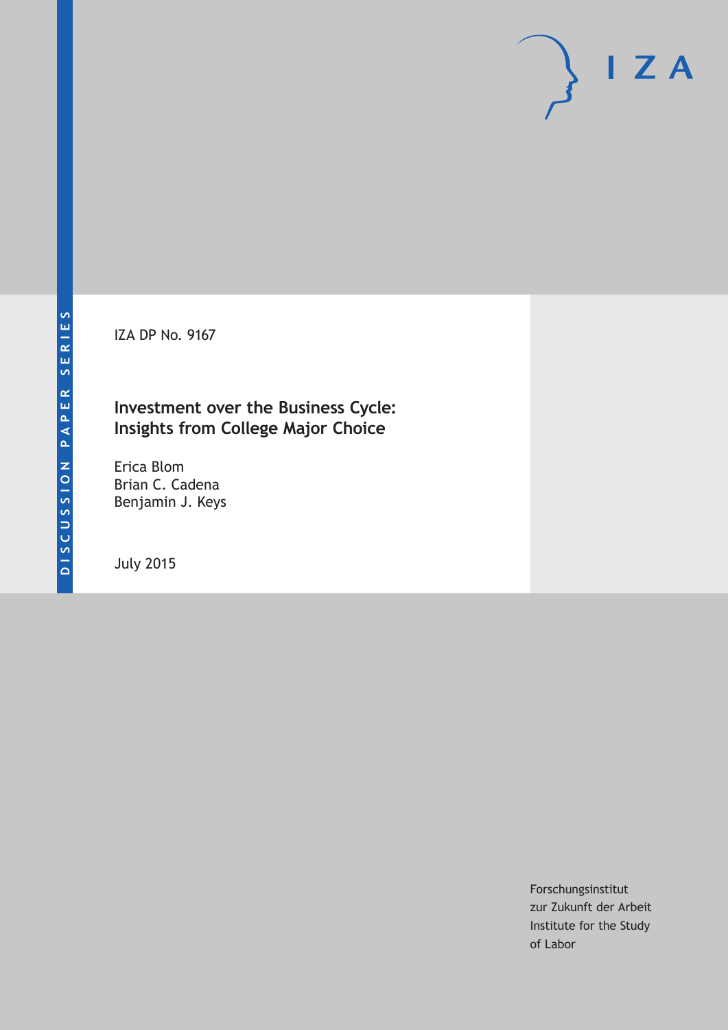DISCUSSION PAPER SERIES

IZA DP No. 9167

# Investment over the Business Cycle: Insights from College Major Choice

Erica Blom
Brian C. Cadena
Benjamin J. Keys

July 2015

Forschungsinstitut
zur Zukunft der Arbeit
Institute for the Study
of Labor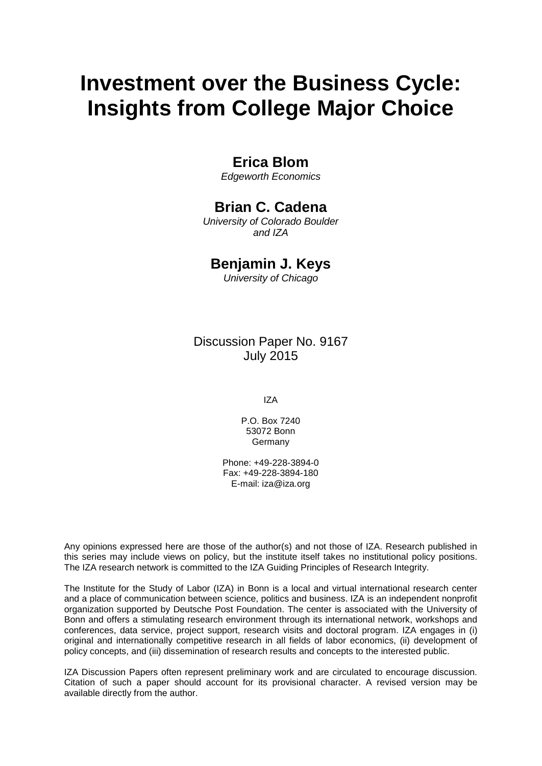# Investment over the Business Cycle: Insights from College Major Choice

**Erica Blom**
*Edgeworth Economics*

**Brian C. Cadena**
*University of Colorado Boulder and IZA*

**Benjamin J. Keys**
*University of Chicago*

Discussion Paper No. 9167
July 2015

IZA

P.O. Box 7240
53072 Bonn
Germany

Phone: +49-228-3894-0
Fax: +49-228-3894-180
E-mail: iza@iza.org

Any opinions expressed here are those of the author(s) and not those of IZA. Research published in this series may include views on policy, but the institute itself takes no institutional policy positions. The IZA research network is committed to the IZA Guiding Principles of Research Integrity.

The Institute for the Study of Labor (IZA) in Bonn is a local and virtual international research center and a place of communication between science, politics and business. IZA is an independent nonprofit organization supported by Deutsche Post Foundation. The center is associated with the University of Bonn and offers a stimulating research environment through its international network, workshops and conferences, data service, project support, research visits and doctoral program. IZA engages in (i) original and internationally competitive research in all fields of labor economics, (ii) development of policy concepts, and (iii) dissemination of research results and concepts to the interested public.

IZA Discussion Papers often represent preliminary work and are circulated to encourage discussion. Citation of such a paper should account for its provisional character. A revised version may be available directly from the author.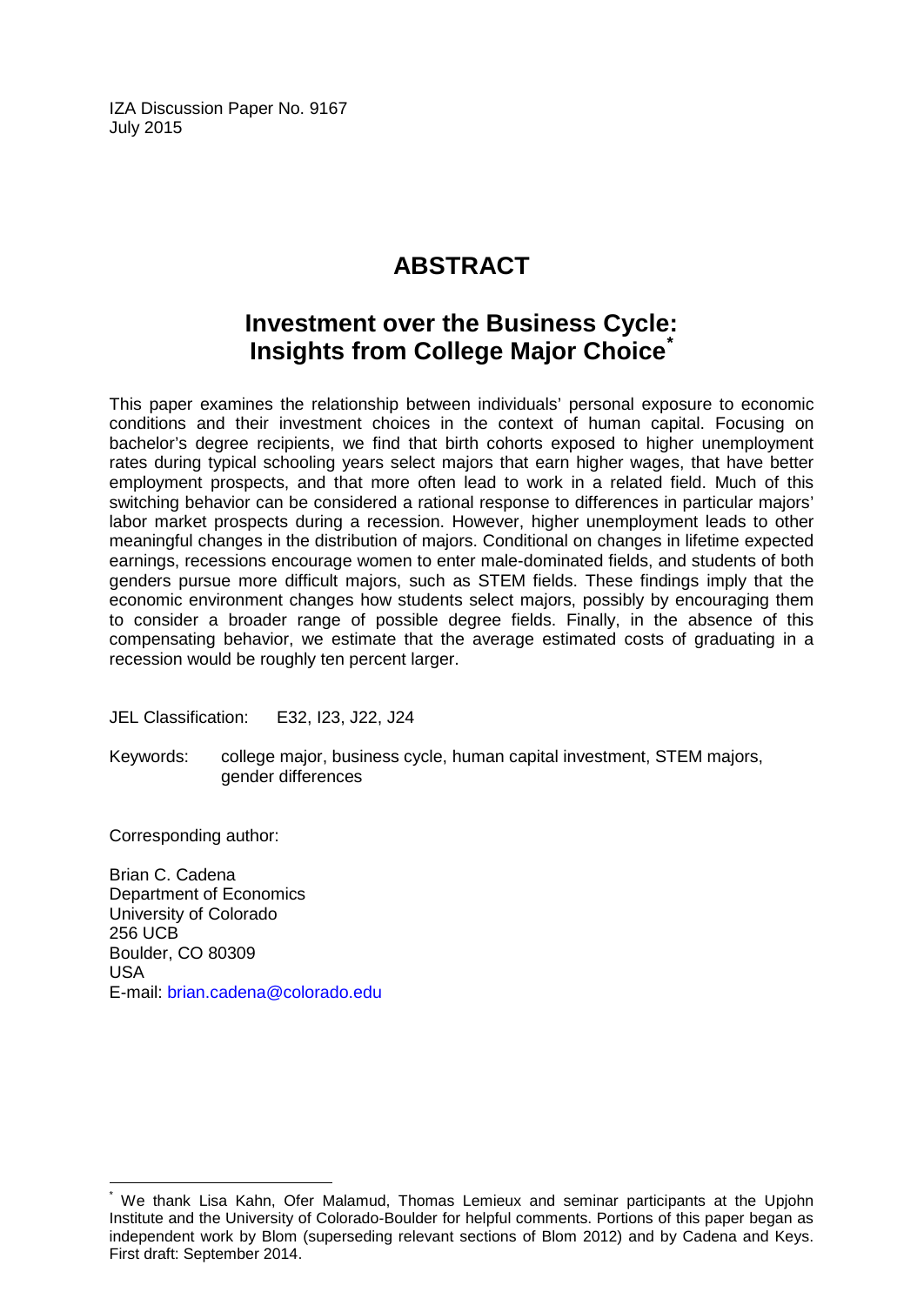IZA Discussion Paper No. 9167
July 2015

# ABSTRACT

## Investment over the Business Cycle: Insights from College Major Choice*

This paper examines the relationship between individuals' personal exposure to economic conditions and their investment choices in the context of human capital. Focusing on bachelor's degree recipients, we find that birth cohorts exposed to higher unemployment rates during typical schooling years select majors that earn higher wages, that have better employment prospects, and that more often lead to work in a related field. Much of this switching behavior can be considered a rational response to differences in particular majors' labor market prospects during a recession. However, higher unemployment leads to other meaningful changes in the distribution of majors. Conditional on changes in lifetime expected earnings, recessions encourage women to enter male-dominated fields, and students of both genders pursue more difficult majors, such as STEM fields. These findings imply that the economic environment changes how students select majors, possibly by encouraging them to consider a broader range of possible degree fields. Finally, in the absence of this compensating behavior, we estimate that the average estimated costs of graduating in a recession would be roughly ten percent larger.

JEL Classification: E32, I23, J22, J24

Keywords: college major, business cycle, human capital investment, STEM majors, gender differences

Corresponding author:

Brian C. Cadena
Department of Economics
University of Colorado
256 UCB
Boulder, CO 80309
USA
E-mail: brian.cadena@colorado.edu

---

* We thank Lisa Kahn, Ofer Malamud, Thomas Lemieux and seminar participants at the Upjohn Institute and the University of Colorado-Boulder for helpful comments. Portions of this paper began as independent work by Blom (superseding relevant sections of Blom 2012) and by Cadena and Keys. First draft: September 2014.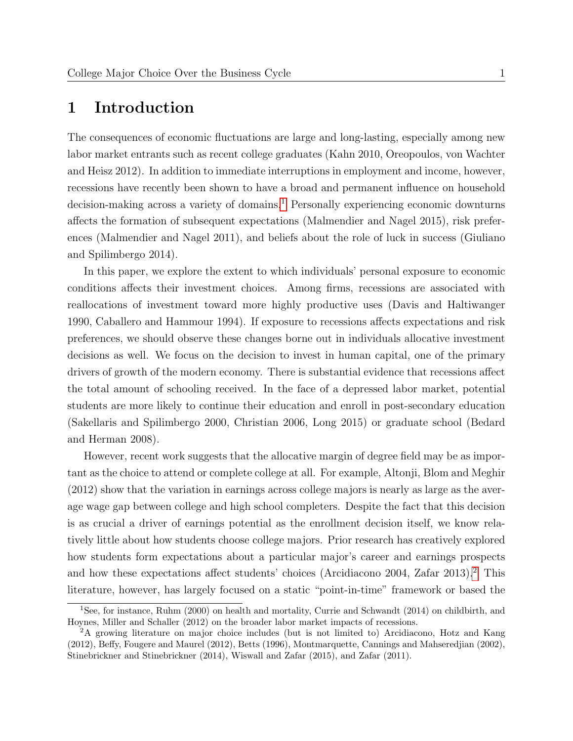# 1 Introduction

The consequences of economic fluctuations are large and long-lasting, especially among new labor market entrants such as recent college graduates (Kahn 2010, Oreopoulos, von Wachter and Heisz 2012). In addition to immediate interruptions in employment and income, however, recessions have recently been shown to have a broad and permanent influence on household decision-making across a variety of domains.[1] Personally experiencing economic downturns affects the formation of subsequent expectations (Malmendier and Nagel 2015), risk preferences (Malmendier and Nagel 2011), and beliefs about the role of luck in success (Giuliano and Spilimbergo 2014).

In this paper, we explore the extent to which individuals' personal exposure to economic conditions affects their investment choices. Among firms, recessions are associated with reallocations of investment toward more highly productive uses (Davis and Haltiwanger 1990, Caballero and Hammour 1994). If exposure to recessions affects expectations and risk preferences, we should observe these changes borne out in individuals allocative investment decisions as well. We focus on the decision to invest in human capital, one of the primary drivers of growth of the modern economy. There is substantial evidence that recessions affect the total amount of schooling received. In the face of a depressed labor market, potential students are more likely to continue their education and enroll in post-secondary education (Sakellaris and Spilimbergo 2000, Christian 2006, Long 2015) or graduate school (Bedard and Herman 2008).

However, recent work suggests that the allocative margin of degree field may be as important as the choice to attend or complete college at all. For example, Altonji, Blom and Meghir (2012) show that the variation in earnings across college majors is nearly as large as the average wage gap between college and high school completers. Despite the fact that this decision is as crucial a driver of earnings potential as the enrollment decision itself, we know relatively little about how students choose college majors. Prior research has creatively explored how students form expectations about a particular major's career and earnings prospects and how these expectations affect students' choices (Arcidiacono 2004, Zafar 2013).[2] This literature, however, has largely focused on a static "point-in-time" framework or based the

[1] See, for instance, Ruhm (2000) on health and mortality, Currie and Schwandt (2014) on childbirth, and Hoynes, Miller and Schaller (2012) on the broader labor market impacts of recessions.

[2] A growing literature on major choice includes (but is not limited to) Arcidiacono, Hotz and Kang (2012), Beffy, Fougere and Maurel (2012), Betts (1996), Montmarquette, Cannings and Mahseredjian (2002), Stinebrickner and Stinebrickner (2014), Wiswall and Zafar (2015), and Zafar (2011).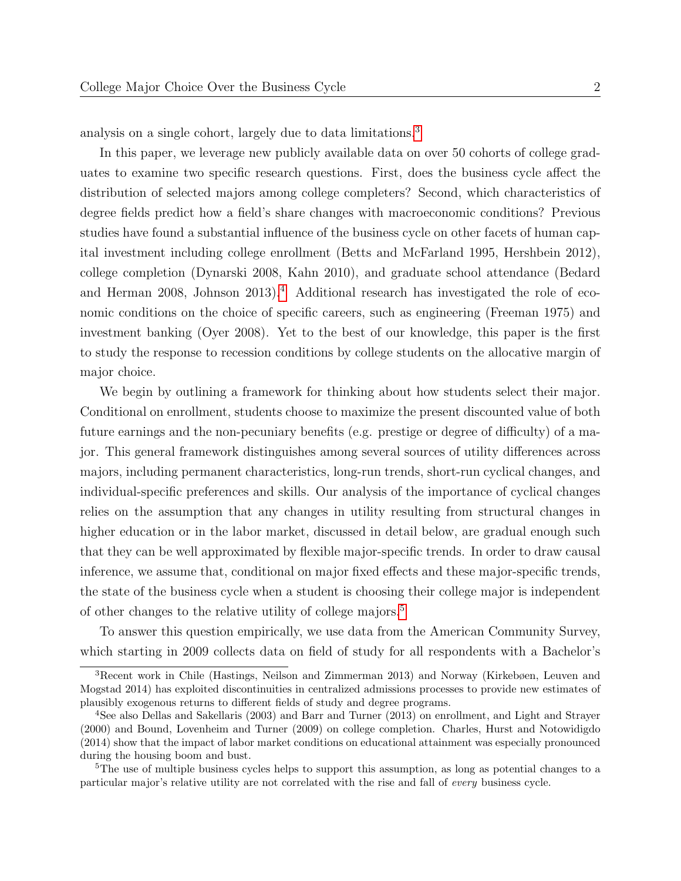analysis on a single cohort, largely due to data limitations.[3]

In this paper, we leverage new publicly available data on over 50 cohorts of college graduates to examine two specific research questions. First, does the business cycle affect the distribution of selected majors among college completers? Second, which characteristics of degree fields predict how a field's share changes with macroeconomic conditions? Previous studies have found a substantial influence of the business cycle on other facets of human capital investment including college enrollment (Betts and McFarland 1995, Hershbein 2012), college completion (Dynarski 2008, Kahn 2010), and graduate school attendance (Bedard and Herman 2008, Johnson 2013).[4] Additional research has investigated the role of economic conditions on the choice of specific careers, such as engineering (Freeman 1975) and investment banking (Oyer 2008). Yet to the best of our knowledge, this paper is the first to study the response to recession conditions by college students on the allocative margin of major choice.

We begin by outlining a framework for thinking about how students select their major. Conditional on enrollment, students choose to maximize the present discounted value of both future earnings and the non-pecuniary benefits (e.g. prestige or degree of difficulty) of a major. This general framework distinguishes among several sources of utility differences across majors, including permanent characteristics, long-run trends, short-run cyclical changes, and individual-specific preferences and skills. Our analysis of the importance of cyclical changes relies on the assumption that any changes in utility resulting from structural changes in higher education or in the labor market, discussed in detail below, are gradual enough such that they can be well approximated by flexible major-specific trends. In order to draw causal inference, we assume that, conditional on major fixed effects and these major-specific trends, the state of the business cycle when a student is choosing their college major is independent of other changes to the relative utility of college majors.[5]

To answer this question empirically, we use data from the American Community Survey, which starting in 2009 collects data on field of study for all respondents with a Bachelor's

[3] Recent work in Chile (Hastings, Neilson and Zimmerman 2013) and Norway (Kirkebøen, Leuven and Mogstad 2014) has exploited discontinuities in centralized admissions processes to provide new estimates of plausibly exogenous returns to different fields of study and degree programs.

[4] See also Dellas and Sakellaris (2003) and Barr and Turner (2013) on enrollment, and Light and Strayer (2000) and Bound, Lovenheim and Turner (2009) on college completion. Charles, Hurst and Notowidigdo (2014) show that the impact of labor market conditions on educational attainment was especially pronounced during the housing boom and bust.

[5] The use of multiple business cycles helps to support this assumption, as long as potential changes to a particular major's relative utility are not correlated with the rise and fall of *every* business cycle.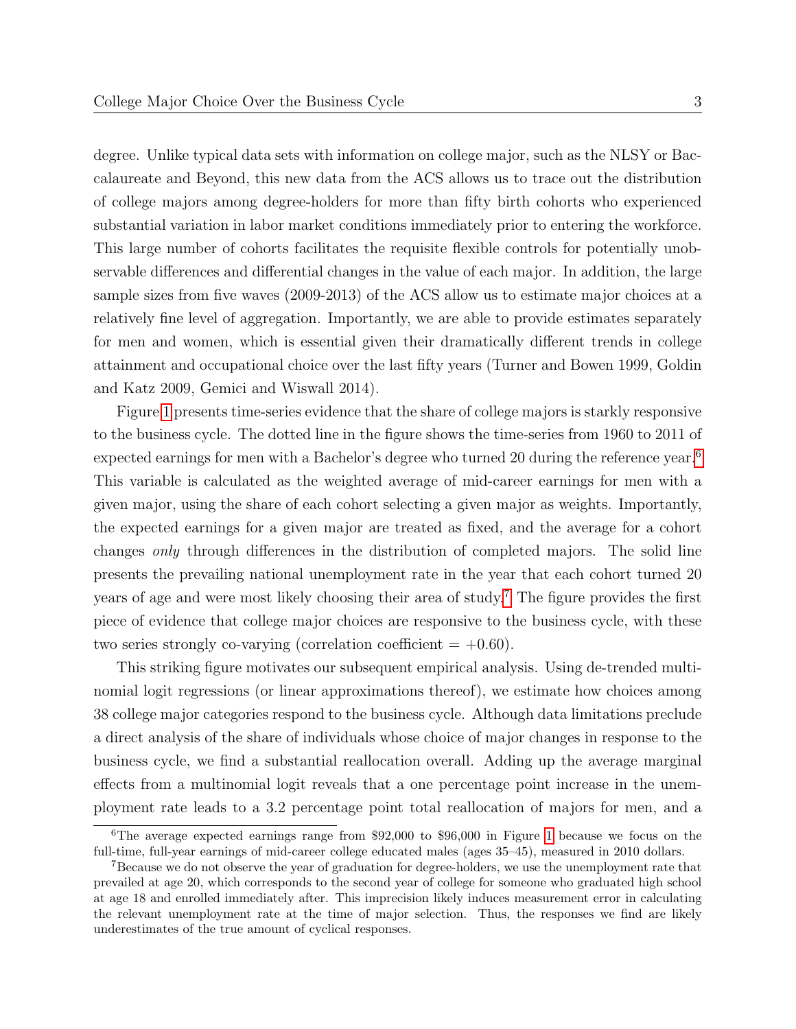degree. Unlike typical data sets with information on college major, such as the NLSY or Baccalaureate and Beyond, this new data from the ACS allows us to trace out the distribution of college majors among degree-holders for more than fifty birth cohorts who experienced substantial variation in labor market conditions immediately prior to entering the workforce. This large number of cohorts facilitates the requisite flexible controls for potentially unobservable differences and differential changes in the value of each major. In addition, the large sample sizes from five waves (2009-2013) of the ACS allow us to estimate major choices at a relatively fine level of aggregation. Importantly, we are able to provide estimates separately for men and women, which is essential given their dramatically different trends in college attainment and occupational choice over the last fifty years (Turner and Bowen 1999, Goldin and Katz 2009, Gemici and Wiswall 2014).

Figure 1 presents time-series evidence that the share of college majors is starkly responsive to the business cycle. The dotted line in the figure shows the time-series from 1960 to 2011 of expected earnings for men with a Bachelor's degree who turned 20 during the reference year.[6] This variable is calculated as the weighted average of mid-career earnings for men with a given major, using the share of each cohort selecting a given major as weights. Importantly, the expected earnings for a given major are treated as fixed, and the average for a cohort changes *only* through differences in the distribution of completed majors. The solid line presents the prevailing national unemployment rate in the year that each cohort turned 20 years of age and were most likely choosing their area of study.[7] The figure provides the first piece of evidence that college major choices are responsive to the business cycle, with these two series strongly co-varying (correlation coefficient = +0.60).

This striking figure motivates our subsequent empirical analysis. Using de-trended multinomial logit regressions (or linear approximations thereof), we estimate how choices among 38 college major categories respond to the business cycle. Although data limitations preclude a direct analysis of the share of individuals whose choice of major changes in response to the business cycle, we find a substantial reallocation overall. Adding up the average marginal effects from a multinomial logit reveals that a one percentage point increase in the unemployment rate leads to a 3.2 percentage point total reallocation of majors for men, and a

[6] The average expected earnings range from $92,000 to $96,000 in Figure 1 because we focus on the full-time, full-year earnings of mid-career college educated males (ages 35–45), measured in 2010 dollars.

[7] Because we do not observe the year of graduation for degree-holders, we use the unemployment rate that prevailed at age 20, which corresponds to the second year of college for someone who graduated high school at age 18 and enrolled immediately after. This imprecision likely induces measurement error in calculating the relevant unemployment rate at the time of major selection. Thus, the responses we find are likely underestimates of the true amount of cyclical responses.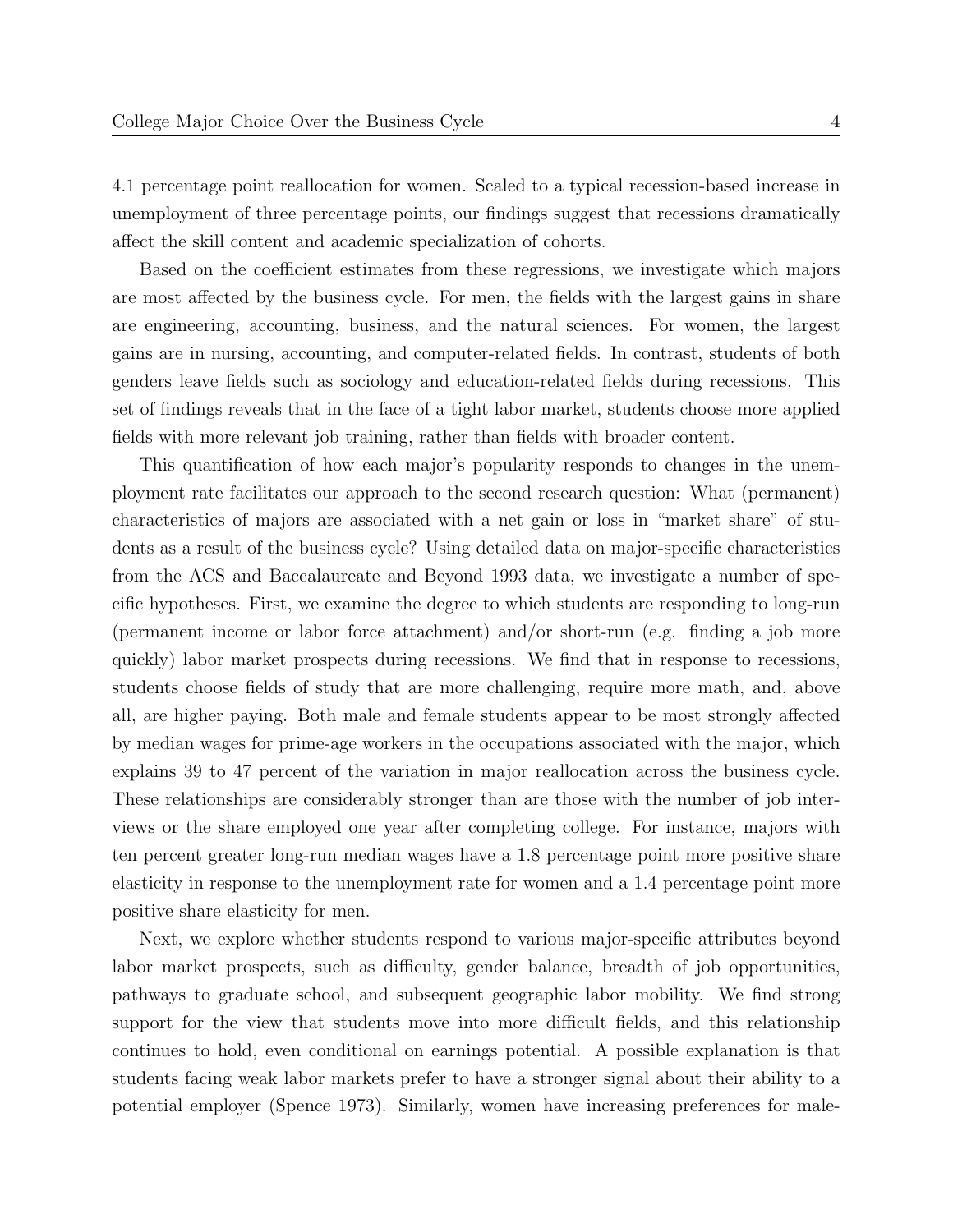4.1 percentage point reallocation for women. Scaled to a typical recession-based increase in unemployment of three percentage points, our findings suggest that recessions dramatically affect the skill content and academic specialization of cohorts.

Based on the coefficient estimates from these regressions, we investigate which majors are most affected by the business cycle. For men, the fields with the largest gains in share are engineering, accounting, business, and the natural sciences. For women, the largest gains are in nursing, accounting, and computer-related fields. In contrast, students of both genders leave fields such as sociology and education-related fields during recessions. This set of findings reveals that in the face of a tight labor market, students choose more applied fields with more relevant job training, rather than fields with broader content.

This quantification of how each major's popularity responds to changes in the unemployment rate facilitates our approach to the second research question: What (permanent) characteristics of majors are associated with a net gain or loss in "market share" of students as a result of the business cycle? Using detailed data on major-specific characteristics from the ACS and Baccalaureate and Beyond 1993 data, we investigate a number of specific hypotheses. First, we examine the degree to which students are responding to long-run (permanent income or labor force attachment) and/or short-run (e.g. finding a job more quickly) labor market prospects during recessions. We find that in response to recessions, students choose fields of study that are more challenging, require more math, and, above all, are higher paying. Both male and female students appear to be most strongly affected by median wages for prime-age workers in the occupations associated with the major, which explains 39 to 47 percent of the variation in major reallocation across the business cycle. These relationships are considerably stronger than are those with the number of job interviews or the share employed one year after completing college. For instance, majors with ten percent greater long-run median wages have a 1.8 percentage point more positive share elasticity in response to the unemployment rate for women and a 1.4 percentage point more positive share elasticity for men.

Next, we explore whether students respond to various major-specific attributes beyond labor market prospects, such as difficulty, gender balance, breadth of job opportunities, pathways to graduate school, and subsequent geographic labor mobility. We find strong support for the view that students move into more difficult fields, and this relationship continues to hold, even conditional on earnings potential. A possible explanation is that students facing weak labor markets prefer to have a stronger signal about their ability to a potential employer (Spence 1973). Similarly, women have increasing preferences for male-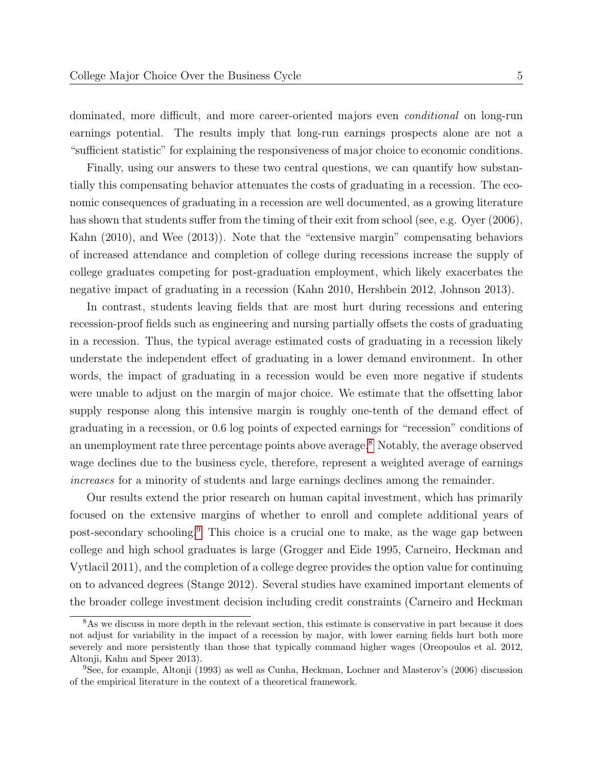dominated, more difficult, and more career-oriented majors even *conditional* on long-run earnings potential. The results imply that long-run earnings prospects alone are not a "sufficient statistic" for explaining the responsiveness of major choice to economic conditions.

Finally, using our answers to these two central questions, we can quantify how substantially this compensating behavior attenuates the costs of graduating in a recession. The economic consequences of graduating in a recession are well documented, as a growing literature has shown that students suffer from the timing of their exit from school (see, e.g. Oyer (2006), Kahn (2010), and Wee (2013)). Note that the "extensive margin" compensating behaviors of increased attendance and completion of college during recessions increase the supply of college graduates competing for post-graduation employment, which likely exacerbates the negative impact of graduating in a recession (Kahn 2010, Hershbein 2012, Johnson 2013).

In contrast, students leaving fields that are most hurt during recessions and entering recession-proof fields such as engineering and nursing partially offsets the costs of graduating in a recession. Thus, the typical average estimated costs of graduating in a recession likely understate the independent effect of graduating in a lower demand environment. In other words, the impact of graduating in a recession would be even more negative if students were unable to adjust on the margin of major choice. We estimate that the offsetting labor supply response along this intensive margin is roughly one-tenth of the demand effect of graduating in a recession, or 0.6 log points of expected earnings for "recession" conditions of an unemployment rate three percentage points above average.[8] Notably, the average observed wage declines due to the business cycle, therefore, represent a weighted average of earnings *increases* for a minority of students and large earnings declines among the remainder.

Our results extend the prior research on human capital investment, which has primarily focused on the extensive margins of whether to enroll and complete additional years of post-secondary schooling.[9] This choice is a crucial one to make, as the wage gap between college and high school graduates is large (Grogger and Eide 1995, Carneiro, Heckman and Vytlacil 2011), and the completion of a college degree provides the option value for continuing on to advanced degrees (Stange 2012). Several studies have examined important elements of the broader college investment decision including credit constraints (Carneiro and Heckman

[8] As we discuss in more depth in the relevant section, this estimate is conservative in part because it does not adjust for variability in the impact of a recession by major, with lower earning fields hurt both more severely and more persistently than those that typically command higher wages (Oreopoulos et al. 2012, Altonji, Kahn and Speer 2013).

[9] See, for example, Altonji (1993) as well as Cunha, Heckman, Lochner and Masterov's (2006) discussion of the empirical literature in the context of a theoretical framework.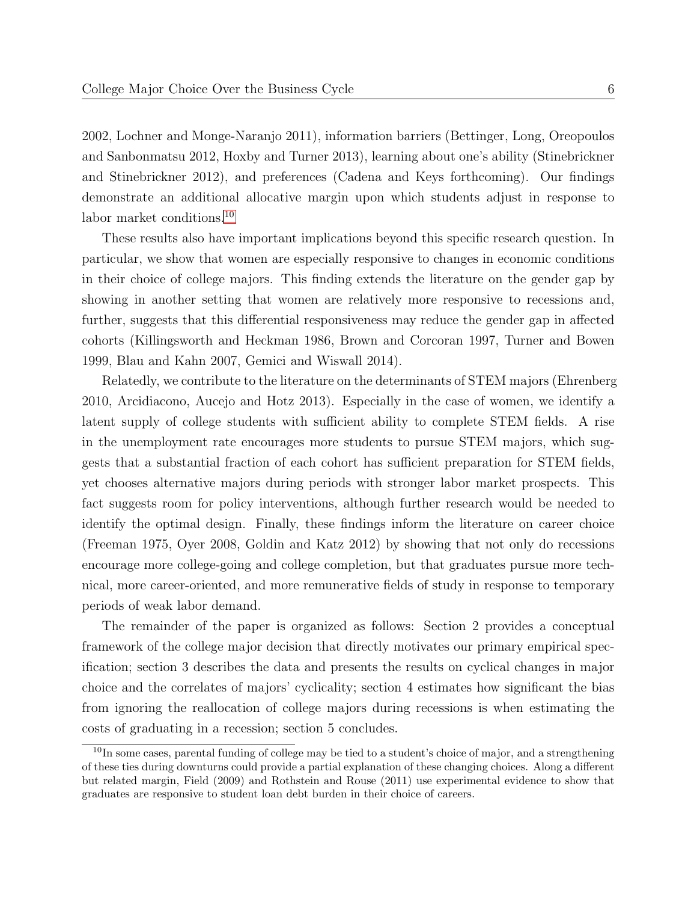2002, Lochner and Monge-Naranjo 2011), information barriers (Bettinger, Long, Oreopoulos and Sanbonmatsu 2012, Hoxby and Turner 2013), learning about one's ability (Stinebrickner and Stinebrickner 2012), and preferences (Cadena and Keys forthcoming). Our findings demonstrate an additional allocative margin upon which students adjust in response to labor market conditions.[10]

These results also have important implications beyond this specific research question. In particular, we show that women are especially responsive to changes in economic conditions in their choice of college majors. This finding extends the literature on the gender gap by showing in another setting that women are relatively more responsive to recessions and, further, suggests that this differential responsiveness may reduce the gender gap in affected cohorts (Killingsworth and Heckman 1986, Brown and Corcoran 1997, Turner and Bowen 1999, Blau and Kahn 2007, Gemici and Wiswall 2014).

Relatedly, we contribute to the literature on the determinants of STEM majors (Ehrenberg 2010, Arcidiacono, Aucejo and Hotz 2013). Especially in the case of women, we identify a latent supply of college students with sufficient ability to complete STEM fields. A rise in the unemployment rate encourages more students to pursue STEM majors, which suggests that a substantial fraction of each cohort has sufficient preparation for STEM fields, yet chooses alternative majors during periods with stronger labor market prospects. This fact suggests room for policy interventions, although further research would be needed to identify the optimal design. Finally, these findings inform the literature on career choice (Freeman 1975, Oyer 2008, Goldin and Katz 2012) by showing that not only do recessions encourage more college-going and college completion, but that graduates pursue more technical, more career-oriented, and more remunerative fields of study in response to temporary periods of weak labor demand.

The remainder of the paper is organized as follows: Section 2 provides a conceptual framework of the college major decision that directly motivates our primary empirical specification; section 3 describes the data and presents the results on cyclical changes in major choice and the correlates of majors' cyclicality; section 4 estimates how significant the bias from ignoring the reallocation of college majors during recessions is when estimating the costs of graduating in a recession; section 5 concludes.

[10] In some cases, parental funding of college may be tied to a student's choice of major, and a strengthening of these ties during downturns could provide a partial explanation of these changing choices. Along a different but related margin, Field (2009) and Rothstein and Rouse (2011) use experimental evidence to show that graduates are responsive to student loan debt burden in their choice of careers.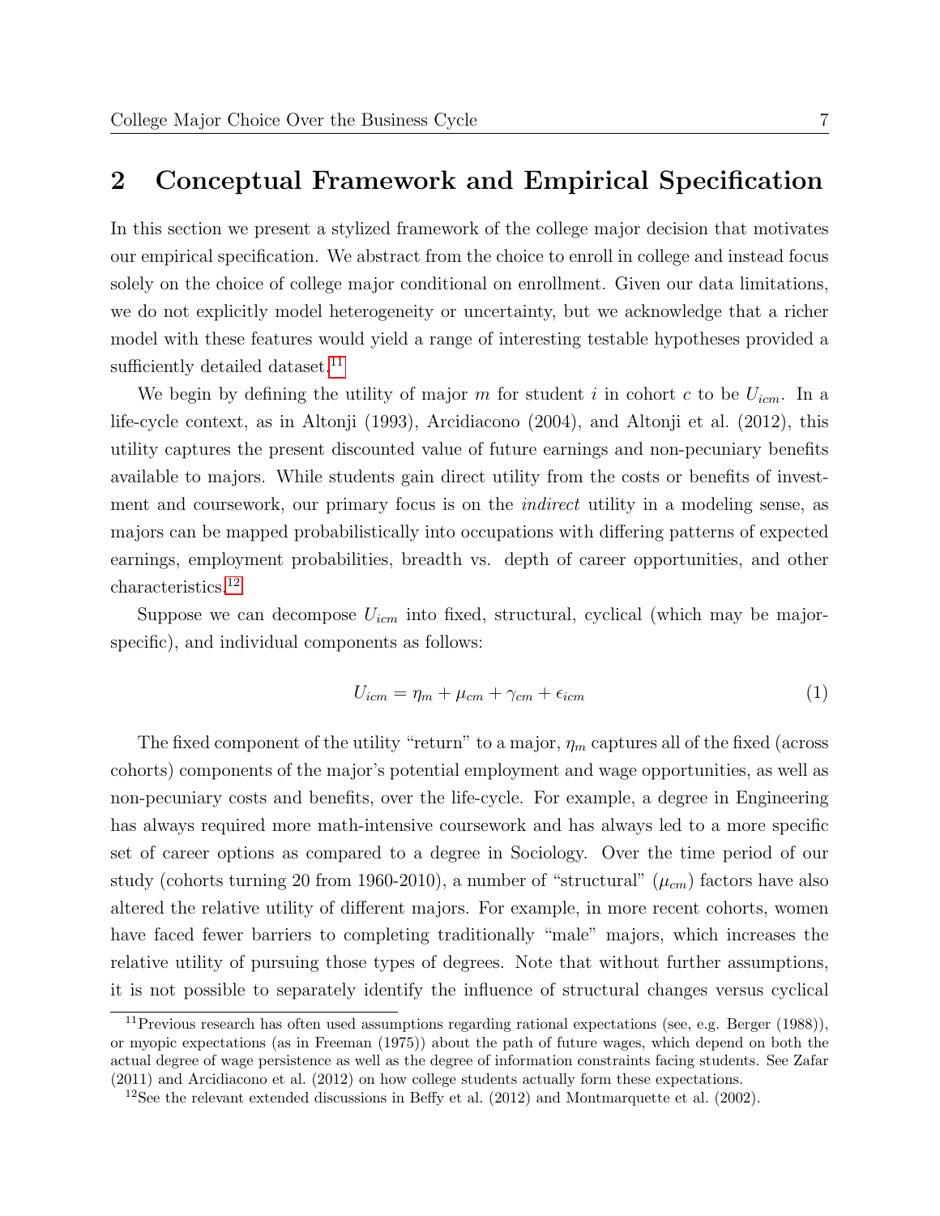# 2 Conceptual Framework and Empirical Specification

In this section we present a stylized framework of the college major decision that motivates our empirical specification. We abstract from the choice to enroll in college and instead focus solely on the choice of college major conditional on enrollment. Given our data limitations, we do not explicitly model heterogeneity or uncertainty, but we acknowledge that a richer model with these features would yield a range of interesting testable hypotheses provided a sufficiently detailed dataset.[11]

We begin by defining the utility of major $m$ for student $i$ in cohort $c$ to be $U_{icm}$. In a life-cycle context, as in Altonji (1993), Arcidiacono (2004), and Altonji et al. (2012), this utility captures the present discounted value of future earnings and non-pecuniary benefits available to majors. While students gain direct utility from the costs or benefits of investment and coursework, our primary focus is on the *indirect* utility in a modeling sense, as majors can be mapped probabilistically into occupations with differing patterns of expected earnings, employment probabilities, breadth vs. depth of career opportunities, and other characteristics.[12]

Suppose we can decompose $U_{icm}$ into fixed, structural, cyclical (which may be major-specific), and individual components as follows:

$$U_{icm} = \eta_m + \mu_{cm} + \gamma_{cm} + \epsilon_{icm} \tag{1}$$

The fixed component of the utility "return" to a major, $\eta_m$ captures all of the fixed (across cohorts) components of the major's potential employment and wage opportunities, as well as non-pecuniary costs and benefits, over the life-cycle. For example, a degree in Engineering has always required more math-intensive coursework and has always led to a more specific set of career options as compared to a degree in Sociology. Over the time period of our study (cohorts turning 20 from 1960-2010), a number of "structural" ($\mu_{cm}$) factors have also altered the relative utility of different majors. For example, in more recent cohorts, women have faced fewer barriers to completing traditionally "male" majors, which increases the relative utility of pursuing those types of degrees. Note that without further assumptions, it is not possible to separately identify the influence of structural changes versus cyclical

[11] Previous research has often used assumptions regarding rational expectations (see, e.g. Berger (1988)), or myopic expectations (as in Freeman (1975)) about the path of future wages, which depend on both the actual degree of wage persistence as well as the degree of information constraints facing students. See Zafar (2011) and Arcidiacono et al. (2012) on how college students actually form these expectations.

[12] See the relevant extended discussions in Beffy et al. (2012) and Montmarquette et al. (2002).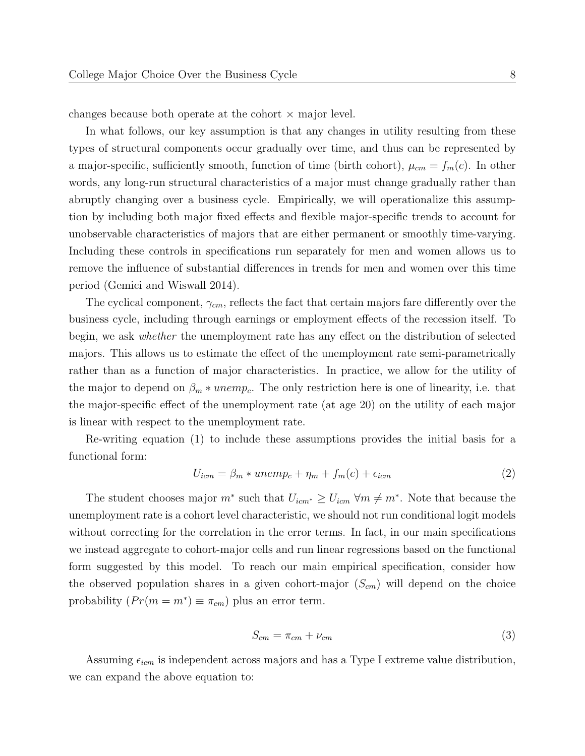changes because both operate at the cohort × major level.

In what follows, our key assumption is that any changes in utility resulting from these types of structural components occur gradually over time, and thus can be represented by a major-specific, sufficiently smooth, function of time (birth cohort), $\mu_{cm} = f_m(c)$. In other words, any long-run structural characteristics of a major must change gradually rather than abruptly changing over a business cycle. Empirically, we will operationalize this assumption by including both major fixed effects and flexible major-specific trends to account for unobservable characteristics of majors that are either permanent or smoothly time-varying. Including these controls in specifications run separately for men and women allows us to remove the influence of substantial differences in trends for men and women over this time period (Gemici and Wiswall 2014).

The cyclical component, $\gamma_{cm}$, reflects the fact that certain majors fare differently over the business cycle, including through earnings or employment effects of the recession itself. To begin, we ask *whether* the unemployment rate has any effect on the distribution of selected majors. This allows us to estimate the effect of the unemployment rate semi-parametrically rather than as a function of major characteristics. In practice, we allow for the utility of the major to depend on $\beta_m * unemp_c$. The only restriction here is one of linearity, i.e. that the major-specific effect of the unemployment rate (at age 20) on the utility of each major is linear with respect to the unemployment rate.

Re-writing equation (1) to include these assumptions provides the initial basis for a functional form:

$$U_{icm} = \beta_m * unemp_c + \eta_m + f_m(c) + \epsilon_{icm} \tag{2}$$

The student chooses major $m^*$ such that $U_{icm^*} \geq U_{icm}\ \forall m \neq m^*$. Note that because the unemployment rate is a cohort level characteristic, we should not run conditional logit models without correcting for the correlation in the error terms. In fact, in our main specifications we instead aggregate to cohort-major cells and run linear regressions based on the functional form suggested by this model. To reach our main empirical specification, consider how the observed population shares in a given cohort-major ($S_{cm}$) will depend on the choice probability ($Pr(m = m^*) \equiv \pi_{cm}$) plus an error term.

$$S_{cm} = \pi_{cm} + \nu_{cm} \tag{3}$$

Assuming $\epsilon_{icm}$ is independent across majors and has a Type I extreme value distribution, we can expand the above equation to: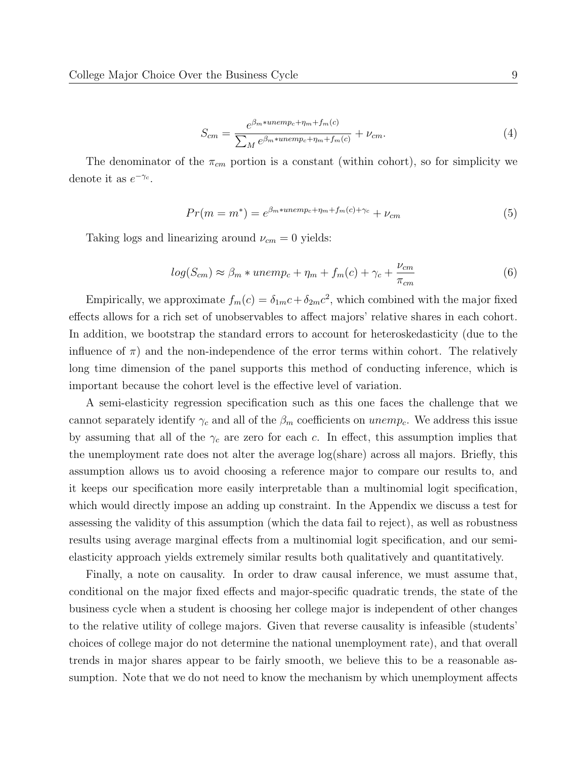$$S_{cm} = \frac{e^{\beta_m * unemp_c + \eta_m + f_m(c)}}{\sum_M e^{\beta_m * unemp_c + \eta_m + f_m(c)}} + \nu_{cm}. \tag{4}$$

The denominator of the $\pi_{cm}$ portion is a constant (within cohort), so for simplicity we denote it as $e^{-\gamma_c}$.

$$Pr(m = m^*) = e^{\beta_m * unemp_c + \eta_m + f_m(c) + \gamma_c} + \nu_{cm} \tag{5}$$

Taking logs and linearizing around $\nu_{cm} = 0$ yields:

$$log(S_{cm}) \approx \beta_m * unemp_c + \eta_m + f_m(c) + \gamma_c + \frac{\nu_{cm}}{\pi_{cm}} \tag{6}$$

Empirically, we approximate $f_m(c) = \delta_{1m}c + \delta_{2m}c^2$, which combined with the major fixed effects allows for a rich set of unobservables to affect majors' relative shares in each cohort. In addition, we bootstrap the standard errors to account for heteroskedasticity (due to the influence of $\pi$) and the non-independence of the error terms within cohort. The relatively long time dimension of the panel supports this method of conducting inference, which is important because the cohort level is the effective level of variation.

A semi-elasticity regression specification such as this one faces the challenge that we cannot separately identify $\gamma_c$ and all of the $\beta_m$ coefficients on $unemp_c$. We address this issue by assuming that all of the $\gamma_c$ are zero for each $c$. In effect, this assumption implies that the unemployment rate does not alter the average log(share) across all majors. Briefly, this assumption allows us to avoid choosing a reference major to compare our results to, and it keeps our specification more easily interpretable than a multinomial logit specification, which would directly impose an adding up constraint. In the Appendix we discuss a test for assessing the validity of this assumption (which the data fail to reject), as well as robustness results using average marginal effects from a multinomial logit specification, and our semi-elasticity approach yields extremely similar results both qualitatively and quantitatively.

Finally, a note on causality. In order to draw causal inference, we must assume that, conditional on the major fixed effects and major-specific quadratic trends, the state of the business cycle when a student is choosing her college major is independent of other changes to the relative utility of college majors. Given that reverse causality is infeasible (students' choices of college major do not determine the national unemployment rate), and that overall trends in major shares appear to be fairly smooth, we believe this to be a reasonable assumption. Note that we do not need to know the mechanism by which unemployment affects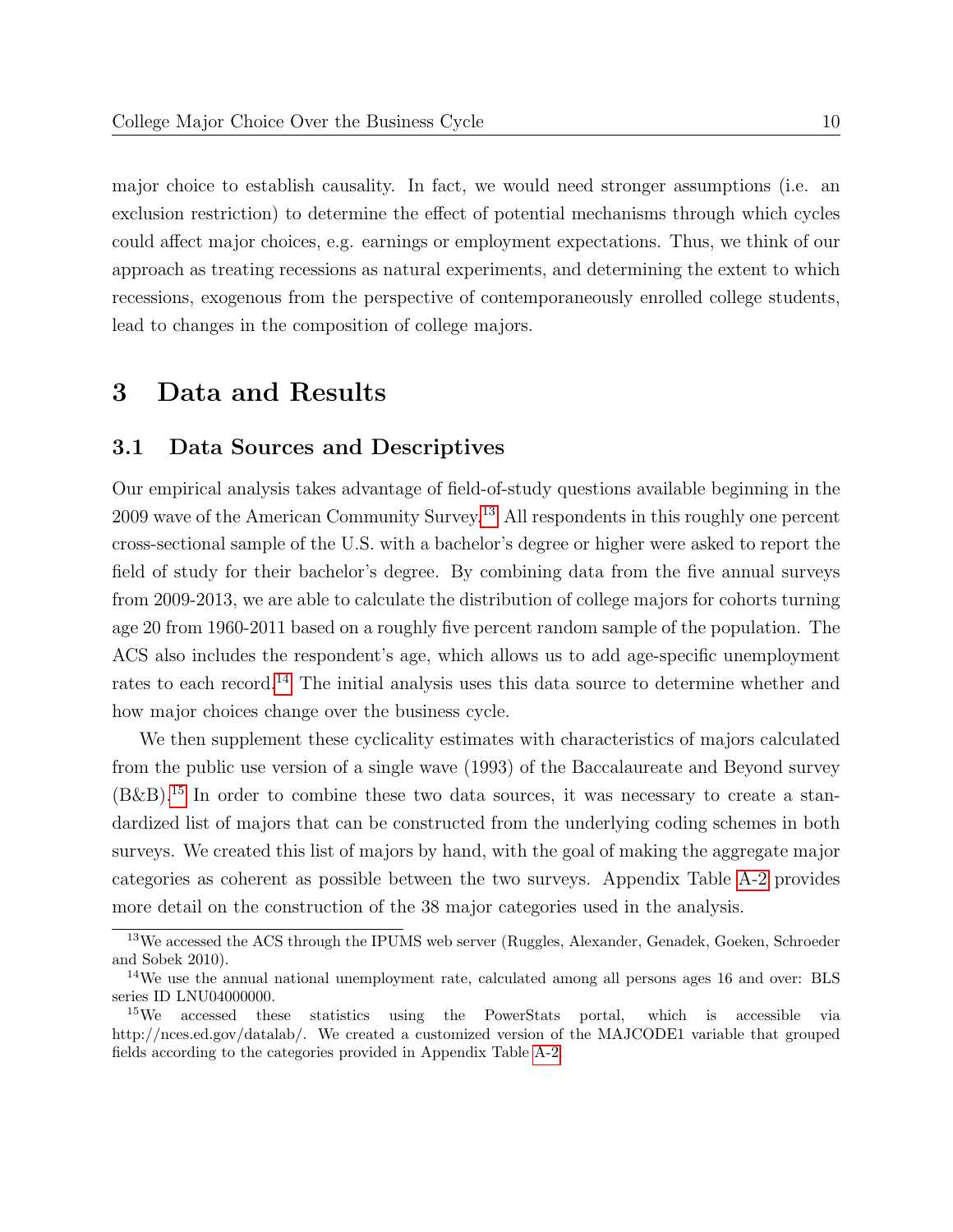major choice to establish causality. In fact, we would need stronger assumptions (i.e. an exclusion restriction) to determine the effect of potential mechanisms through which cycles could affect major choices, e.g. earnings or employment expectations. Thus, we think of our approach as treating recessions as natural experiments, and determining the extent to which recessions, exogenous from the perspective of contemporaneously enrolled college students, lead to changes in the composition of college majors.

# 3 Data and Results

## 3.1 Data Sources and Descriptives

Our empirical analysis takes advantage of field-of-study questions available beginning in the 2009 wave of the American Community Survey.[13] All respondents in this roughly one percent cross-sectional sample of the U.S. with a bachelor's degree or higher were asked to report the field of study for their bachelor's degree. By combining data from the five annual surveys from 2009-2013, we are able to calculate the distribution of college majors for cohorts turning age 20 from 1960-2011 based on a roughly five percent random sample of the population. The ACS also includes the respondent's age, which allows us to add age-specific unemployment rates to each record.[14] The initial analysis uses this data source to determine whether and how major choices change over the business cycle.

We then supplement these cyclicality estimates with characteristics of majors calculated from the public use version of a single wave (1993) of the Baccalaureate and Beyond survey (B&B).[15] In order to combine these two data sources, it was necessary to create a standardized list of majors that can be constructed from the underlying coding schemes in both surveys. We created this list of majors by hand, with the goal of making the aggregate major categories as coherent as possible between the two surveys. Appendix Table A-2 provides more detail on the construction of the 38 major categories used in the analysis.

[13] We accessed the ACS through the IPUMS web server (Ruggles, Alexander, Genadek, Goeken, Schroeder and Sobek 2010).

[14] We use the annual national unemployment rate, calculated among all persons ages 16 and over: BLS series ID LNU04000000.

[15] We accessed these statistics using the PowerStats portal, which is accessible via http://nces.ed.gov/datalab/. We created a customized version of the MAJCODE1 variable that grouped fields according to the categories provided in Appendix Table A-2.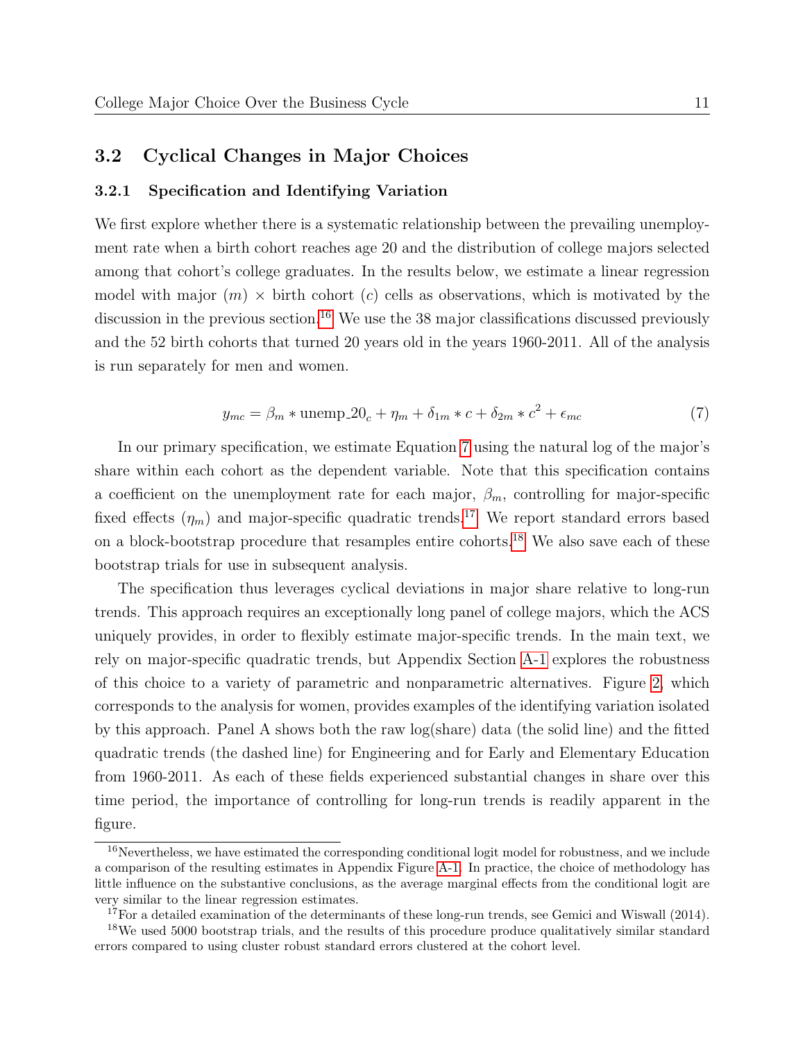## 3.2 Cyclical Changes in Major Choices

### 3.2.1 Specification and Identifying Variation

We first explore whether there is a systematic relationship between the prevailing unemployment rate when a birth cohort reaches age 20 and the distribution of college majors selected among that cohort's college graduates. In the results below, we estimate a linear regression model with major ($m$) × birth cohort ($c$) cells as observations, which is motivated by the discussion in the previous section.[16] We use the 38 major classifications discussed previously and the 52 birth cohorts that turned 20 years old in the years 1960-2011. All of the analysis is run separately for men and women.

$$y_{mc} = \beta_m * \text{unemp\_20}_c + \eta_m + \delta_{1m} * c + \delta_{2m} * c^2 + \epsilon_{mc} \tag{7}$$

In our primary specification, we estimate Equation 7 using the natural log of the major's share within each cohort as the dependent variable. Note that this specification contains a coefficient on the unemployment rate for each major, $\beta_m$, controlling for major-specific fixed effects ($\eta_m$) and major-specific quadratic trends.[17] We report standard errors based on a block-bootstrap procedure that resamples entire cohorts.[18] We also save each of these bootstrap trials for use in subsequent analysis.

The specification thus leverages cyclical deviations in major share relative to long-run trends. This approach requires an exceptionally long panel of college majors, which the ACS uniquely provides, in order to flexibly estimate major-specific trends. In the main text, we rely on major-specific quadratic trends, but Appendix Section A-1 explores the robustness of this choice to a variety of parametric and nonparametric alternatives. Figure 2, which corresponds to the analysis for women, provides examples of the identifying variation isolated by this approach. Panel A shows both the raw log(share) data (the solid line) and the fitted quadratic trends (the dashed line) for Engineering and for Early and Elementary Education from 1960-2011. As each of these fields experienced substantial changes in share over this time period, the importance of controlling for long-run trends is readily apparent in the figure.

[16] Nevertheless, we have estimated the corresponding conditional logit model for robustness, and we include a comparison of the resulting estimates in Appendix Figure A-1. In practice, the choice of methodology has little influence on the substantive conclusions, as the average marginal effects from the conditional logit are very similar to the linear regression estimates.

[17] For a detailed examination of the determinants of these long-run trends, see Gemici and Wiswall (2014).

[18] We used 5000 bootstrap trials, and the results of this procedure produce qualitatively similar standard errors compared to using cluster robust standard errors clustered at the cohort level.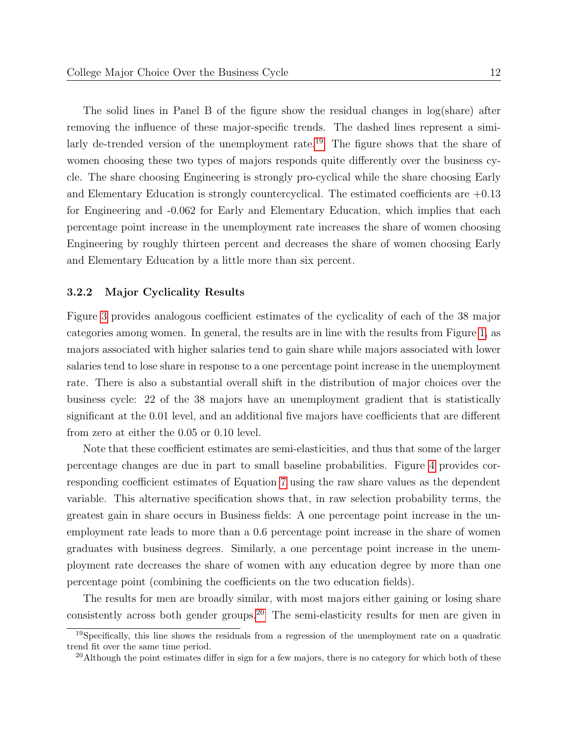The solid lines in Panel B of the figure show the residual changes in log(share) after removing the influence of these major-specific trends. The dashed lines represent a similarly de-trended version of the unemployment rate.[19] The figure shows that the share of women choosing these two types of majors responds quite differently over the business cycle. The share choosing Engineering is strongly pro-cyclical while the share choosing Early and Elementary Education is strongly countercyclical. The estimated coefficients are +0.13 for Engineering and -0.062 for Early and Elementary Education, which implies that each percentage point increase in the unemployment rate increases the share of women choosing Engineering by roughly thirteen percent and decreases the share of women choosing Early and Elementary Education by a little more than six percent.

#### 3.2.2 Major Cyclicality Results

Figure 3 provides analogous coefficient estimates of the cyclicality of each of the 38 major categories among women. In general, the results are in line with the results from Figure 1, as majors associated with higher salaries tend to gain share while majors associated with lower salaries tend to lose share in response to a one percentage point increase in the unemployment rate. There is also a substantial overall shift in the distribution of major choices over the business cycle: 22 of the 38 majors have an unemployment gradient that is statistically significant at the 0.01 level, and an additional five majors have coefficients that are different from zero at either the 0.05 or 0.10 level.

Note that these coefficient estimates are semi-elasticities, and thus that some of the larger percentage changes are due in part to small baseline probabilities. Figure 4 provides corresponding coefficient estimates of Equation 7 using the raw share values as the dependent variable. This alternative specification shows that, in raw selection probability terms, the greatest gain in share occurs in Business fields: A one percentage point increase in the unemployment rate leads to more than a 0.6 percentage point increase in the share of women graduates with business degrees. Similarly, a one percentage point increase in the unemployment rate decreases the share of women with any education degree by more than one percentage point (combining the coefficients on the two education fields).

The results for men are broadly similar, with most majors either gaining or losing share consistently across both gender groups.[20] The semi-elasticity results for men are given in

[19] Specifically, this line shows the residuals from a regression of the unemployment rate on a quadratic trend fit over the same time period.

[20] Although the point estimates differ in sign for a few majors, there is no category for which both of these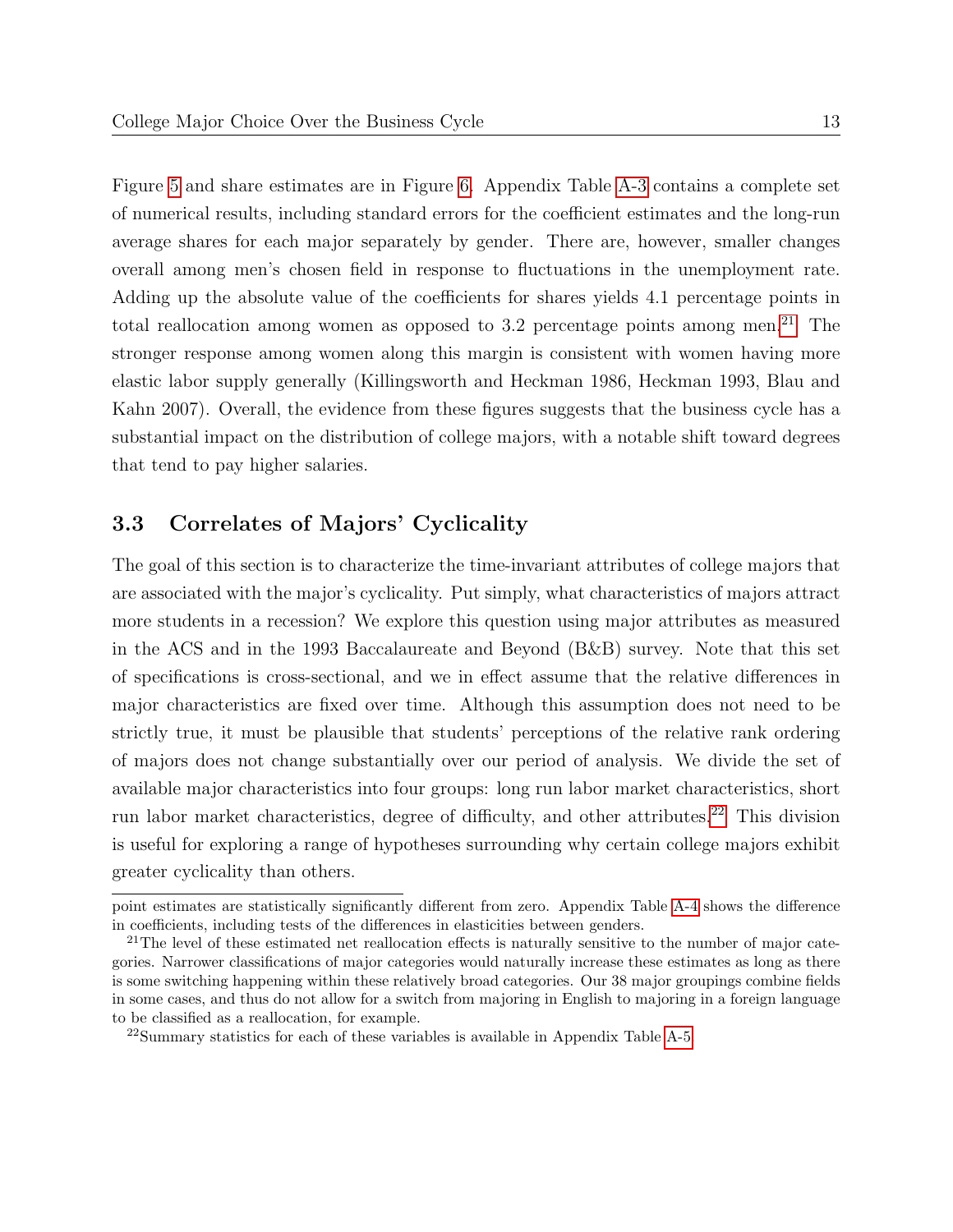Figure 5 and share estimates are in Figure 6. Appendix Table A-3 contains a complete set of numerical results, including standard errors for the coefficient estimates and the long-run average shares for each major separately by gender. There are, however, smaller changes overall among men's chosen field in response to fluctuations in the unemployment rate. Adding up the absolute value of the coefficients for shares yields 4.1 percentage points in total reallocation among women as opposed to 3.2 percentage points among men.[21] The stronger response among women along this margin is consistent with women having more elastic labor supply generally (Killingsworth and Heckman 1986, Heckman 1993, Blau and Kahn 2007). Overall, the evidence from these figures suggests that the business cycle has a substantial impact on the distribution of college majors, with a notable shift toward degrees that tend to pay higher salaries.

### 3.3 Correlates of Majors' Cyclicality

The goal of this section is to characterize the time-invariant attributes of college majors that are associated with the major's cyclicality. Put simply, what characteristics of majors attract more students in a recession? We explore this question using major attributes as measured in the ACS and in the 1993 Baccalaureate and Beyond (B&B) survey. Note that this set of specifications is cross-sectional, and we in effect assume that the relative differences in major characteristics are fixed over time. Although this assumption does not need to be strictly true, it must be plausible that students' perceptions of the relative rank ordering of majors does not change substantially over our period of analysis. We divide the set of available major characteristics into four groups: long run labor market characteristics, short run labor market characteristics, degree of difficulty, and other attributes.[22] This division is useful for exploring a range of hypotheses surrounding why certain college majors exhibit greater cyclicality than others.

---

point estimates are statistically significantly different from zero. Appendix Table A-4 shows the difference in coefficients, including tests of the differences in elasticities between genders.

[21] The level of these estimated net reallocation effects is naturally sensitive to the number of major categories. Narrower classifications of major categories would naturally increase these estimates as long as there is some switching happening within these relatively broad categories. Our 38 major groupings combine fields in some cases, and thus do not allow for a switch from majoring in English to majoring in a foreign language to be classified as a reallocation, for example.

[22] Summary statistics for each of these variables is available in Appendix Table A-5.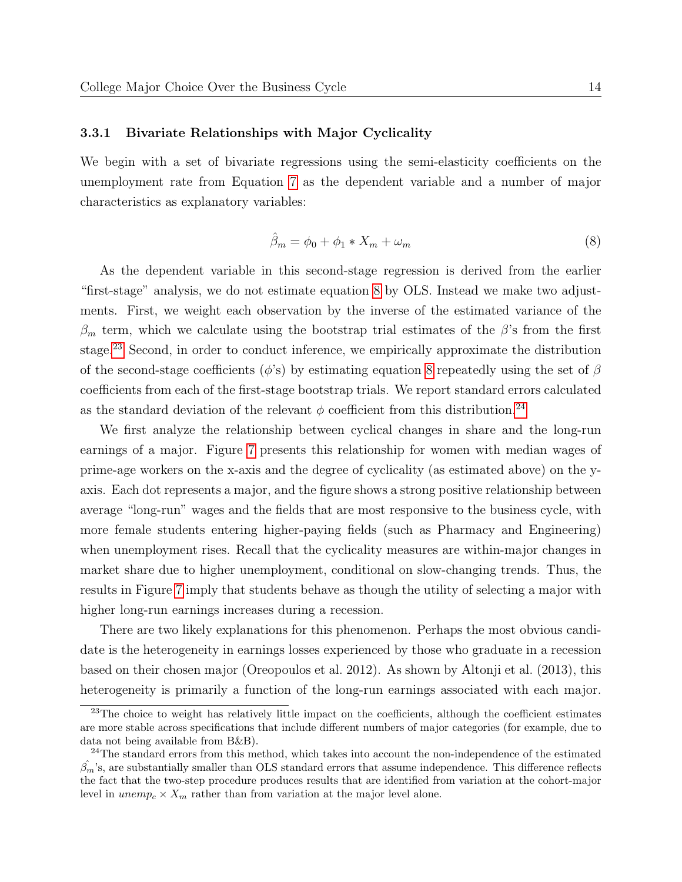### 3.3.1 Bivariate Relationships with Major Cyclicality

We begin with a set of bivariate regressions using the semi-elasticity coefficients on the unemployment rate from Equation 7 as the dependent variable and a number of major characteristics as explanatory variables:

$$\hat{\beta}_m = \phi_0 + \phi_1 * X_m + \omega_m \tag{8}$$

As the dependent variable in this second-stage regression is derived from the earlier "first-stage" analysis, we do not estimate equation 8 by OLS. Instead we make two adjustments. First, we weight each observation by the inverse of the estimated variance of the $\beta_m$ term, which we calculate using the bootstrap trial estimates of the $\beta$'s from the first stage.[23] Second, in order to conduct inference, we empirically approximate the distribution of the second-stage coefficients ($\phi$'s) by estimating equation 8 repeatedly using the set of $\beta$ coefficients from each of the first-stage bootstrap trials. We report standard errors calculated as the standard deviation of the relevant $\phi$ coefficient from this distribution.[24]

We first analyze the relationship between cyclical changes in share and the long-run earnings of a major. Figure 7 presents this relationship for women with median wages of prime-age workers on the x-axis and the degree of cyclicality (as estimated above) on the y-axis. Each dot represents a major, and the figure shows a strong positive relationship between average "long-run" wages and the fields that are most responsive to the business cycle, with more female students entering higher-paying fields (such as Pharmacy and Engineering) when unemployment rises. Recall that the cyclicality measures are within-major changes in market share due to higher unemployment, conditional on slow-changing trends. Thus, the results in Figure 7 imply that students behave as though the utility of selecting a major with higher long-run earnings increases during a recession.

There are two likely explanations for this phenomenon. Perhaps the most obvious candidate is the heterogeneity in earnings losses experienced by those who graduate in a recession based on their chosen major (Oreopoulos et al. 2012). As shown by Altonji et al. (2013), this heterogeneity is primarily a function of the long-run earnings associated with each major.

---

[23] The choice to weight has relatively little impact on the coefficients, although the coefficient estimates are more stable across specifications that include different numbers of major categories (for example, due to data not being available from B&B).

[24] The standard errors from this method, which takes into account the non-independence of the estimated $\hat{\beta_m}$'s, are substantially smaller than OLS standard errors that assume independence. This difference reflects the fact that the two-step procedure produces results that are identified from variation at the cohort-major level in $unemp_c \times X_m$ rather than from variation at the major level alone.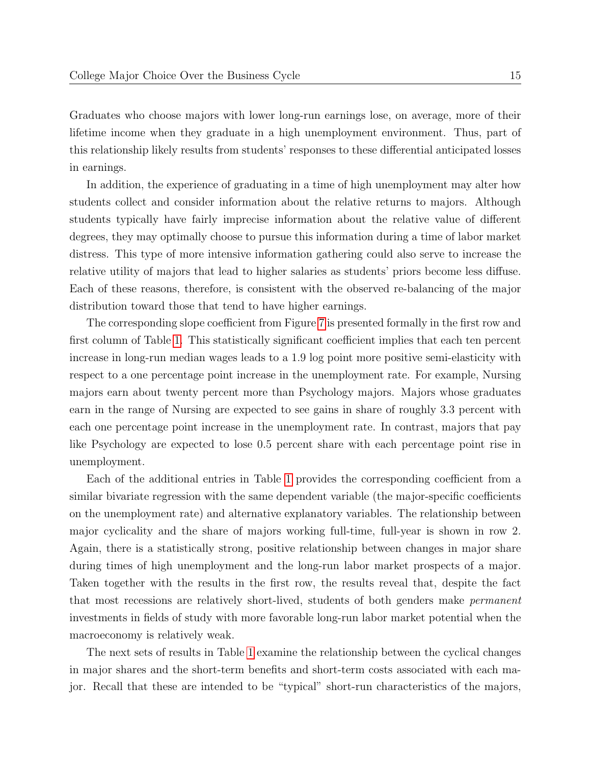Graduates who choose majors with lower long-run earnings lose, on average, more of their lifetime income when they graduate in a high unemployment environment. Thus, part of this relationship likely results from students' responses to these differential anticipated losses in earnings.

In addition, the experience of graduating in a time of high unemployment may alter how students collect and consider information about the relative returns to majors. Although students typically have fairly imprecise information about the relative value of different degrees, they may optimally choose to pursue this information during a time of labor market distress. This type of more intensive information gathering could also serve to increase the relative utility of majors that lead to higher salaries as students' priors become less diffuse. Each of these reasons, therefore, is consistent with the observed re-balancing of the major distribution toward those that tend to have higher earnings.

The corresponding slope coefficient from Figure 7 is presented formally in the first row and first column of Table 1. This statistically significant coefficient implies that each ten percent increase in long-run median wages leads to a 1.9 log point more positive semi-elasticity with respect to a one percentage point increase in the unemployment rate. For example, Nursing majors earn about twenty percent more than Psychology majors. Majors whose graduates earn in the range of Nursing are expected to see gains in share of roughly 3.3 percent with each one percentage point increase in the unemployment rate. In contrast, majors that pay like Psychology are expected to lose 0.5 percent share with each percentage point rise in unemployment.

Each of the additional entries in Table 1 provides the corresponding coefficient from a similar bivariate regression with the same dependent variable (the major-specific coefficients on the unemployment rate) and alternative explanatory variables. The relationship between major cyclicality and the share of majors working full-time, full-year is shown in row 2. Again, there is a statistically strong, positive relationship between changes in major share during times of high unemployment and the long-run labor market prospects of a major. Taken together with the results in the first row, the results reveal that, despite the fact that most recessions are relatively short-lived, students of both genders make *permanent* investments in fields of study with more favorable long-run labor market potential when the macroeconomy is relatively weak.

The next sets of results in Table 1 examine the relationship between the cyclical changes in major shares and the short-term benefits and short-term costs associated with each major. Recall that these are intended to be "typical" short-run characteristics of the majors,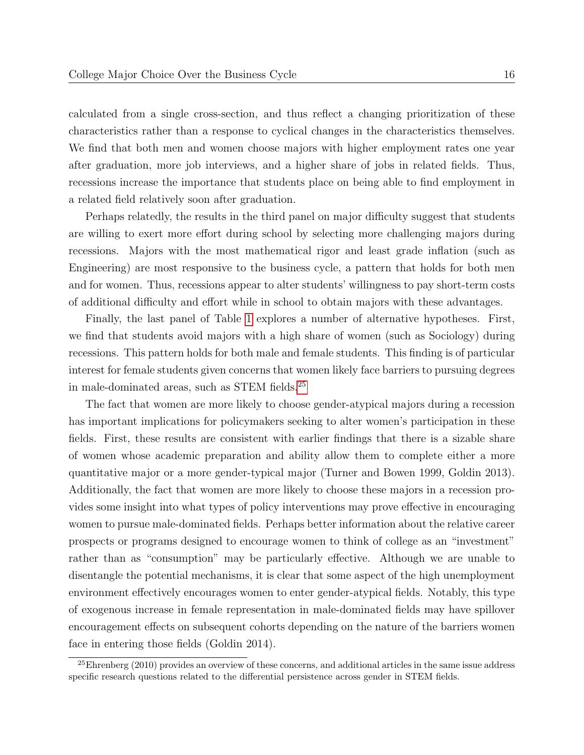calculated from a single cross-section, and thus reflect a changing prioritization of these characteristics rather than a response to cyclical changes in the characteristics themselves. We find that both men and women choose majors with higher employment rates one year after graduation, more job interviews, and a higher share of jobs in related fields. Thus, recessions increase the importance that students place on being able to find employment in a related field relatively soon after graduation.

Perhaps relatedly, the results in the third panel on major difficulty suggest that students are willing to exert more effort during school by selecting more challenging majors during recessions. Majors with the most mathematical rigor and least grade inflation (such as Engineering) are most responsive to the business cycle, a pattern that holds for both men and for women. Thus, recessions appear to alter students' willingness to pay short-term costs of additional difficulty and effort while in school to obtain majors with these advantages.

Finally, the last panel of Table 1 explores a number of alternative hypotheses. First, we find that students avoid majors with a high share of women (such as Sociology) during recessions. This pattern holds for both male and female students. This finding is of particular interest for female students given concerns that women likely face barriers to pursuing degrees in male-dominated areas, such as STEM fields.[25]

The fact that women are more likely to choose gender-atypical majors during a recession has important implications for policymakers seeking to alter women's participation in these fields. First, these results are consistent with earlier findings that there is a sizable share of women whose academic preparation and ability allow them to complete either a more quantitative major or a more gender-typical major (Turner and Bowen 1999, Goldin 2013). Additionally, the fact that women are more likely to choose these majors in a recession provides some insight into what types of policy interventions may prove effective in encouraging women to pursue male-dominated fields. Perhaps better information about the relative career prospects or programs designed to encourage women to think of college as an "investment" rather than as "consumption" may be particularly effective. Although we are unable to disentangle the potential mechanisms, it is clear that some aspect of the high unemployment environment effectively encourages women to enter gender-atypical fields. Notably, this type of exogenous increase in female representation in male-dominated fields may have spillover encouragement effects on subsequent cohorts depending on the nature of the barriers women face in entering those fields (Goldin 2014).

[25] Ehrenberg (2010) provides an overview of these concerns, and additional articles in the same issue address specific research questions related to the differential persistence across gender in STEM fields.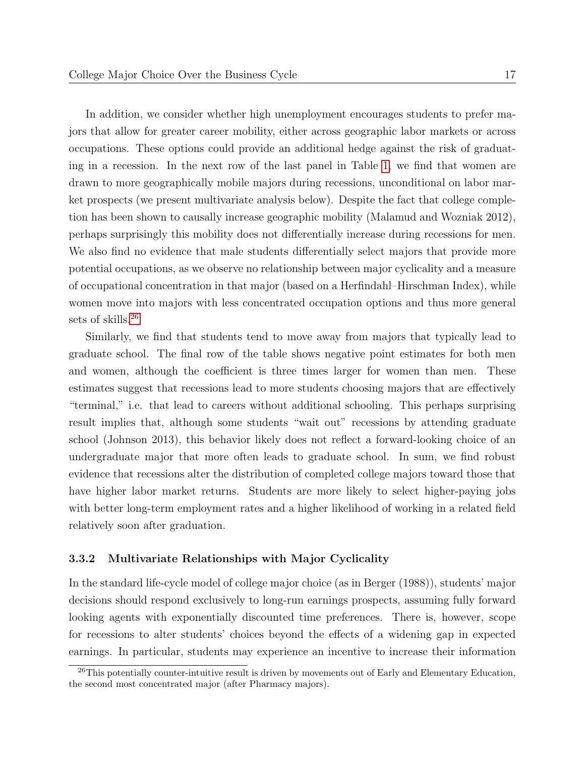In addition, we consider whether high unemployment encourages students to prefer majors that allow for greater career mobility, either across geographic labor markets or across occupations. These options could provide an additional hedge against the risk of graduating in a recession. In the next row of the last panel in Table 1, we find that women are drawn to more geographically mobile majors during recessions, unconditional on labor market prospects (we present multivariate analysis below). Despite the fact that college completion has been shown to causally increase geographic mobility (Malamud and Wozniak 2012), perhaps surprisingly this mobility does not differentially increase during recessions for men. We also find no evidence that male students differentially select majors that provide more potential occupations, as we observe no relationship between major cyclicality and a measure of occupational concentration in that major (based on a Herfindahl–Hirschman Index), while women move into majors with less concentrated occupation options and thus more general sets of skills.[26]

Similarly, we find that students tend to move away from majors that typically lead to graduate school. The final row of the table shows negative point estimates for both men and women, although the coefficient is three times larger for women than men. These estimates suggest that recessions lead to more students choosing majors that are effectively "terminal," i.e. that lead to careers without additional schooling. This perhaps surprising result implies that, although some students "wait out" recessions by attending graduate school (Johnson 2013), this behavior likely does not reflect a forward-looking choice of an undergraduate major that more often leads to graduate school. In sum, we find robust evidence that recessions alter the distribution of completed college majors toward those that have higher labor market returns. Students are more likely to select higher-paying jobs with better long-term employment rates and a higher likelihood of working in a related field relatively soon after graduation.

### 3.3.2 Multivariate Relationships with Major Cyclicality

In the standard life-cycle model of college major choice (as in Berger (1988)), students' major decisions should respond exclusively to long-run earnings prospects, assuming fully forward looking agents with exponentially discounted time preferences. There is, however, scope for recessions to alter students' choices beyond the effects of a widening gap in expected earnings. In particular, students may experience an incentive to increase their information

[26] This potentially counter-intuitive result is driven by movements out of Early and Elementary Education, the second most concentrated major (after Pharmacy majors).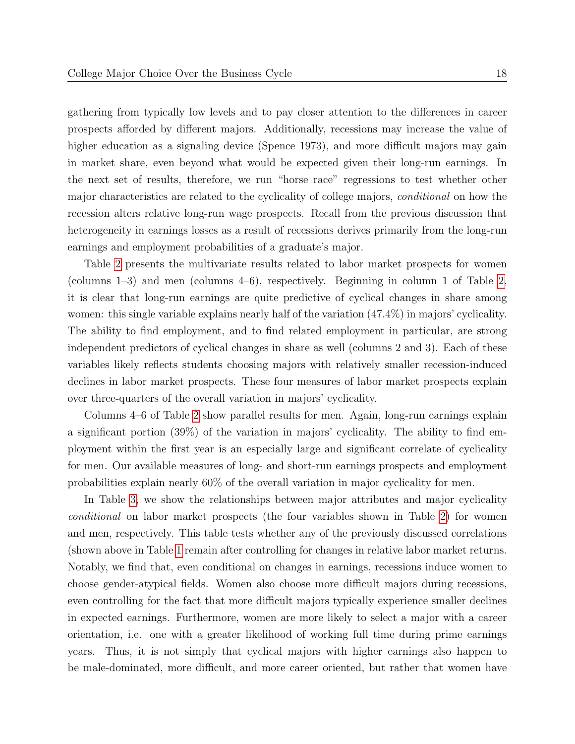gathering from typically low levels and to pay closer attention to the differences in career prospects afforded by different majors. Additionally, recessions may increase the value of higher education as a signaling device (Spence 1973), and more difficult majors may gain in market share, even beyond what would be expected given their long-run earnings. In the next set of results, therefore, we run "horse race" regressions to test whether other major characteristics are related to the cyclicality of college majors, *conditional* on how the recession alters relative long-run wage prospects. Recall from the previous discussion that heterogeneity in earnings losses as a result of recessions derives primarily from the long-run earnings and employment probabilities of a graduate's major.

Table 2 presents the multivariate results related to labor market prospects for women (columns 1–3) and men (columns 4–6), respectively. Beginning in column 1 of Table 2, it is clear that long-run earnings are quite predictive of cyclical changes in share among women: this single variable explains nearly half of the variation (47.4%) in majors' cyclicality. The ability to find employment, and to find related employment in particular, are strong independent predictors of cyclical changes in share as well (columns 2 and 3). Each of these variables likely reflects students choosing majors with relatively smaller recession-induced declines in labor market prospects. These four measures of labor market prospects explain over three-quarters of the overall variation in majors' cyclicality.

Columns 4–6 of Table 2 show parallel results for men. Again, long-run earnings explain a significant portion (39%) of the variation in majors' cyclicality. The ability to find employment within the first year is an especially large and significant correlate of cyclicality for men. Our available measures of long- and short-run earnings prospects and employment probabilities explain nearly 60% of the overall variation in major cyclicality for men.

In Table 3, we show the relationships between major attributes and major cyclicality *conditional* on labor market prospects (the four variables shown in Table 2) for women and men, respectively. This table tests whether any of the previously discussed correlations (shown above in Table 1 remain after controlling for changes in relative labor market returns. Notably, we find that, even conditional on changes in earnings, recessions induce women to choose gender-atypical fields. Women also choose more difficult majors during recessions, even controlling for the fact that more difficult majors typically experience smaller declines in expected earnings. Furthermore, women are more likely to select a major with a career orientation, i.e. one with a greater likelihood of working full time during prime earnings years. Thus, it is not simply that cyclical majors with higher earnings also happen to be male-dominated, more difficult, and more career oriented, but rather that women have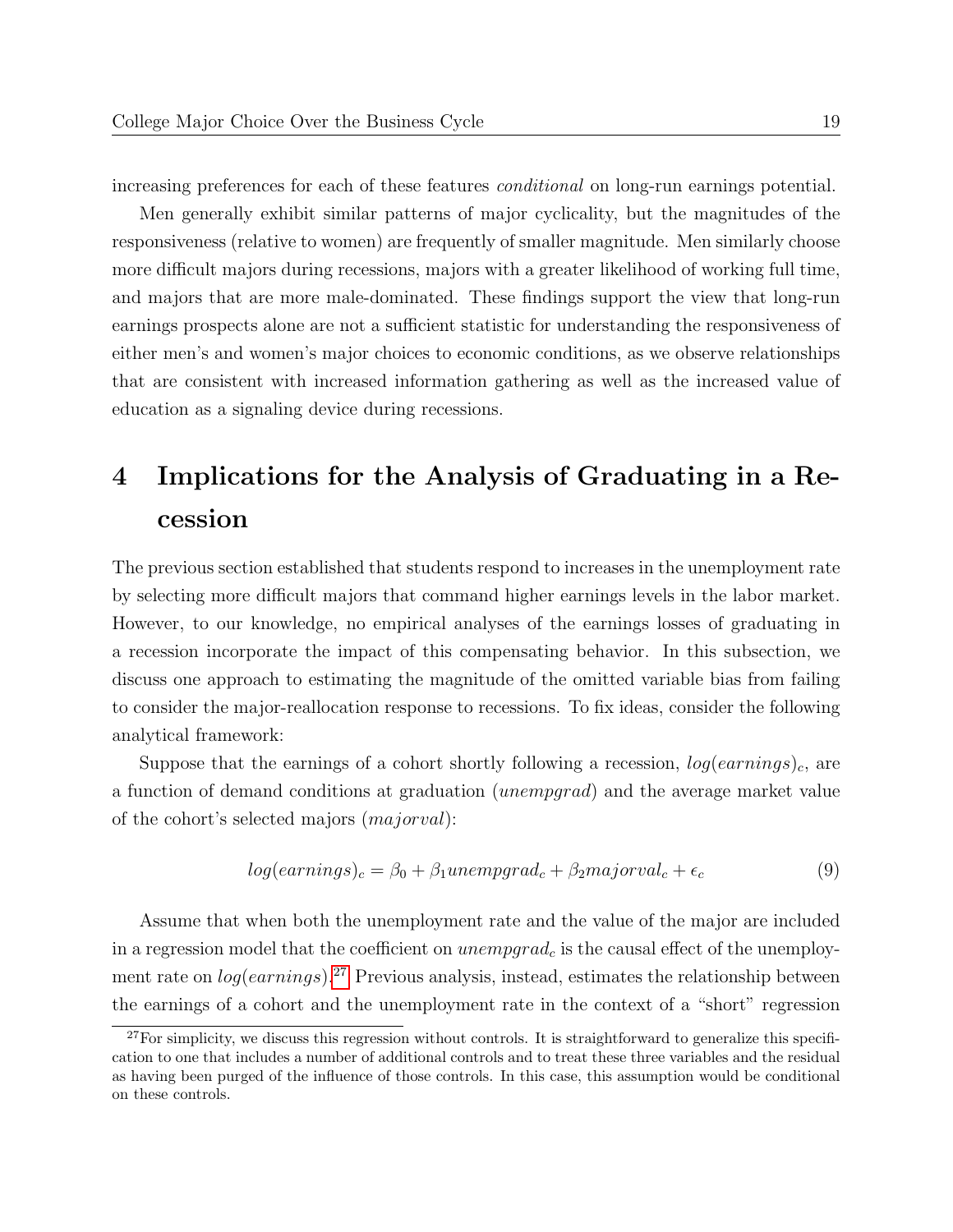increasing preferences for each of these features *conditional* on long-run earnings potential.

Men generally exhibit similar patterns of major cyclicality, but the magnitudes of the responsiveness (relative to women) are frequently of smaller magnitude. Men similarly choose more difficult majors during recessions, majors with a greater likelihood of working full time, and majors that are more male-dominated. These findings support the view that long-run earnings prospects alone are not a sufficient statistic for understanding the responsiveness of either men's and women's major choices to economic conditions, as we observe relationships that are consistent with increased information gathering as well as the increased value of education as a signaling device during recessions.

# 4 Implications for the Analysis of Graduating in a Recession

The previous section established that students respond to increases in the unemployment rate by selecting more difficult majors that command higher earnings levels in the labor market. However, to our knowledge, no empirical analyses of the earnings losses of graduating in a recession incorporate the impact of this compensating behavior. In this subsection, we discuss one approach to estimating the magnitude of the omitted variable bias from failing to consider the major-reallocation response to recessions. To fix ideas, consider the following analytical framework:

Suppose that the earnings of a cohort shortly following a recession, $log(earnings)_c$, are a function of demand conditions at graduation ($unempgrad$) and the average market value of the cohort's selected majors ($majorval$):

$$log(earnings)_c = \beta_0 + \beta_1 unempgrad_c + \beta_2 majorval_c + \epsilon_c \tag{9}$$

Assume that when both the unemployment rate and the value of the major are included in a regression model that the coefficient on $unempgrad_c$ is the causal effect of the unemployment rate on $log(earnings)$.[27] Previous analysis, instead, estimates the relationship between the earnings of a cohort and the unemployment rate in the context of a "short" regression

[27] For simplicity, we discuss this regression without controls. It is straightforward to generalize this specification to one that includes a number of additional controls and to treat these three variables and the residual as having been purged of the influence of those controls. In this case, this assumption would be conditional on these controls.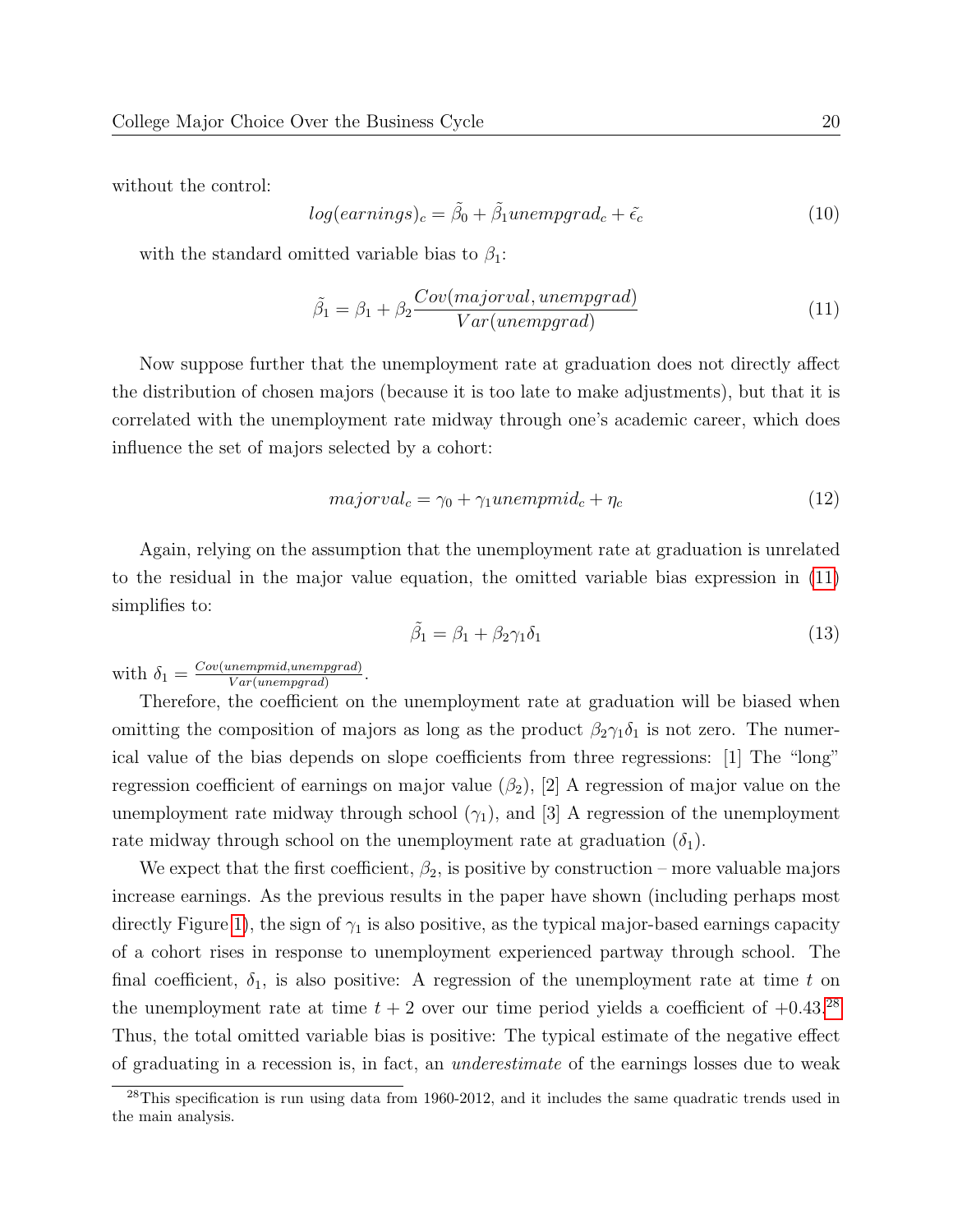without the control:

$$log(earnings)_c = \tilde{\beta_0} + \tilde{\beta_1} unempgrad_c + \tilde{\epsilon_c} \tag{10}$$

with the standard omitted variable bias to $\beta_1$:

$$\tilde{\beta_1} = \beta_1 + \beta_2 \frac{Cov(majorval, unempgrad)}{Var(unempgrad)} \tag{11}$$

Now suppose further that the unemployment rate at graduation does not directly affect the distribution of chosen majors (because it is too late to make adjustments), but that it is correlated with the unemployment rate midway through one's academic career, which does influence the set of majors selected by a cohort:

$$majorval_c = \gamma_0 + \gamma_1 unempmid_c + \eta_c \tag{12}$$

Again, relying on the assumption that the unemployment rate at graduation is unrelated to the residual in the major value equation, the omitted variable bias expression in (11) simplifies to:

$$\tilde{\beta_1} = \beta_1 + \beta_2 \gamma_1 \delta_1 \tag{13}$$

with $\delta_1 = \frac{Cov(unempmid, unempgrad)}{Var(unempgrad)}$.

Therefore, the coefficient on the unemployment rate at graduation will be biased when omitting the composition of majors as long as the product $\beta_2 \gamma_1 \delta_1$ is not zero. The numerical value of the bias depends on slope coefficients from three regressions: [1] The "long" regression coefficient of earnings on major value ($\beta_2$), [2] A regression of major value on the unemployment rate midway through school ($\gamma_1$), and [3] A regression of the unemployment rate midway through school on the unemployment rate at graduation ($\delta_1$).

We expect that the first coefficient, $\beta_2$, is positive by construction – more valuable majors increase earnings. As the previous results in the paper have shown (including perhaps most directly Figure 1), the sign of $\gamma_1$ is also positive, as the typical major-based earnings capacity of a cohort rises in response to unemployment experienced partway through school. The final coefficient, $\delta_1$, is also positive: A regression of the unemployment rate at time $t$ on the unemployment rate at time $t+2$ over our time period yields a coefficient of +0.43.[28] Thus, the total omitted variable bias is positive: The typical estimate of the negative effect of graduating in a recession is, in fact, an *underestimate* of the earnings losses due to weak

[28] This specification is run using data from 1960-2012, and it includes the same quadratic trends used in the main analysis.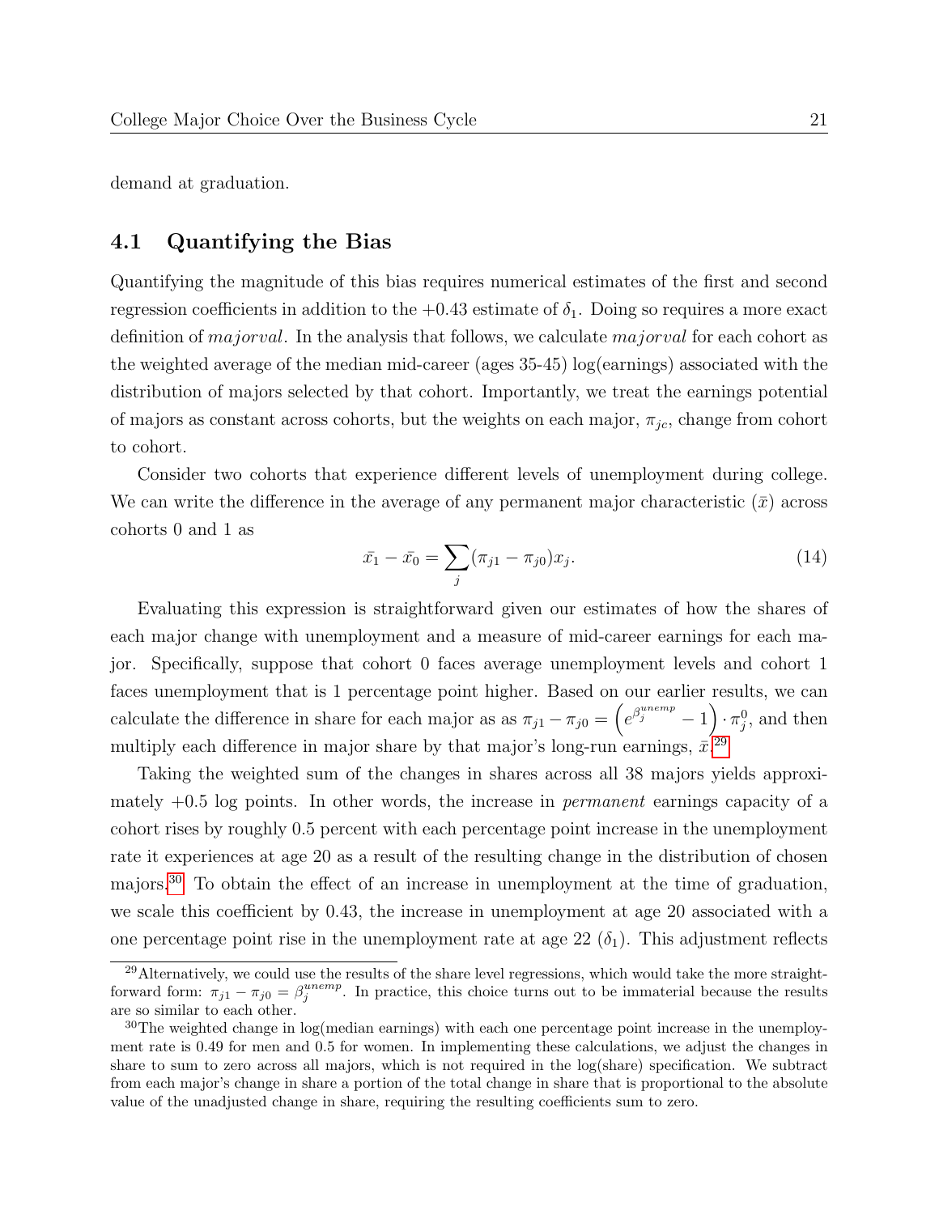demand at graduation.

## 4.1 Quantifying the Bias

Quantifying the magnitude of this bias requires numerical estimates of the first and second regression coefficients in addition to the +0.43 estimate of $\delta_1$. Doing so requires a more exact definition of $majorval$. In the analysis that follows, we calculate $majorval$ for each cohort as the weighted average of the median mid-career (ages 35-45) log(earnings) associated with the distribution of majors selected by that cohort. Importantly, we treat the earnings potential of majors as constant across cohorts, but the weights on each major, $\pi_{jc}$, change from cohort to cohort.

Consider two cohorts that experience different levels of unemployment during college. We can write the difference in the average of any permanent major characteristic ($\bar{x}$) across cohorts 0 and 1 as

$$\bar{x_1} - \bar{x_0} = \sum_j (\pi_{j1} - \pi_{j0}) x_j. \tag{14}$$

Evaluating this expression is straightforward given our estimates of how the shares of each major change with unemployment and a measure of mid-career earnings for each major. Specifically, suppose that cohort 0 faces average unemployment levels and cohort 1 faces unemployment that is 1 percentage point higher. Based on our earlier results, we can calculate the difference in share for each major as as $\pi_{j1} - \pi_{j0} = \left(e^{\beta_j^{unemp}} - 1\right) \cdot \pi_j^0$, and then multiply each difference in major share by that major's long-run earnings, $\bar{x}$.[29]

Taking the weighted sum of the changes in shares across all 38 majors yields approximately +0.5 log points. In other words, the increase in *permanent* earnings capacity of a cohort rises by roughly 0.5 percent with each percentage point increase in the unemployment rate it experiences at age 20 as a result of the resulting change in the distribution of chosen majors.[30] To obtain the effect of an increase in unemployment at the time of graduation, we scale this coefficient by 0.43, the increase in unemployment at age 20 associated with a one percentage point rise in the unemployment rate at age 22 ($\delta_1$). This adjustment reflects

[29] Alternatively, we could use the results of the share level regressions, which would take the more straightforward form: $\pi_{j1} - \pi_{j0} = \beta_j^{unemp}$. In practice, this choice turns out to be immaterial because the results are so similar to each other.

[30] The weighted change in log(median earnings) with each one percentage point increase in the unemployment rate is 0.49 for men and 0.5 for women. In implementing these calculations, we adjust the changes in share to sum to zero across all majors, which is not required in the log(share) specification. We subtract from each major's change in share a portion of the total change in share that is proportional to the absolute value of the unadjusted change in share, requiring the resulting coefficients sum to zero.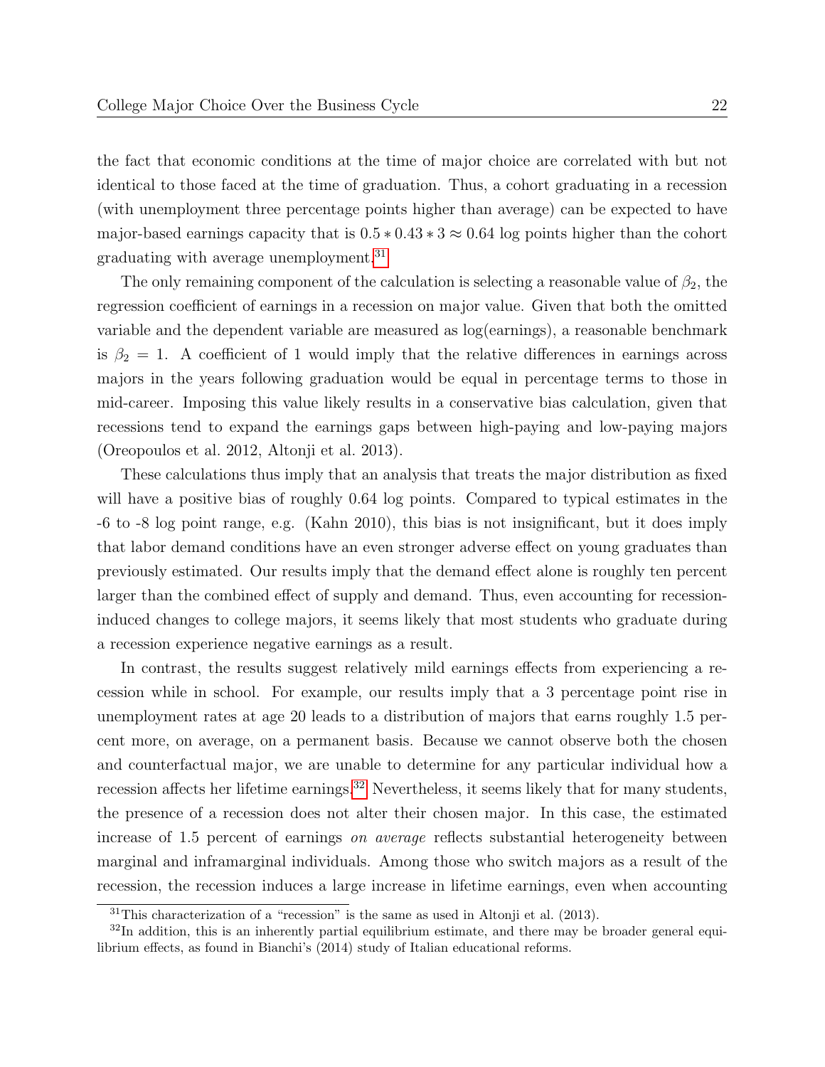the fact that economic conditions at the time of major choice are correlated with but not identical to those faced at the time of graduation. Thus, a cohort graduating in a recession (with unemployment three percentage points higher than average) can be expected to have major-based earnings capacity that is $0.5 * 0.43 * 3 \approx 0.64$ log points higher than the cohort graduating with average unemployment.[31]

The only remaining component of the calculation is selecting a reasonable value of $\beta_2$, the regression coefficient of earnings in a recession on major value. Given that both the omitted variable and the dependent variable are measured as log(earnings), a reasonable benchmark is $\beta_2 = 1$. A coefficient of 1 would imply that the relative differences in earnings across majors in the years following graduation would be equal in percentage terms to those in mid-career. Imposing this value likely results in a conservative bias calculation, given that recessions tend to expand the earnings gaps between high-paying and low-paying majors (Oreopoulos et al. 2012, Altonji et al. 2013).

These calculations thus imply that an analysis that treats the major distribution as fixed will have a positive bias of roughly 0.64 log points. Compared to typical estimates in the -6 to -8 log point range, e.g. (Kahn 2010), this bias is not insignificant, but it does imply that labor demand conditions have an even stronger adverse effect on young graduates than previously estimated. Our results imply that the demand effect alone is roughly ten percent larger than the combined effect of supply and demand. Thus, even accounting for recession-induced changes to college majors, it seems likely that most students who graduate during a recession experience negative earnings as a result.

In contrast, the results suggest relatively mild earnings effects from experiencing a recession while in school. For example, our results imply that a 3 percentage point rise in unemployment rates at age 20 leads to a distribution of majors that earns roughly 1.5 percent more, on average, on a permanent basis. Because we cannot observe both the chosen and counterfactual major, we are unable to determine for any particular individual how a recession affects her lifetime earnings.[32] Nevertheless, it seems likely that for many students, the presence of a recession does not alter their chosen major. In this case, the estimated increase of 1.5 percent of earnings *on average* reflects substantial heterogeneity between marginal and inframarginal individuals. Among those who switch majors as a result of the recession, the recession induces a large increase in lifetime earnings, even when accounting

[31] This characterization of a "recession" is the same as used in Altonji et al. (2013).

[32] In addition, this is an inherently partial equilibrium estimate, and there may be broader general equilibrium effects, as found in Bianchi's (2014) study of Italian educational reforms.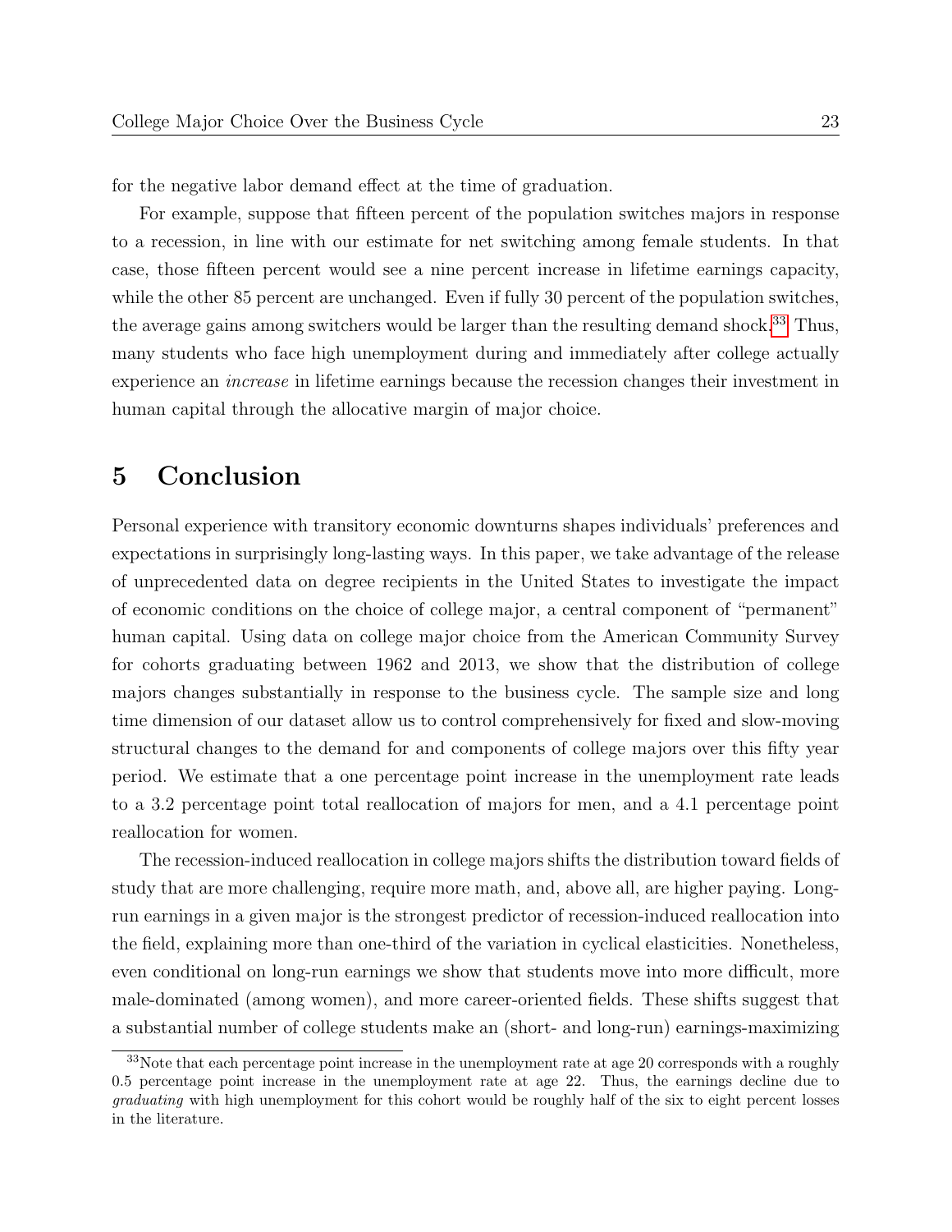for the negative labor demand effect at the time of graduation.

For example, suppose that fifteen percent of the population switches majors in response to a recession, in line with our estimate for net switching among female students. In that case, those fifteen percent would see a nine percent increase in lifetime earnings capacity, while the other 85 percent are unchanged. Even if fully 30 percent of the population switches, the average gains among switchers would be larger than the resulting demand shock.[33] Thus, many students who face high unemployment during and immediately after college actually experience an *increase* in lifetime earnings because the recession changes their investment in human capital through the allocative margin of major choice.

# 5 Conclusion

Personal experience with transitory economic downturns shapes individuals' preferences and expectations in surprisingly long-lasting ways. In this paper, we take advantage of the release of unprecedented data on degree recipients in the United States to investigate the impact of economic conditions on the choice of college major, a central component of "permanent" human capital. Using data on college major choice from the American Community Survey for cohorts graduating between 1962 and 2013, we show that the distribution of college majors changes substantially in response to the business cycle. The sample size and long time dimension of our dataset allow us to control comprehensively for fixed and slow-moving structural changes to the demand for and components of college majors over this fifty year period. We estimate that a one percentage point increase in the unemployment rate leads to a 3.2 percentage point total reallocation of majors for men, and a 4.1 percentage point reallocation for women.

The recession-induced reallocation in college majors shifts the distribution toward fields of study that are more challenging, require more math, and, above all, are higher paying. Long-run earnings in a given major is the strongest predictor of recession-induced reallocation into the field, explaining more than one-third of the variation in cyclical elasticities. Nonetheless, even conditional on long-run earnings we show that students move into more difficult, more male-dominated (among women), and more career-oriented fields. These shifts suggest that a substantial number of college students make an (short- and long-run) earnings-maximizing

[33] Note that each percentage point increase in the unemployment rate at age 20 corresponds with a roughly 0.5 percentage point increase in the unemployment rate at age 22. Thus, the earnings decline due to *graduating* with high unemployment for this cohort would be roughly half of the six to eight percent losses in the literature.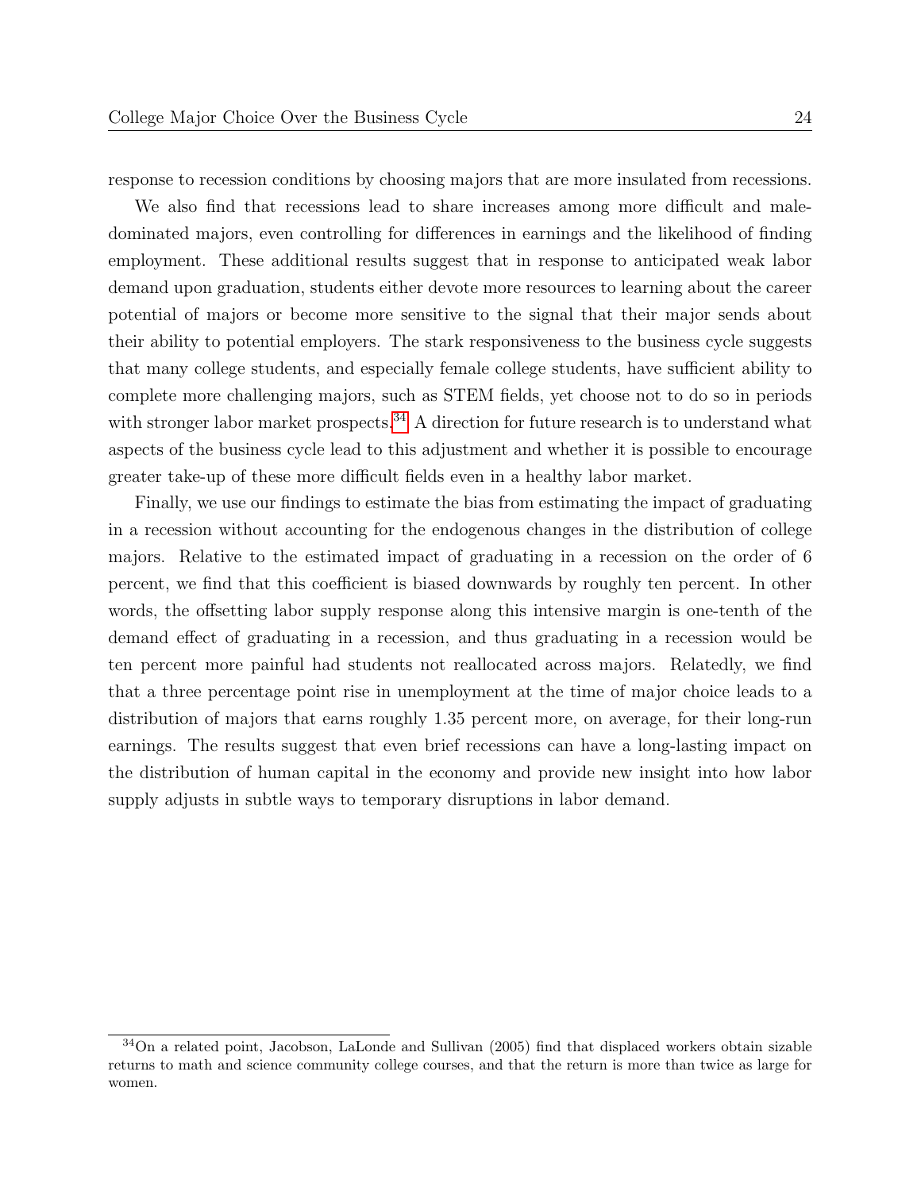response to recession conditions by choosing majors that are more insulated from recessions.

We also find that recessions lead to share increases among more difficult and male-dominated majors, even controlling for differences in earnings and the likelihood of finding employment. These additional results suggest that in response to anticipated weak labor demand upon graduation, students either devote more resources to learning about the career potential of majors or become more sensitive to the signal that their major sends about their ability to potential employers. The stark responsiveness to the business cycle suggests that many college students, and especially female college students, have sufficient ability to complete more challenging majors, such as STEM fields, yet choose not to do so in periods with stronger labor market prospects.[34] A direction for future research is to understand what aspects of the business cycle lead to this adjustment and whether it is possible to encourage greater take-up of these more difficult fields even in a healthy labor market.

Finally, we use our findings to estimate the bias from estimating the impact of graduating in a recession without accounting for the endogenous changes in the distribution of college majors. Relative to the estimated impact of graduating in a recession on the order of 6 percent, we find that this coefficient is biased downwards by roughly ten percent. In other words, the offsetting labor supply response along this intensive margin is one-tenth of the demand effect of graduating in a recession, and thus graduating in a recession would be ten percent more painful had students not reallocated across majors. Relatedly, we find that a three percentage point rise in unemployment at the time of major choice leads to a distribution of majors that earns roughly 1.35 percent more, on average, for their long-run earnings. The results suggest that even brief recessions can have a long-lasting impact on the distribution of human capital in the economy and provide new insight into how labor supply adjusts in subtle ways to temporary disruptions in labor demand.

[34] On a related point, Jacobson, LaLonde and Sullivan (2005) find that displaced workers obtain sizable returns to math and science community college courses, and that the return is more than twice as large for women.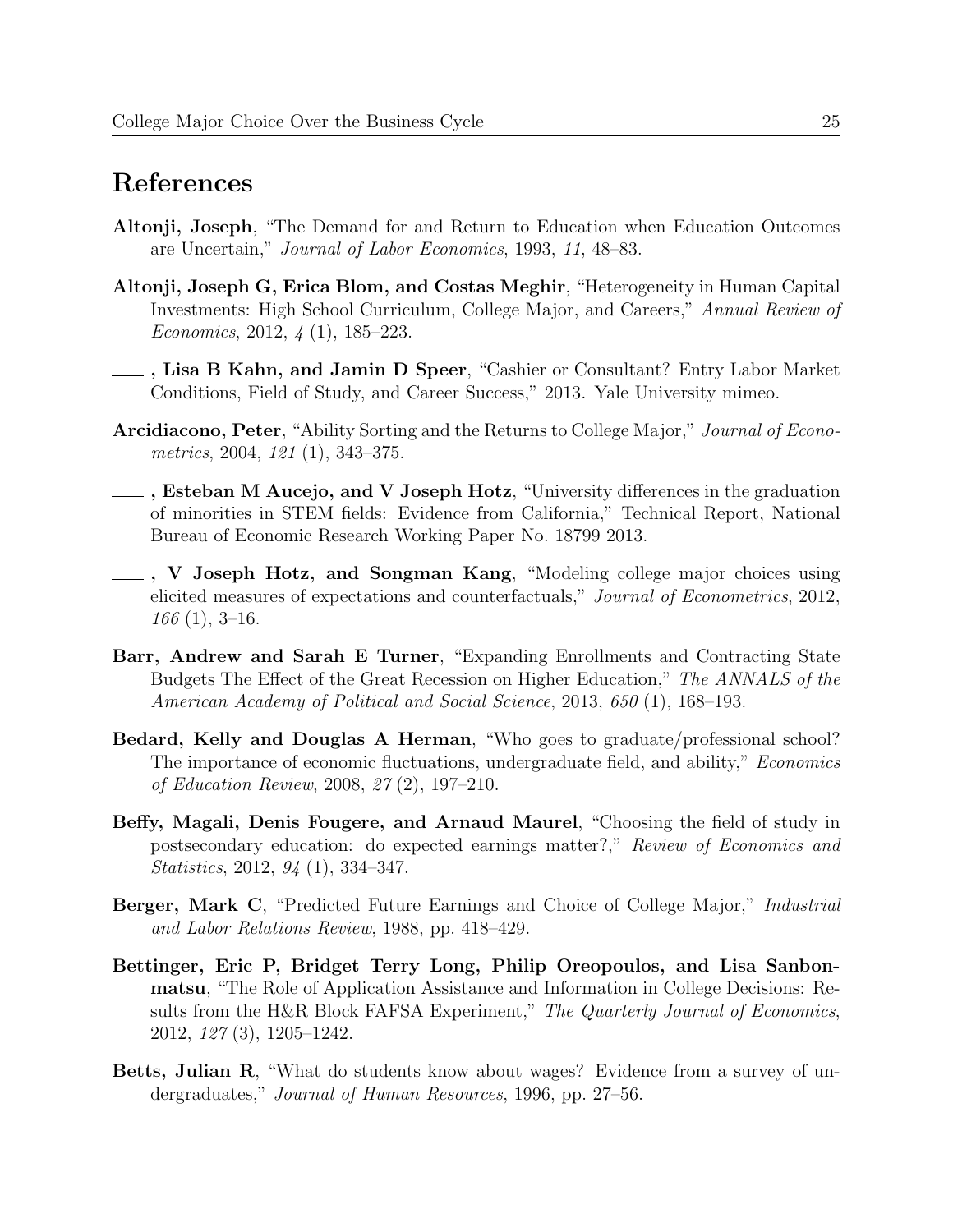# References

**Altonji, Joseph**, "The Demand for and Return to Education when Education Outcomes are Uncertain," *Journal of Labor Economics*, 1993, *11*, 48–83.

**Altonji, Joseph G, Erica Blom, and Costas Meghir**, "Heterogeneity in Human Capital Investments: High School Curriculum, College Major, and Careers," *Annual Review of Economics*, 2012, *4* (1), 185–223.

**___, Lisa B Kahn, and Jamin D Speer**, "Cashier or Consultant? Entry Labor Market Conditions, Field of Study, and Career Success," 2013. Yale University mimeo.

**Arcidiacono, Peter**, "Ability Sorting and the Returns to College Major," *Journal of Econometrics*, 2004, *121* (1), 343–375.

**___, Esteban M Aucejo, and V Joseph Hotz**, "University differences in the graduation of minorities in STEM fields: Evidence from California," Technical Report, National Bureau of Economic Research Working Paper No. 18799 2013.

**___, V Joseph Hotz, and Songman Kang**, "Modeling college major choices using elicited measures of expectations and counterfactuals," *Journal of Econometrics*, 2012, *166* (1), 3–16.

**Barr, Andrew and Sarah E Turner**, "Expanding Enrollments and Contracting State Budgets The Effect of the Great Recession on Higher Education," *The ANNALS of the American Academy of Political and Social Science*, 2013, *650* (1), 168–193.

**Bedard, Kelly and Douglas A Herman**, "Who goes to graduate/professional school? The importance of economic fluctuations, undergraduate field, and ability," *Economics of Education Review*, 2008, *27* (2), 197–210.

**Beffy, Magali, Denis Fougere, and Arnaud Maurel**, "Choosing the field of study in postsecondary education: do expected earnings matter?," *Review of Economics and Statistics*, 2012, *94* (1), 334–347.

**Berger, Mark C**, "Predicted Future Earnings and Choice of College Major," *Industrial and Labor Relations Review*, 1988, pp. 418–429.

**Bettinger, Eric P, Bridget Terry Long, Philip Oreopoulos, and Lisa Sanbonmatsu**, "The Role of Application Assistance and Information in College Decisions: Results from the H&R Block FAFSA Experiment," *The Quarterly Journal of Economics*, 2012, *127* (3), 1205–1242.

**Betts, Julian R**, "What do students know about wages? Evidence from a survey of undergraduates," *Journal of Human Resources*, 1996, pp. 27–56.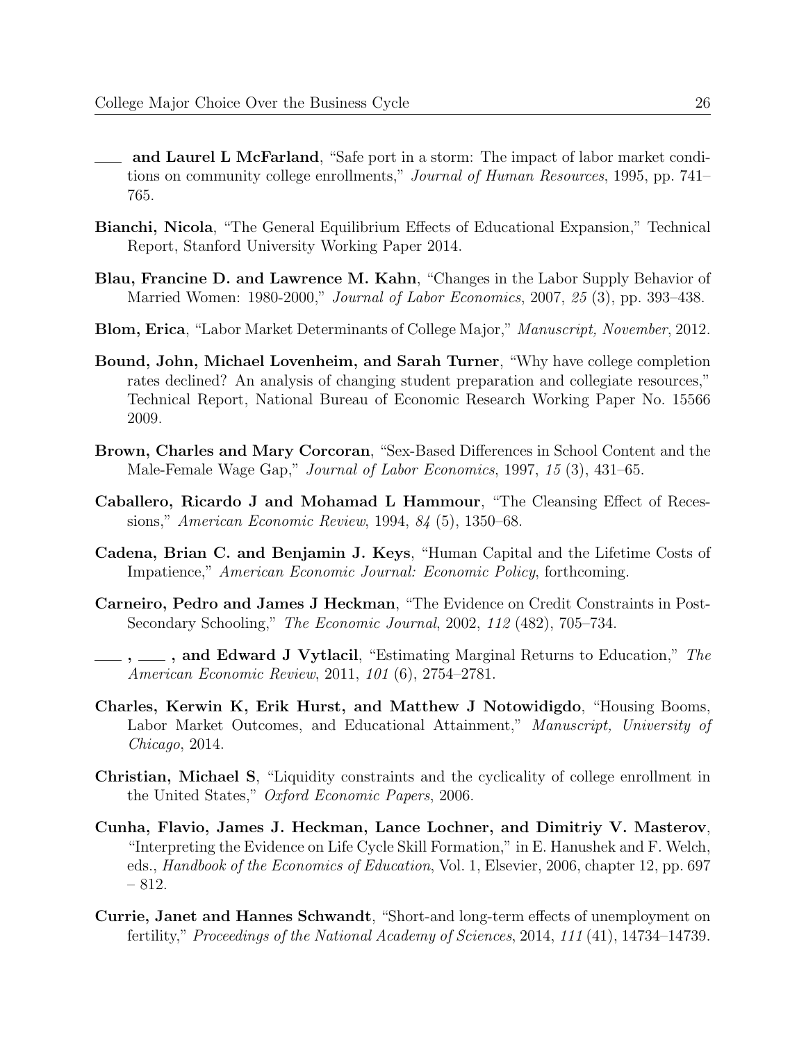——— **and Laurel L McFarland**, "Safe port in a storm: The impact of labor market conditions on community college enrollments," *Journal of Human Resources*, 1995, pp. 741–765.

**Bianchi, Nicola**, "The General Equilibrium Effects of Educational Expansion," Technical Report, Stanford University Working Paper 2014.

**Blau, Francine D. and Lawrence M. Kahn**, "Changes in the Labor Supply Behavior of Married Women: 1980-2000," *Journal of Labor Economics*, 2007, *25* (3), pp. 393–438.

**Blom, Erica**, "Labor Market Determinants of College Major," *Manuscript, November*, 2012.

**Bound, John, Michael Lovenheim, and Sarah Turner**, "Why have college completion rates declined? An analysis of changing student preparation and collegiate resources," Technical Report, National Bureau of Economic Research Working Paper No. 15566 2009.

**Brown, Charles and Mary Corcoran**, "Sex-Based Differences in School Content and the Male-Female Wage Gap," *Journal of Labor Economics*, 1997, *15* (3), 431–65.

**Caballero, Ricardo J and Mohamad L Hammour**, "The Cleansing Effect of Recessions," *American Economic Review*, 1994, *84* (5), 1350–68.

**Cadena, Brian C. and Benjamin J. Keys**, "Human Capital and the Lifetime Costs of Impatience," *American Economic Journal: Economic Policy*, forthcoming.

**Carneiro, Pedro and James J Heckman**, "The Evidence on Credit Constraints in Post-Secondary Schooling," *The Economic Journal*, 2002, *112* (482), 705–734.

——— **,** ——— **, and Edward J Vytlacil**, "Estimating Marginal Returns to Education," *The American Economic Review*, 2011, *101* (6), 2754–2781.

**Charles, Kerwin K, Erik Hurst, and Matthew J Notowidigdo**, "Housing Booms, Labor Market Outcomes, and Educational Attainment," *Manuscript, University of Chicago*, 2014.

**Christian, Michael S**, "Liquidity constraints and the cyclicality of college enrollment in the United States," *Oxford Economic Papers*, 2006.

**Cunha, Flavio, James J. Heckman, Lance Lochner, and Dimitriy V. Masterov**, "Interpreting the Evidence on Life Cycle Skill Formation," in E. Hanushek and F. Welch, eds., *Handbook of the Economics of Education*, Vol. 1, Elsevier, 2006, chapter 12, pp. 697 – 812.

**Currie, Janet and Hannes Schwandt**, "Short-and long-term effects of unemployment on fertility," *Proceedings of the National Academy of Sciences*, 2014, *111* (41), 14734–14739.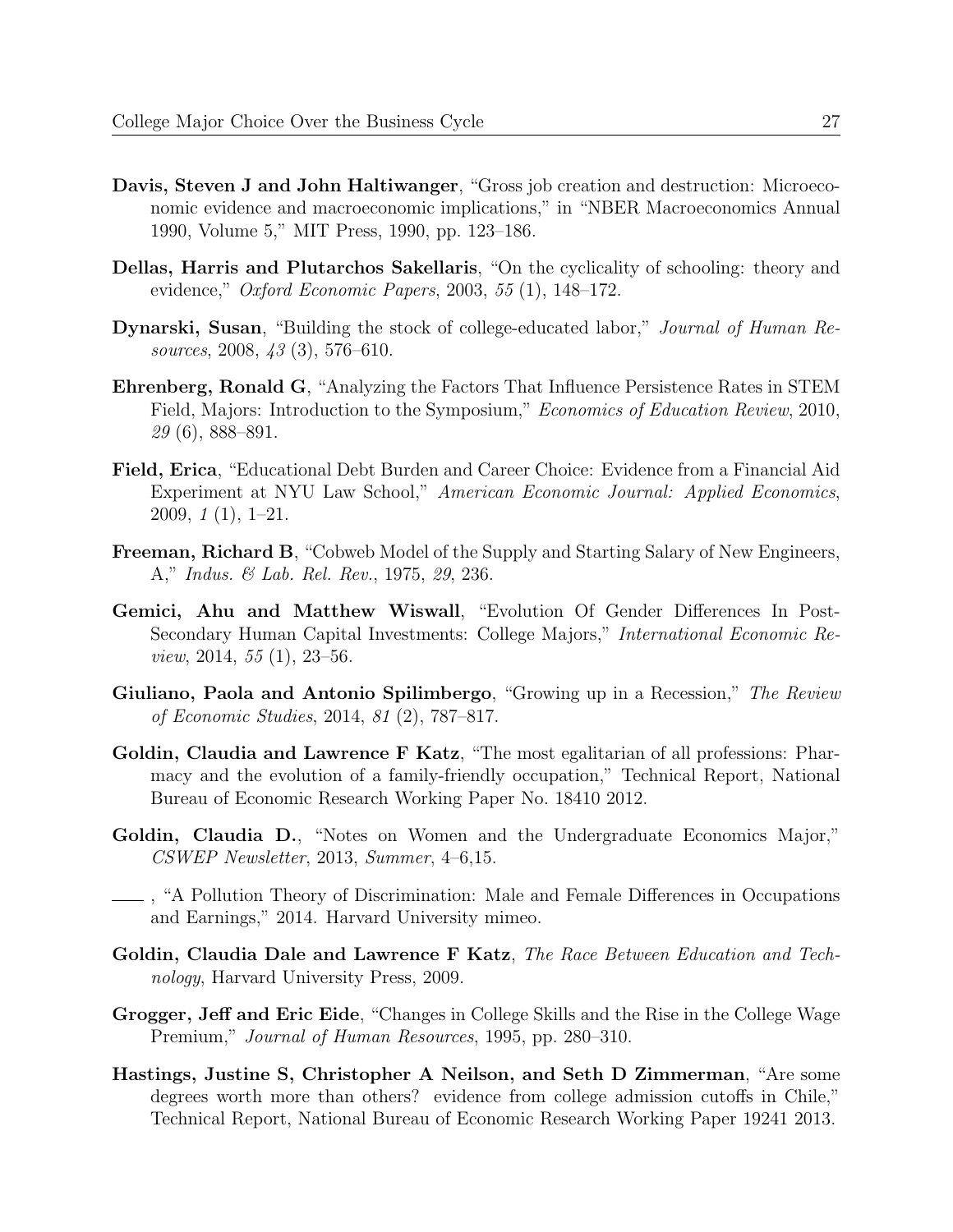**Davis, Steven J and John Haltiwanger**, "Gross job creation and destruction: Microeconomic evidence and macroeconomic implications," in "NBER Macroeconomics Annual 1990, Volume 5," MIT Press, 1990, pp. 123–186.

**Dellas, Harris and Plutarchos Sakellaris**, "On the cyclicality of schooling: theory and evidence," *Oxford Economic Papers*, 2003, *55* (1), 148–172.

**Dynarski, Susan**, "Building the stock of college-educated labor," *Journal of Human Resources*, 2008, *43* (3), 576–610.

**Ehrenberg, Ronald G**, "Analyzing the Factors That Influence Persistence Rates in STEM Field, Majors: Introduction to the Symposium," *Economics of Education Review*, 2010, *29* (6), 888–891.

**Field, Erica**, "Educational Debt Burden and Career Choice: Evidence from a Financial Aid Experiment at NYU Law School," *American Economic Journal: Applied Economics*, 2009, *1* (1), 1–21.

**Freeman, Richard B**, "Cobweb Model of the Supply and Starting Salary of New Engineers, A," *Indus. & Lab. Rel. Rev.*, 1975, *29*, 236.

**Gemici, Ahu and Matthew Wiswall**, "Evolution Of Gender Differences In Post-Secondary Human Capital Investments: College Majors," *International Economic Review*, 2014, *55* (1), 23–56.

**Giuliano, Paola and Antonio Spilimbergo**, "Growing up in a Recession," *The Review of Economic Studies*, 2014, *81* (2), 787–817.

**Goldin, Claudia and Lawrence F Katz**, "The most egalitarian of all professions: Pharmacy and the evolution of a family-friendly occupation," Technical Report, National Bureau of Economic Research Working Paper No. 18410 2012.

**Goldin, Claudia D.**, "Notes on Women and the Undergraduate Economics Major," *CSWEP Newsletter*, 2013, *Summer*, 4–6,15.

\_\_\_\_, "A Pollution Theory of Discrimination: Male and Female Differences in Occupations and Earnings," 2014. Harvard University mimeo.

**Goldin, Claudia Dale and Lawrence F Katz**, *The Race Between Education and Technology*, Harvard University Press, 2009.

**Grogger, Jeff and Eric Eide**, "Changes in College Skills and the Rise in the College Wage Premium," *Journal of Human Resources*, 1995, pp. 280–310.

**Hastings, Justine S, Christopher A Neilson, and Seth D Zimmerman**, "Are some degrees worth more than others? evidence from college admission cutoffs in Chile," Technical Report, National Bureau of Economic Research Working Paper 19241 2013.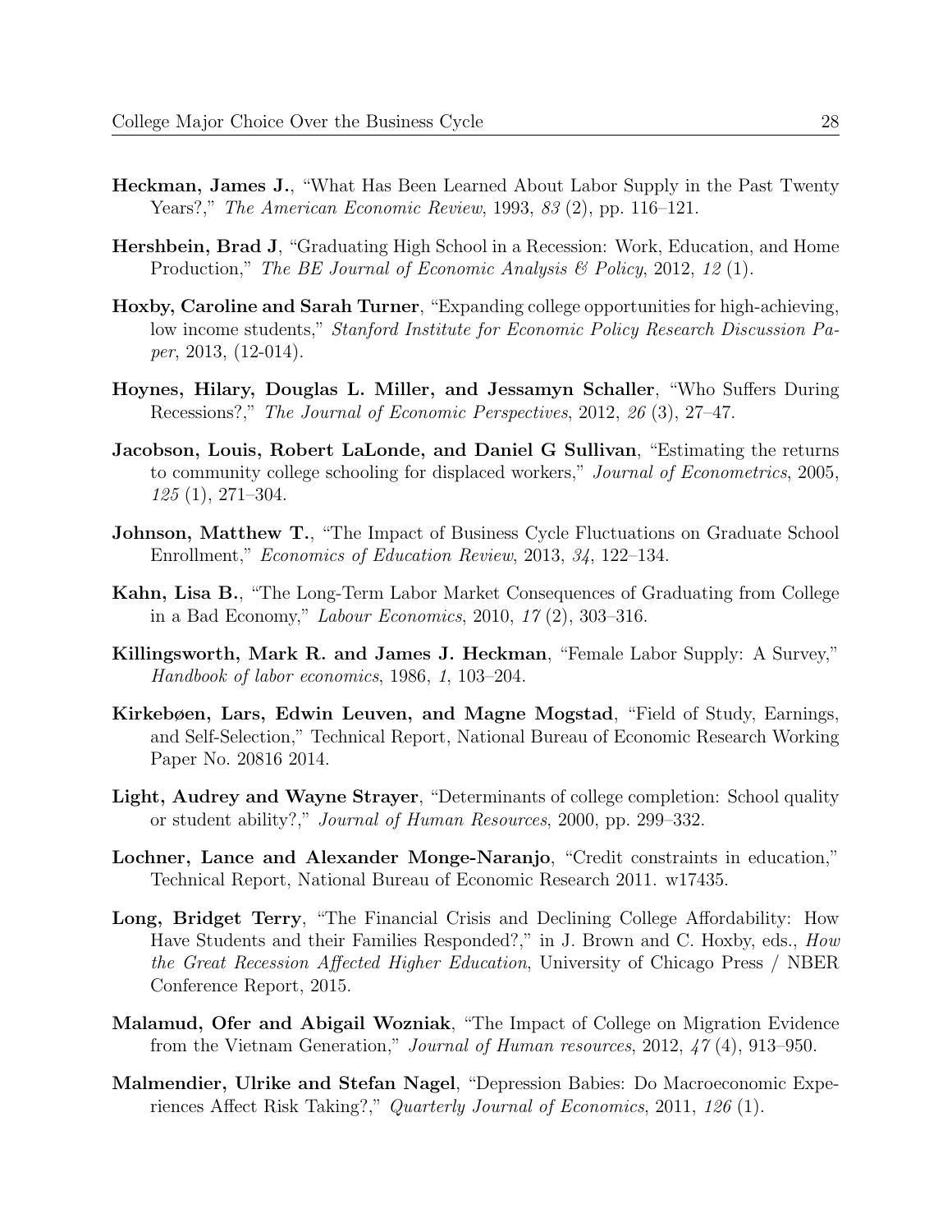**Heckman, James J.**, "What Has Been Learned About Labor Supply in the Past Twenty Years?," *The American Economic Review*, 1993, *83* (2), pp. 116–121.

**Hershbein, Brad J**, "Graduating High School in a Recession: Work, Education, and Home Production," *The BE Journal of Economic Analysis & Policy*, 2012, *12* (1).

**Hoxby, Caroline and Sarah Turner**, "Expanding college opportunities for high-achieving, low income students," *Stanford Institute for Economic Policy Research Discussion Paper*, 2013, (12-014).

**Hoynes, Hilary, Douglas L. Miller, and Jessamyn Schaller**, "Who Suffers During Recessions?," *The Journal of Economic Perspectives*, 2012, *26* (3), 27–47.

**Jacobson, Louis, Robert LaLonde, and Daniel G Sullivan**, "Estimating the returns to community college schooling for displaced workers," *Journal of Econometrics*, 2005, *125* (1), 271–304.

**Johnson, Matthew T.**, "The Impact of Business Cycle Fluctuations on Graduate School Enrollment," *Economics of Education Review*, 2013, *34*, 122–134.

**Kahn, Lisa B.**, "The Long-Term Labor Market Consequences of Graduating from College in a Bad Economy," *Labour Economics*, 2010, *17* (2), 303–316.

**Killingsworth, Mark R. and James J. Heckman**, "Female Labor Supply: A Survey," *Handbook of labor economics*, 1986, *1*, 103–204.

**Kirkebøen, Lars, Edwin Leuven, and Magne Mogstad**, "Field of Study, Earnings, and Self-Selection," Technical Report, National Bureau of Economic Research Working Paper No. 20816 2014.

**Light, Audrey and Wayne Strayer**, "Determinants of college completion: School quality or student ability?," *Journal of Human Resources*, 2000, pp. 299–332.

**Lochner, Lance and Alexander Monge-Naranjo**, "Credit constraints in education," Technical Report, National Bureau of Economic Research 2011. w17435.

**Long, Bridget Terry**, "The Financial Crisis and Declining College Affordability: How Have Students and their Families Responded?," in J. Brown and C. Hoxby, eds., *How the Great Recession Affected Higher Education*, University of Chicago Press / NBER Conference Report, 2015.

**Malamud, Ofer and Abigail Wozniak**, "The Impact of College on Migration Evidence from the Vietnam Generation," *Journal of Human resources*, 2012, *47* (4), 913–950.

**Malmendier, Ulrike and Stefan Nagel**, "Depression Babies: Do Macroeconomic Experiences Affect Risk Taking?," *Quarterly Journal of Economics*, 2011, *126* (1).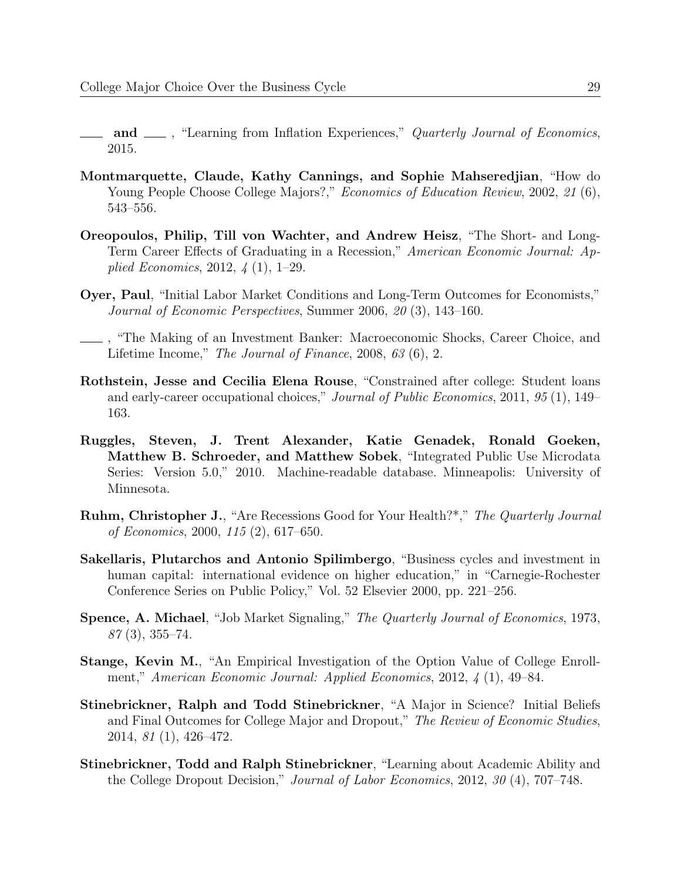\_\_\_ **and** \_\_\_ , "Learning from Inflation Experiences," *Quarterly Journal of Economics*, 2015.

**Montmarquette, Claude, Kathy Cannings, and Sophie Mahseredjian**, "How do Young People Choose College Majors?," *Economics of Education Review*, 2002, *21* (6), 543–556.

**Oreopoulos, Philip, Till von Wachter, and Andrew Heisz**, "The Short- and Long-Term Career Effects of Graduating in a Recession," *American Economic Journal: Applied Economics*, 2012, *4* (1), 1–29.

**Oyer, Paul**, "Initial Labor Market Conditions and Long-Term Outcomes for Economists," *Journal of Economic Perspectives*, Summer 2006, *20* (3), 143–160.

\_\_\_ , "The Making of an Investment Banker: Macroeconomic Shocks, Career Choice, and Lifetime Income," *The Journal of Finance*, 2008, *63* (6), 2.

**Rothstein, Jesse and Cecilia Elena Rouse**, "Constrained after college: Student loans and early-career occupational choices," *Journal of Public Economics*, 2011, *95* (1), 149–163.

**Ruggles, Steven, J. Trent Alexander, Katie Genadek, Ronald Goeken, Matthew B. Schroeder, and Matthew Sobek**, "Integrated Public Use Microdata Series: Version 5.0," 2010. Machine-readable database. Minneapolis: University of Minnesota.

**Ruhm, Christopher J.**, "Are Recessions Good for Your Health?*," *The Quarterly Journal of Economics*, 2000, *115* (2), 617–650.

**Sakellaris, Plutarchos and Antonio Spilimbergo**, "Business cycles and investment in human capital: international evidence on higher education," in "Carnegie-Rochester Conference Series on Public Policy," Vol. 52 Elsevier 2000, pp. 221–256.

**Spence, A. Michael**, "Job Market Signaling," *The Quarterly Journal of Economics*, 1973, *87* (3), 355–74.

**Stange, Kevin M.**, "An Empirical Investigation of the Option Value of College Enrollment," *American Economic Journal: Applied Economics*, 2012, *4* (1), 49–84.

**Stinebrickner, Ralph and Todd Stinebrickner**, "A Major in Science? Initial Beliefs and Final Outcomes for College Major and Dropout," *The Review of Economic Studies*, 2014, *81* (1), 426–472.

**Stinebrickner, Todd and Ralph Stinebrickner**, "Learning about Academic Ability and the College Dropout Decision," *Journal of Labor Economics*, 2012, *30* (4), 707–748.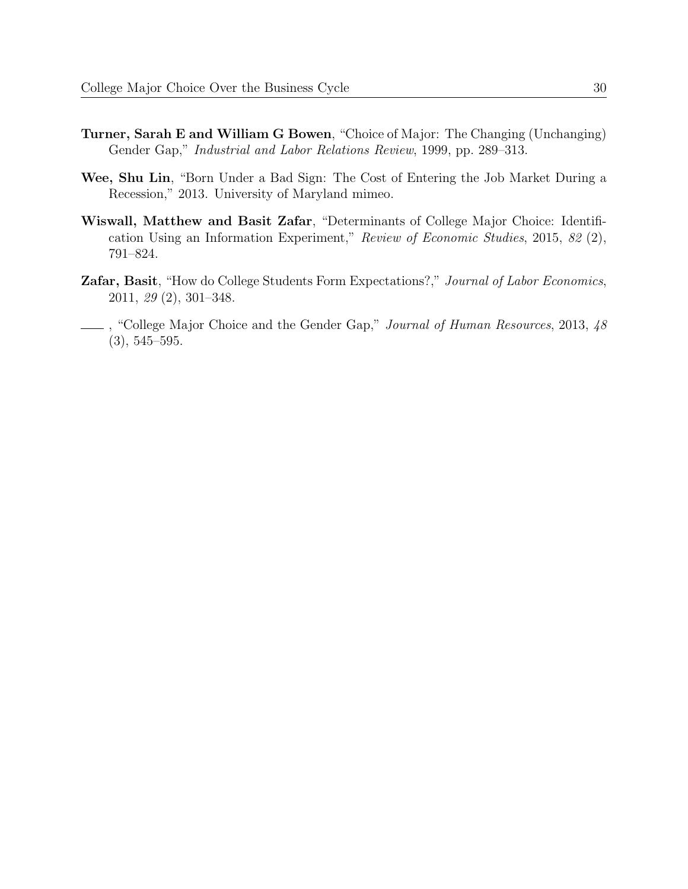**Turner, Sarah E and William G Bowen**, "Choice of Major: The Changing (Unchanging) Gender Gap," *Industrial and Labor Relations Review*, 1999, pp. 289–313.

**Wee, Shu Lin**, "Born Under a Bad Sign: The Cost of Entering the Job Market During a Recession," 2013. University of Maryland mimeo.

**Wiswall, Matthew and Basit Zafar**, "Determinants of College Major Choice: Identification Using an Information Experiment," *Review of Economic Studies*, 2015, *82* (2), 791–824.

**Zafar, Basit**, "How do College Students Form Expectations?," *Journal of Labor Economics*, 2011, *29* (2), 301–348.

——, "College Major Choice and the Gender Gap," *Journal of Human Resources*, 2013, *48* (3), 545–595.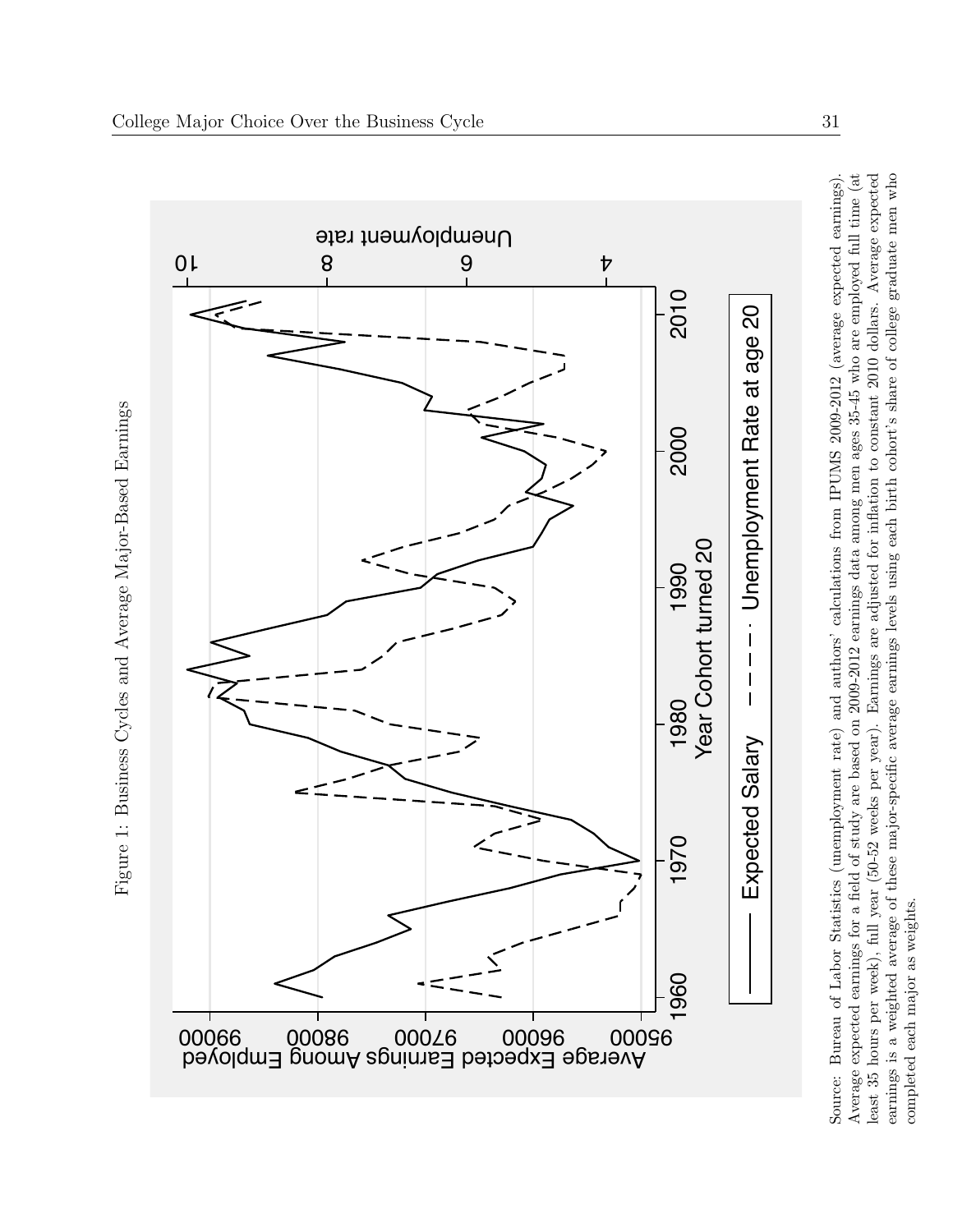Figure 1: Business Cycles and Average Major-Based Earnings

Source: Bureau of Labor Statistics (unemployment rate) and authors' calculations from IPUMS 2009-2012 (average expected earnings). Average expected earnings for a field of study are based on 2009-2012 earnings data among men ages 35-45 who are employed full time (at least 35 hours per week), full year (50-52 weeks per year). Earnings are adjusted for inflation to constant 2010 dollars. Average expected earnings is a weighted average of these major-specific average earnings levels using each birth cohort's share of college graduate men who completed each major as weights.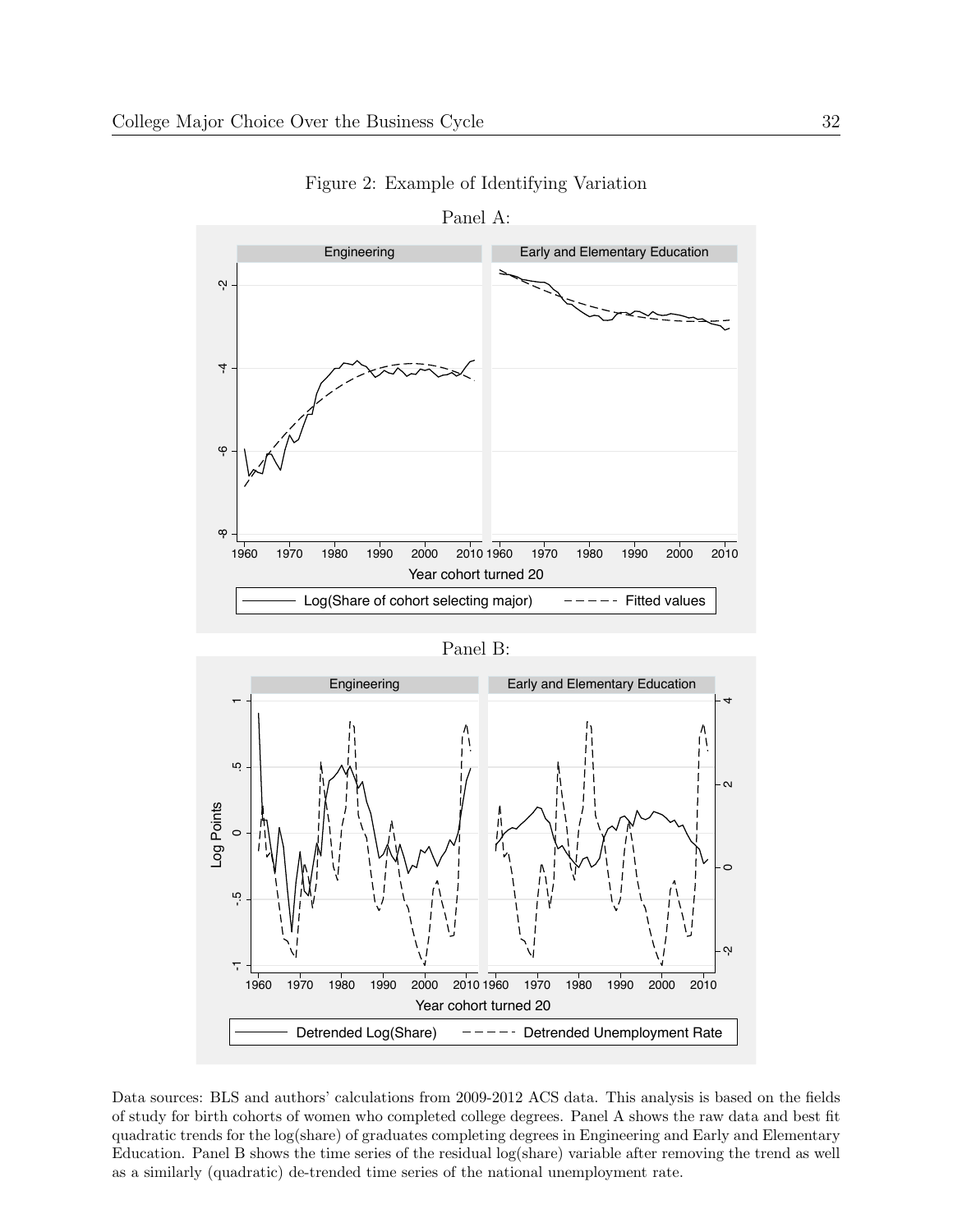Figure 2: Example of Identifying Variation

Panel A:

Panel B:

Data sources: BLS and authors' calculations from 2009-2012 ACS data. This analysis is based on the fields of study for birth cohorts of women who completed college degrees. Panel A shows the raw data and best fit quadratic trends for the log(share) of graduates completing degrees in Engineering and Early and Elementary Education. Panel B shows the time series of the residual log(share) variable after removing the trend as well as a similarly (quadratic) de-trended time series of the national unemployment rate.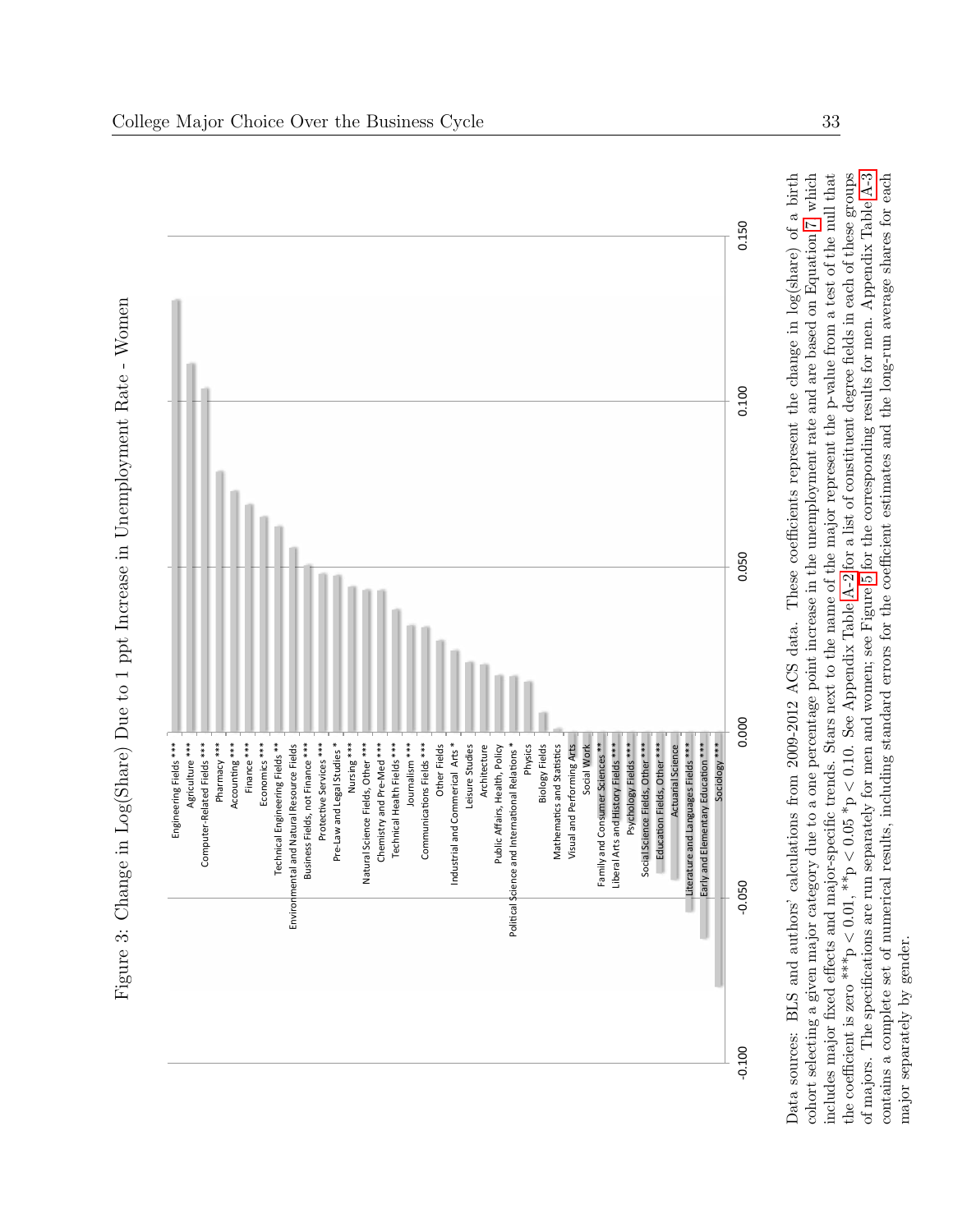Figure 3: Change in Log(Share) Due to 1 ppt Increase in Unemployment Rate - Women

| Major | Coefficient (approx.) |
|---|---|
| Engineering Fields *** | 0.131 |
| Agriculture *** | 0.111 |
| Computer-Related Fields *** | 0.104 |
| Pharmacy *** | 0.079 |
| Accounting *** | 0.073 |
| Finance *** | 0.069 |
| Economics *** | 0.065 |
| Technical Engineering Fields ** | 0.062 |
| Environmental and Natural Resource Fields | 0.056 |
| Business Fields, not Finance *** | 0.051 |
| Protective Services *** | 0.048 |
| Pre-Law and Legal Studies * | 0.048 |
| Nursing *** | 0.044 |
| Natural Science Fields, Other *** | 0.043 |
| Chemistry and Pre-Med *** | 0.043 |
| Technical Health Fields *** | 0.037 |
| Journalism *** | 0.032 |
| Communications Fields *** | 0.032 |
| Other Fields | 0.028 |
| Industrial and Commercial Arts * | 0.024 |
| Leisure Studies | 0.021 |
| Architecture | 0.020 |
| Public Affairs, Health, Policy | 0.017 |
| Political Science and International Relations * | 0.017 |
| Physics | 0.015 |
| Biology Fields | 0.006 |
| Mathematics and Statistics | 0.001 |
| Visual and Performing Arts | -0.004 |
| Social Work | -0.007 |
| Family and Consumer Sciences ** | -0.009 |
| Liberal Arts and History Fields *** | -0.011 |
| Psychology Fields *** | -0.014 |
| Social Science Fields, Other *** | -0.021 |
| Education Fields, Other *** | -0.042 |
| Actuarial Science | -0.044 |
| Literature and Languages Fields *** | -0.054 |
| Early and Elementary Education *** | -0.062 |
| Sociology *** | -0.077 |

Data sources: BLS and authors' calculations from 2009-2012 ACS data. These coefficients represent the change in log(share) of a birth cohort selecting a given major category due to a one percentage point increase in the unemployment rate and are based on Equation 7 which includes major fixed effects and major-specific trends. Stars next to the name of the major represent the p-value from a test of the null that the coefficient is zero ***p < 0.01, **p < 0.05 *p < 0.10. See Appendix Table A-2 for a list of constituent degree fields in each of these groups of majors. The specifications are run separately for men and women; see Figure 5 for the corresponding results for men. Appendix Table A-3 contains a complete set of numerical results, including standard errors for the coefficient estimates and the long-run average shares for each major separately by gender.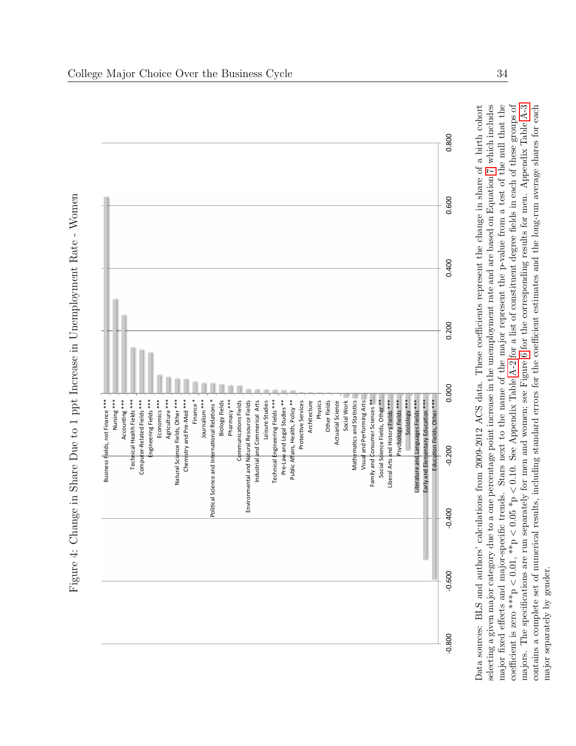Figure 4: Change in Share Due to 1 ppt Increase in Unemployment Rate - Women

Data sources: BLS and authors' calculations from 2009-2012 ACS data. These coefficients represent the change in share of a birth cohort selecting a given major category due to a one percentage point increase in the unemployment rate and are based on Equation 7 which includes major fixed effects and major-specific trends. Stars next to the name of the major represent the p-value from a test of the null that the coefficient is zero ***$p < 0.01$, **$p < 0.05$ *$p < 0.10$. See Appendix Table A-2 for a list of constituent degree fields in each of these groups of majors. The specifications are run separately for men and women; see Figure 6 for the corresponding results for men. Appendix Table A-3 contains a complete set of numerical results, including standard errors for the coefficient estimates and the long-run average shares for each major separately by gender.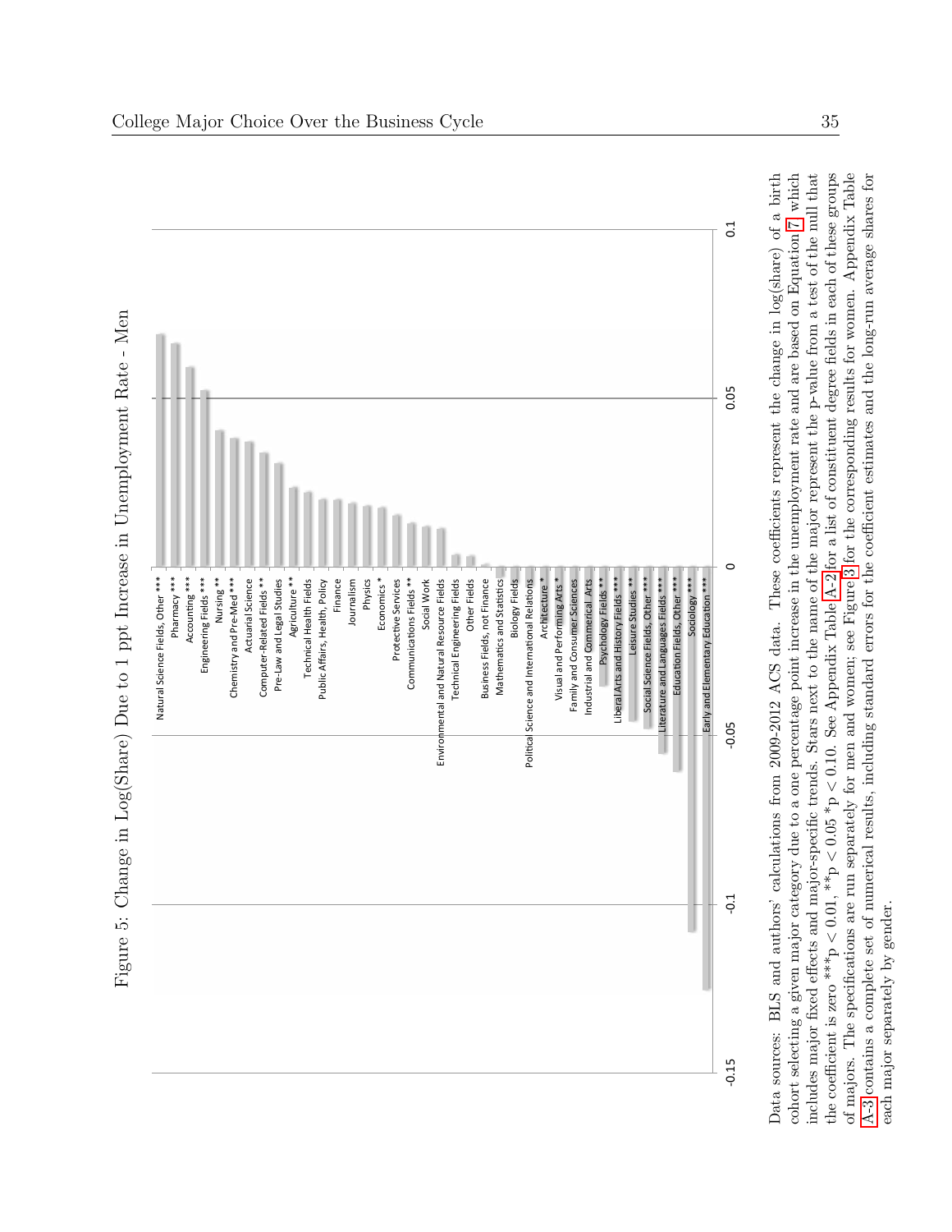Figure 5: Change in Log(Share) Due to 1 ppt Increase in Unemployment Rate - Men

Data sources: BLS and authors' calculations from 2009-2012 ACS data. These coefficients represent the change in log(share) of a birth cohort selecting a given major category due to a one percentage point increase in the unemployment rate and are based on Equation 7 which includes major fixed effects and major-specific trends. Stars next to the name of the major represent the p-value from a test of the null that the coefficient is zero ***p < 0.01, **p < 0.05 *p < 0.10. See Appendix Table A-2 for a list of constituent degree fields in each of these groups of majors. The specifications are run separately for men and women; see Figure 3 for the corresponding results for women. Appendix Table A-3 contains a complete set of numerical results, including standard errors for the coefficient estimates and the long-run average shares for each major separately by gender.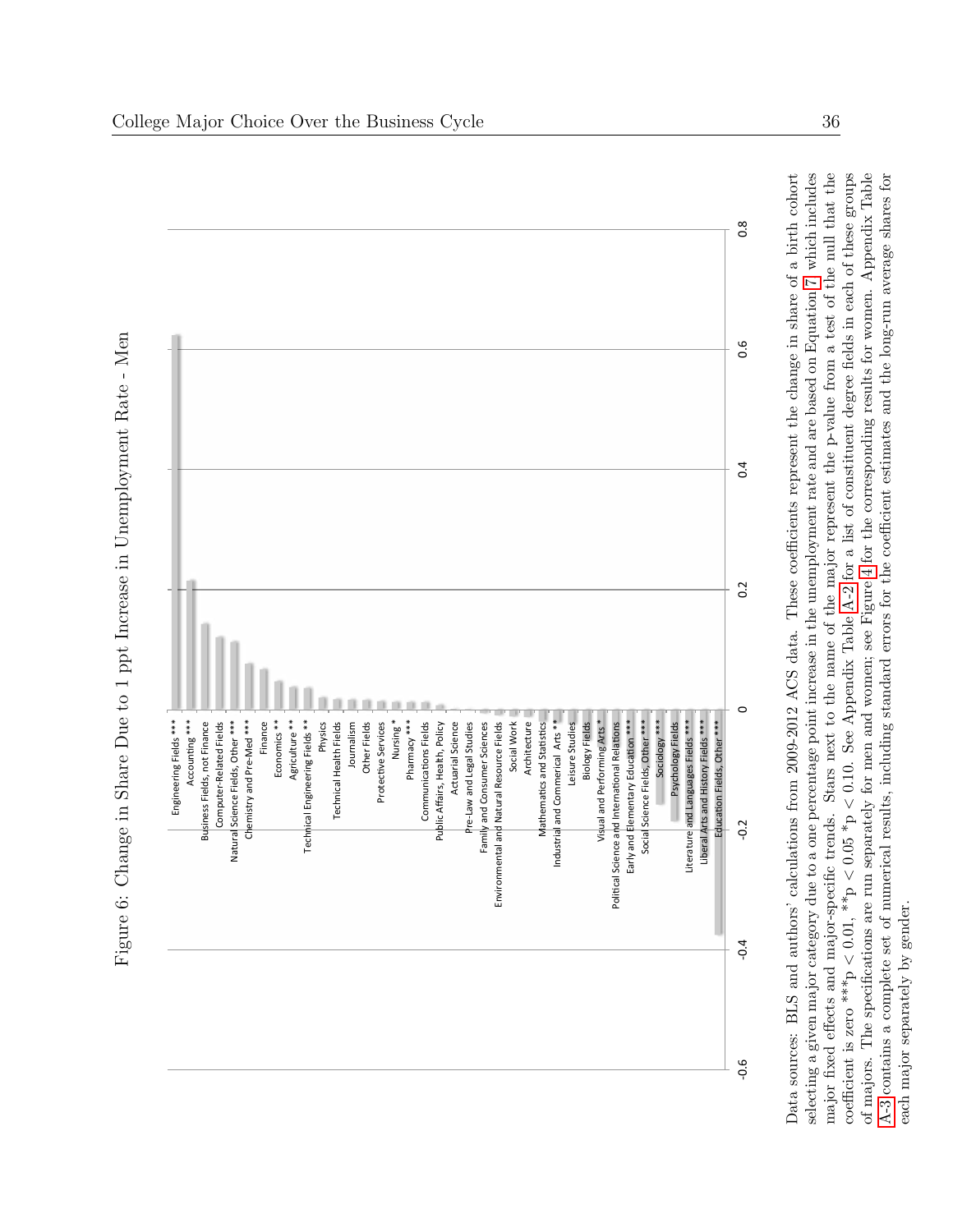Figure 6: Change in Share Due to 1 ppt Increase in Unemployment Rate - Men

Data sources: BLS and authors' calculations from 2009-2012 ACS data. These coefficients represent the change in share of a birth cohort selecting a given major category due to a one percentage point increase in the unemployment rate and are based on Equation 7 which includes major fixed effects and major-specific trends. Stars next to the name of the major represent the p-value from a test of the null that the coefficient is zero ***$p < 0.01$, **$p < 0.05$ *$p < 0.10$. See Appendix Table A-2 for a list of constituent degree fields in each of these groups of majors. The specifications are run separately for men and women; see Figure 4 for the corresponding results for women. Appendix Table A-3 contains a complete set of numerical results, including standard errors for the coefficient estimates and the long-run average shares for each major separately by gender.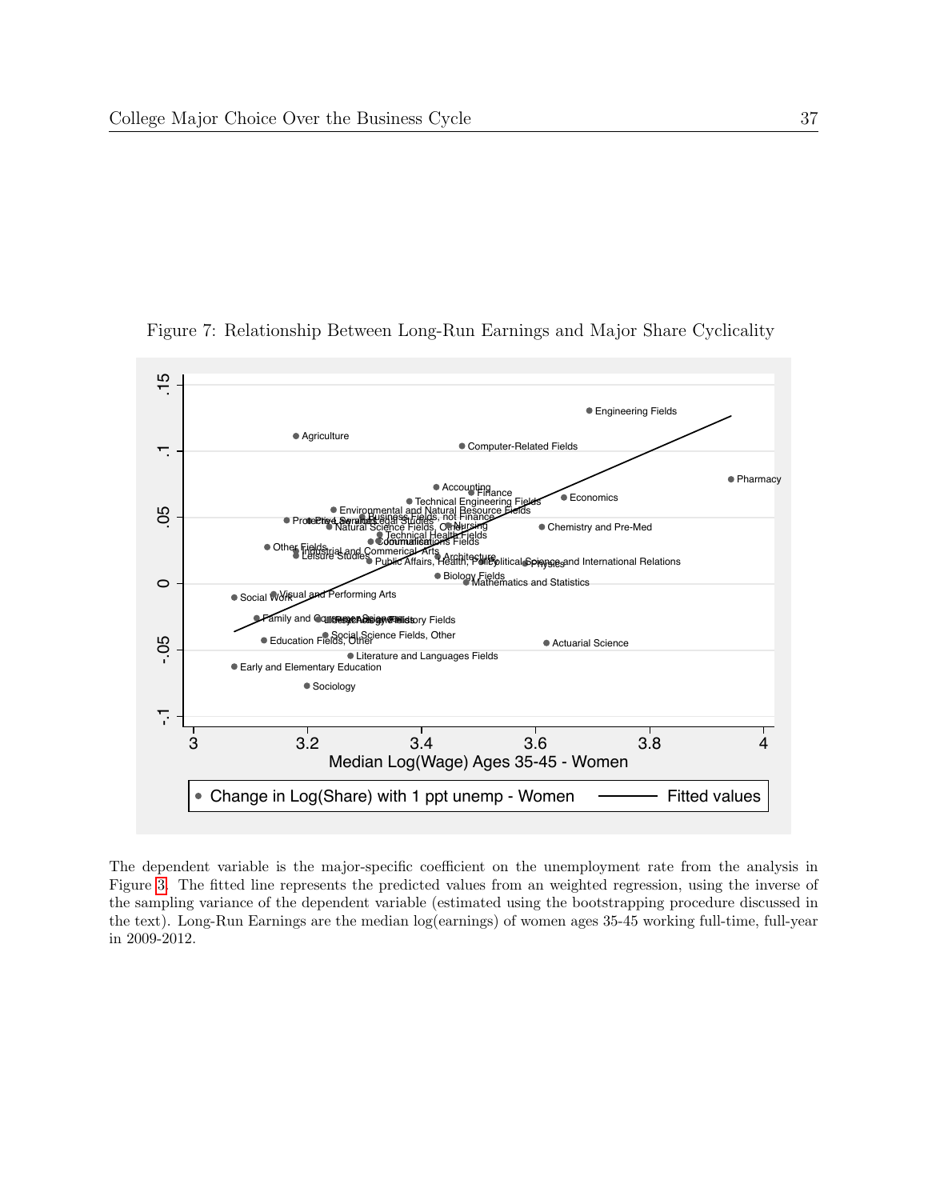Figure 7: Relationship Between Long-Run Earnings and Major Share Cyclicality

The dependent variable is the major-specific coefficient on the unemployment rate from the analysis in Figure 3. The fitted line represents the predicted values from an weighted regression, using the inverse of the sampling variance of the dependent variable (estimated using the bootstrapping procedure discussed in the text). Long-Run Earnings are the median log(earnings) of women ages 35-45 working full-time, full-year in 2009-2012.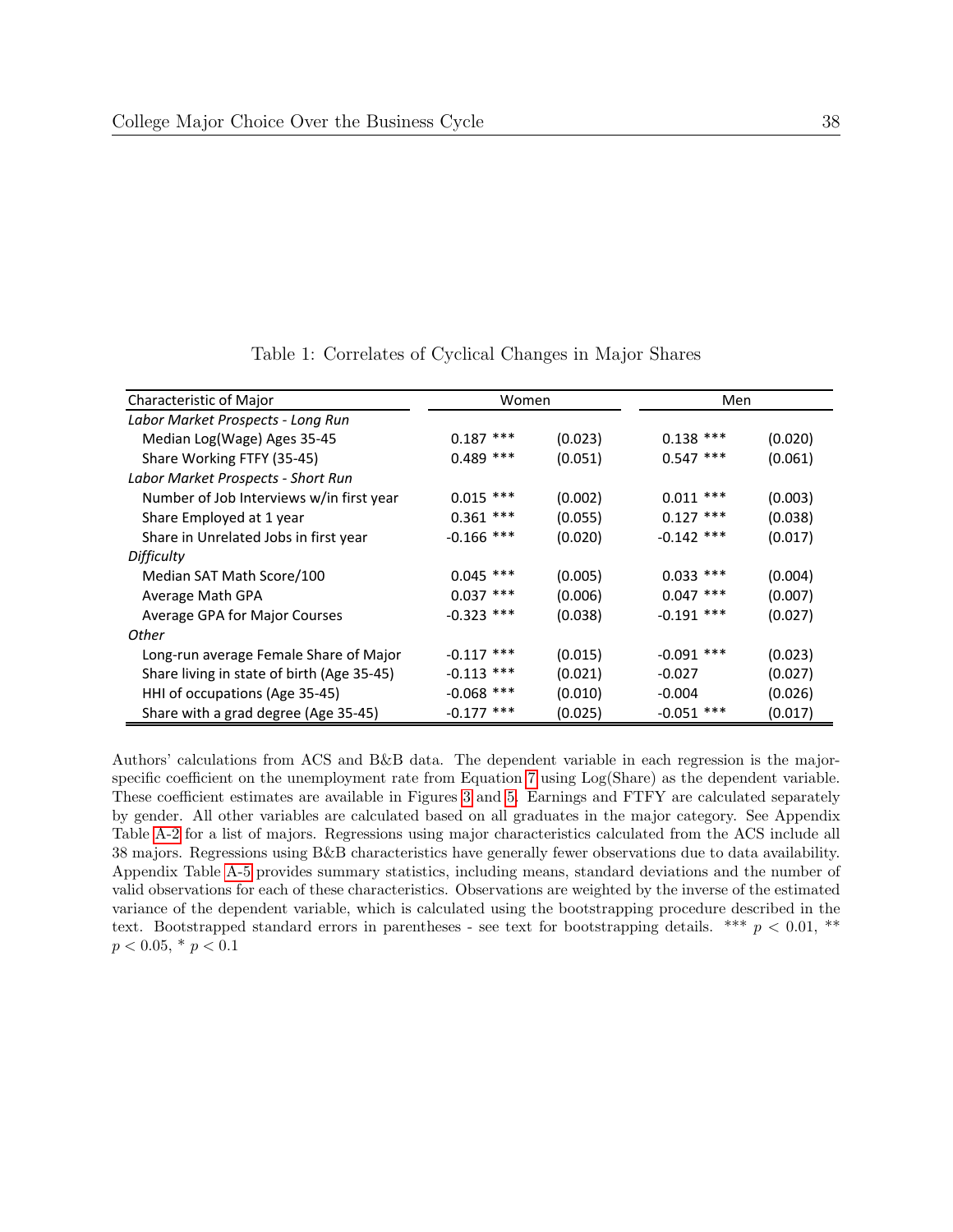Table 1: Correlates of Cyclical Changes in Major Shares

| Characteristic of Major | Women | | Men | |
|---|---|---|---|---|
| *Labor Market Prospects - Long Run* | | | | |
| Median Log(Wage) Ages 35-45 | 0.187 *** | (0.023) | 0.138 *** | (0.020) |
| Share Working FTFY (35-45) | 0.489 *** | (0.051) | 0.547 *** | (0.061) |
| *Labor Market Prospects - Short Run* | | | | |
| Number of Job Interviews w/in first year | 0.015 *** | (0.002) | 0.011 *** | (0.003) |
| Share Employed at 1 year | 0.361 *** | (0.055) | 0.127 *** | (0.038) |
| Share in Unrelated Jobs in first year | -0.166 *** | (0.020) | -0.142 *** | (0.017) |
| *Difficulty* | | | | |
| Median SAT Math Score/100 | 0.045 *** | (0.005) | 0.033 *** | (0.004) |
| Average Math GPA | 0.037 *** | (0.006) | 0.047 *** | (0.007) |
| Average GPA for Major Courses | -0.323 *** | (0.038) | -0.191 *** | (0.027) |
| *Other* | | | | |
| Long-run average Female Share of Major | -0.117 *** | (0.015) | -0.091 *** | (0.023) |
| Share living in state of birth (Age 35-45) | -0.113 *** | (0.021) | -0.027 | (0.027) |
| HHI of occupations (Age 35-45) | -0.068 *** | (0.010) | -0.004 | (0.026) |
| Share with a grad degree (Age 35-45) | -0.177 *** | (0.025) | -0.051 *** | (0.017) |

Authors' calculations from ACS and B&B data. The dependent variable in each regression is the major-specific coefficient on the unemployment rate from Equation 7 using Log(Share) as the dependent variable. These coefficient estimates are available in Figures 3 and 5. Earnings and FTFY are calculated separately by gender. All other variables are calculated based on all graduates in the major category. See Appendix Table A-2 for a list of majors. Regressions using major characteristics calculated from the ACS include all 38 majors. Regressions using B&B characteristics have generally fewer observations due to data availability. Appendix Table A-5 provides summary statistics, including means, standard deviations and the number of valid observations for each of these characteristics. Observations are weighted by the inverse of the estimated variance of the dependent variable, which is calculated using the bootstrapping procedure described in the text. Bootstrapped standard errors in parentheses - see text for bootstrapping details. *** $p < 0.01$, ** $p < 0.05$, * $p < 0.1$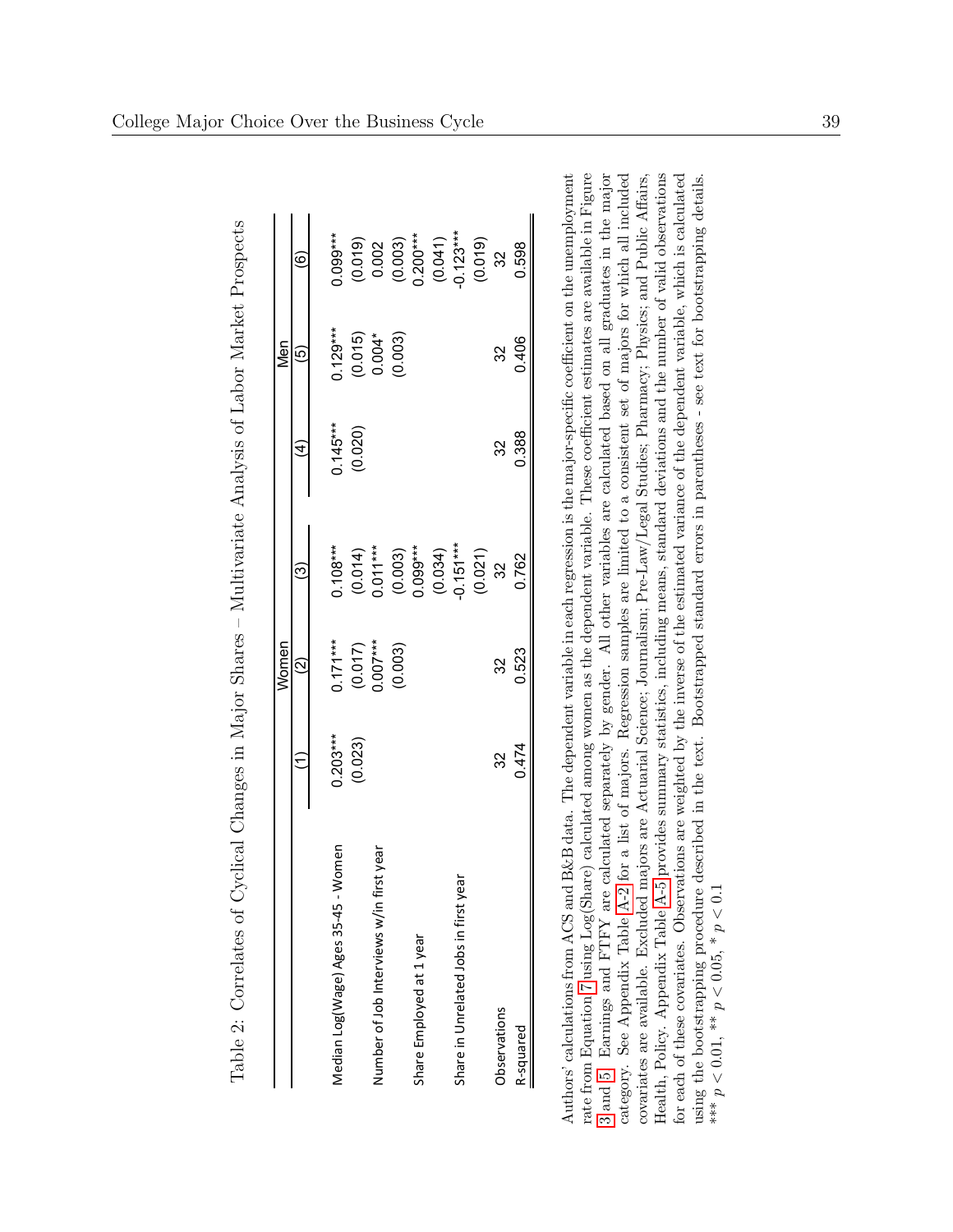Table 2: Correlates of Cyclical Changes in Major Shares – Multivariate Analysis of Labor Market Prospects

| | Women | | | Men | | |
|---|---|---|---|---|---|---|
| | (1) | (2) | (3) | (4) | (5) | (6) |
| Median Log(Wage) Ages 35-45 - Women | 0.203*** | 0.171*** | 0.108*** | 0.145*** | 0.129*** | 0.099*** |
| | (0.023) | (0.017) | (0.014) | (0.020) | (0.015) | (0.019) |
| Number of Job Interviews w/in first year | | 0.007*** | 0.011*** | | 0.004* | 0.002 |
| | | (0.003) | (0.003) | | (0.003) | (0.003) |
| Share Employed at 1 year | | | 0.099*** | | | 0.200*** |
| | | | (0.034) | | | (0.041) |
| Share in Unrelated Jobs in first year | | | -0.151*** | | | -0.123*** |
| | | | (0.021) | | | (0.019) |
| Observations | 32 | 32 | 32 | 32 | 32 | 32 |
| R-squared | 0.474 | 0.523 | 0.762 | 0.388 | 0.406 | 0.598 |

Authors' calculations from ACS and B&B data. The dependent variable in each regression is the major-specific coefficient on the unemployment rate from Equation 7 using Log(Share) calculated among women as the dependent variable. These coefficient estimates are available in Figure 3 and 5. Earnings and FTFY are calculated separately by gender. All other variables are calculated based on all graduates in the major category. See Appendix Table A-2 for a list of majors. Regression samples are limited to a consistent set of majors for which all included covariates are available. Excluded majors are Actuarial Science; Journalism; Pre-Law/Legal Studies; Pharmacy; Physics; and Public Affairs, Health, Policy. Appendix Table A-5 provides summary statistics, including means, standard deviations and the number of valid observations for each of these covariates. Observations are weighted by the inverse of the estimated variance of the dependent variable, which is calculated using the bootstrapping procedure described in the text. Bootstrapped standard errors in parentheses - see text for bootstrapping details. *** $p < 0.01$, ** $p < 0.05$, * $p < 0.1$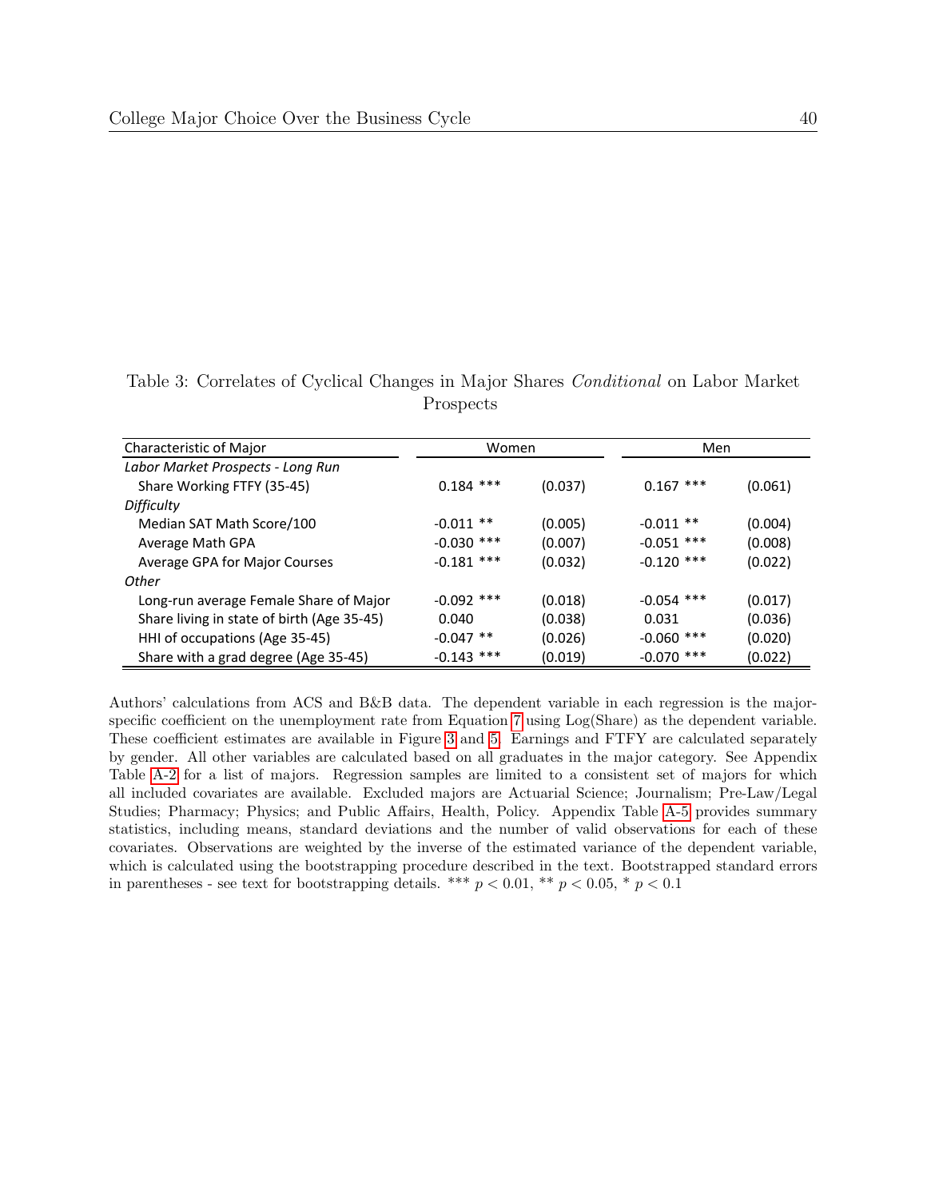Table 3: Correlates of Cyclical Changes in Major Shares *Conditional* on Labor Market Prospects

| Characteristic of Major | Women | | Men | |
|---|---|---|---|---|
| *Labor Market Prospects - Long Run* | | | | |
| Share Working FTFY (35-45) | 0.184 *** | (0.037) | 0.167 *** | (0.061) |
| *Difficulty* | | | | |
| Median SAT Math Score/100 | -0.011 ** | (0.005) | -0.011 ** | (0.004) |
| Average Math GPA | -0.030 *** | (0.007) | -0.051 *** | (0.008) |
| Average GPA for Major Courses | -0.181 *** | (0.032) | -0.120 *** | (0.022) |
| *Other* | | | | |
| Long-run average Female Share of Major | -0.092 *** | (0.018) | -0.054 *** | (0.017) |
| Share living in state of birth (Age 35-45) | 0.040 | (0.038) | 0.031 | (0.036) |
| HHI of occupations (Age 35-45) | -0.047 ** | (0.026) | -0.060 *** | (0.020) |
| Share with a grad degree (Age 35-45) | -0.143 *** | (0.019) | -0.070 *** | (0.022) |

Authors' calculations from ACS and B&B data. The dependent variable in each regression is the major-specific coefficient on the unemployment rate from Equation 7 using Log(Share) as the dependent variable. These coefficient estimates are available in Figure 3 and 5. Earnings and FTFY are calculated separately by gender. All other variables are calculated based on all graduates in the major category. See Appendix Table A-2 for a list of majors. Regression samples are limited to a consistent set of majors for which all included covariates are available. Excluded majors are Actuarial Science; Journalism; Pre-Law/Legal Studies; Pharmacy; Physics; and Public Affairs, Health, Policy. Appendix Table A-5 provides summary statistics, including means, standard deviations and the number of valid observations for each of these covariates. Observations are weighted by the inverse of the estimated variance of the dependent variable, which is calculated using the bootstrapping procedure described in the text. Bootstrapped standard errors in parentheses - see text for bootstrapping details. *** $p < 0.01$, ** $p < 0.05$, * $p < 0.1$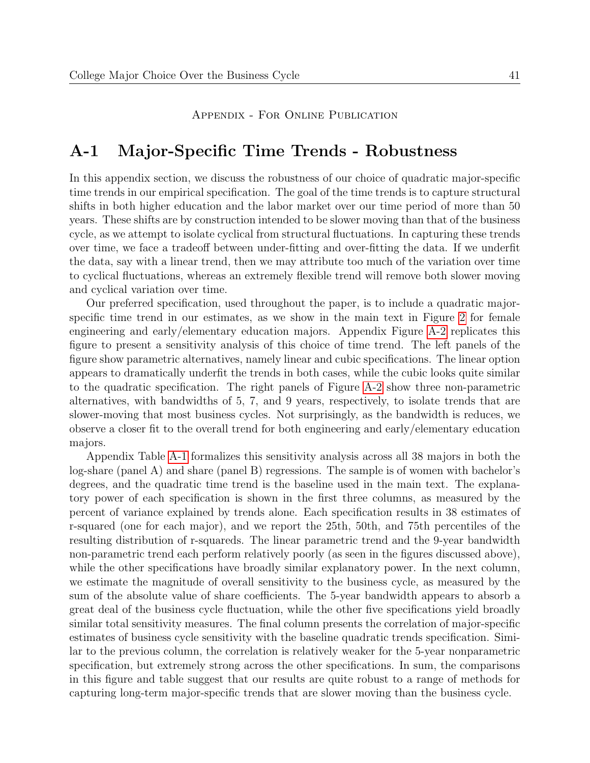Appendix - For Online Publication

# A-1 Major-Specific Time Trends - Robustness

In this appendix section, we discuss the robustness of our choice of quadratic major-specific time trends in our empirical specification. The goal of the time trends is to capture structural shifts in both higher education and the labor market over our time period of more than 50 years. These shifts are by construction intended to be slower moving than that of the business cycle, as we attempt to isolate cyclical from structural fluctuations. In capturing these trends over time, we face a tradeoff between under-fitting and over-fitting the data. If we underfit the data, say with a linear trend, then we may attribute too much of the variation over time to cyclical fluctuations, whereas an extremely flexible trend will remove both slower moving and cyclical variation over time.

Our preferred specification, used throughout the paper, is to include a quadratic major-specific time trend in our estimates, as we show in the main text in Figure 2 for female engineering and early/elementary education majors. Appendix Figure A-2 replicates this figure to present a sensitivity analysis of this choice of time trend. The left panels of the figure show parametric alternatives, namely linear and cubic specifications. The linear option appears to dramatically underfit the trends in both cases, while the cubic looks quite similar to the quadratic specification. The right panels of Figure A-2 show three non-parametric alternatives, with bandwidths of 5, 7, and 9 years, respectively, to isolate trends that are slower-moving that most business cycles. Not surprisingly, as the bandwidth is reduces, we observe a closer fit to the overall trend for both engineering and early/elementary education majors.

Appendix Table A-1 formalizes this sensitivity analysis across all 38 majors in both the log-share (panel A) and share (panel B) regressions. The sample is of women with bachelor's degrees, and the quadratic time trend is the baseline used in the main text. The explanatory power of each specification is shown in the first three columns, as measured by the percent of variance explained by trends alone. Each specification results in 38 estimates of r-squared (one for each major), and we report the 25th, 50th, and 75th percentiles of the resulting distribution of r-squareds. The linear parametric trend and the 9-year bandwidth non-parametric trend each perform relatively poorly (as seen in the figures discussed above), while the other specifications have broadly similar explanatory power. In the next column, we estimate the magnitude of overall sensitivity to the business cycle, as measured by the sum of the absolute value of share coefficients. The 5-year bandwidth appears to absorb a great deal of the business cycle fluctuation, while the other five specifications yield broadly similar total sensitivity measures. The final column presents the correlation of major-specific estimates of business cycle sensitivity with the baseline quadratic trends specification. Similar to the previous column, the correlation is relatively weaker for the 5-year nonparametric specification, but extremely strong across the other specifications. In sum, the comparisons in this figure and table suggest that our results are quite robust to a range of methods for capturing long-term major-specific trends that are slower moving than the business cycle.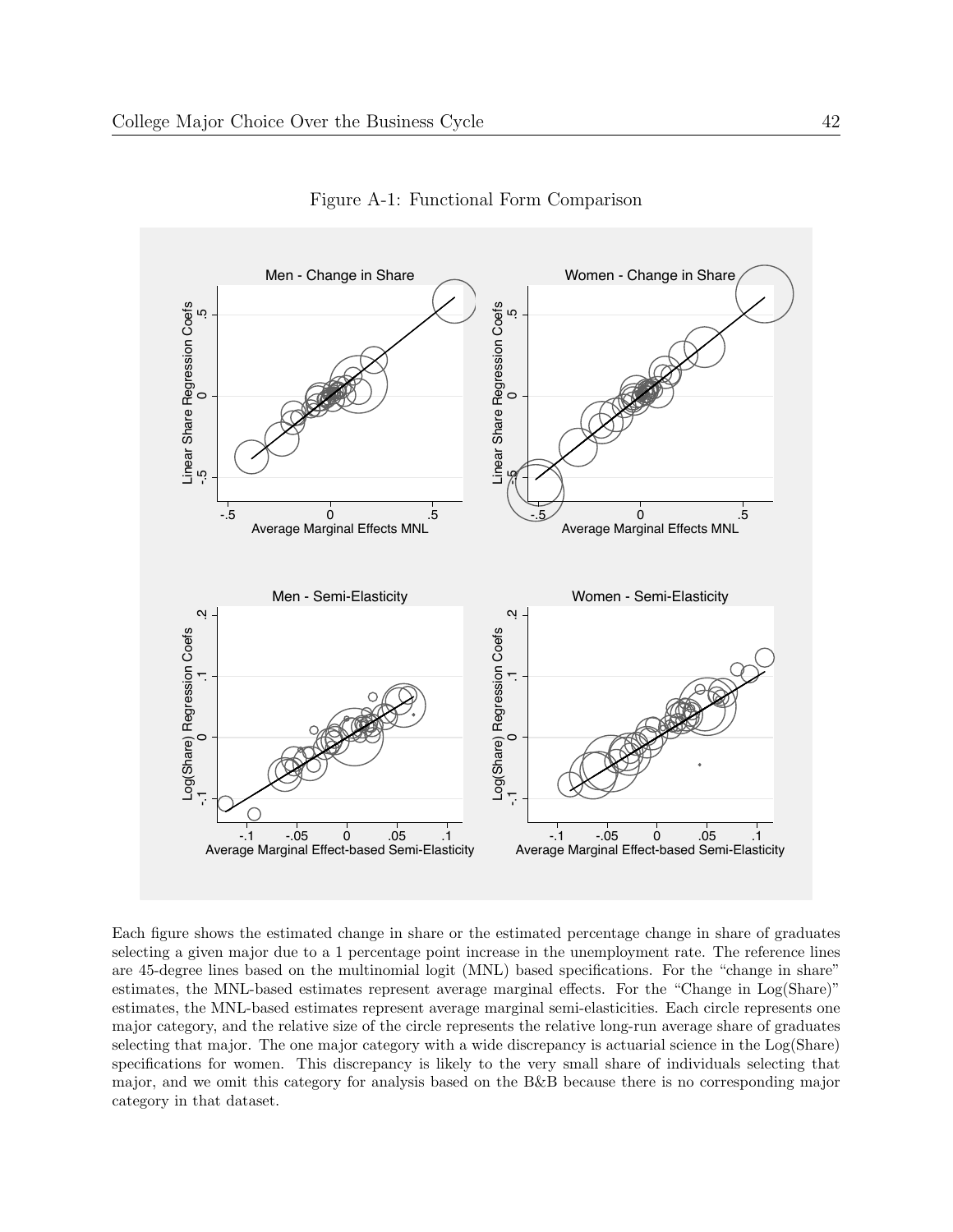Figure A-1: Functional Form Comparison

Each figure shows the estimated change in share or the estimated percentage change in share of graduates selecting a given major due to a 1 percentage point increase in the unemployment rate. The reference lines are 45-degree lines based on the multinomial logit (MNL) based specifications. For the "change in share" estimates, the MNL-based estimates represent average marginal effects. For the "Change in Log(Share)" estimates, the MNL-based estimates represent average marginal semi-elasticities. Each circle represents one major category, and the relative size of the circle represents the relative long-run average share of graduates selecting that major. The one major category with a wide discrepancy is actuarial science in the Log(Share) specifications for women. This discrepancy is likely to the very small share of individuals selecting that major, and we omit this category for analysis based on the B&B because there is no corresponding major category in that dataset.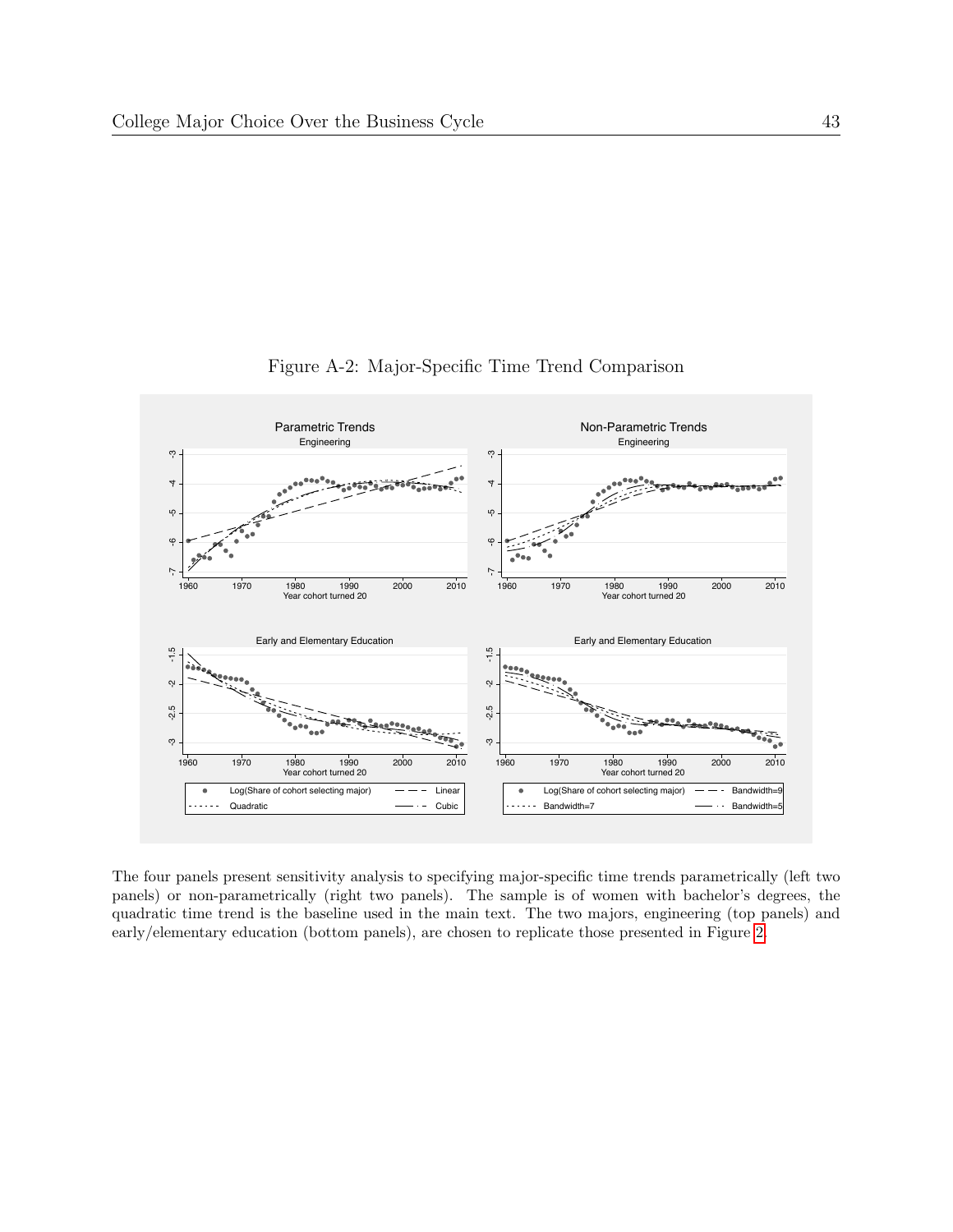Figure A-2: Major-Specific Time Trend Comparison

The four panels present sensitivity analysis to specifying major-specific time trends parametrically (left two panels) or non-parametrically (right two panels). The sample is of women with bachelor's degrees, the quadratic time trend is the baseline used in the main text. The two majors, engineering (top panels) and early/elementary education (bottom panels), are chosen to replicate those presented in Figure 2.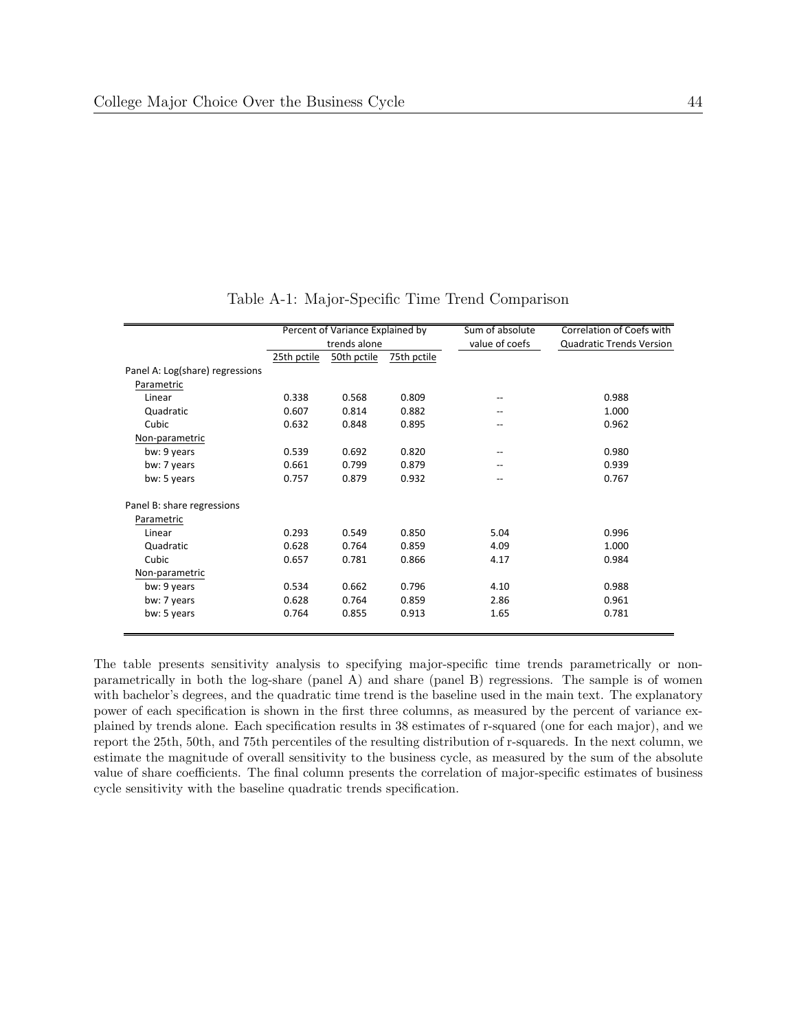Table A-1: Major-Specific Time Trend Comparison

| | Percent of Variance Explained by trends alone | | | Sum of absolute value of coefs | Correlation of Coefs with Quadratic Trends Version |
|---|---|---|---|---|---|
| | 25th pctile | 50th pctile | 75th pctile | | |
| Panel A: Log(share) regressions | | | | | |
| Parametric | | | | | |
| Linear | 0.338 | 0.568 | 0.809 | -- | 0.988 |
| Quadratic | 0.607 | 0.814 | 0.882 | -- | 1.000 |
| Cubic | 0.632 | 0.848 | 0.895 | -- | 0.962 |
| Non-parametric | | | | | |
| bw: 9 years | 0.539 | 0.692 | 0.820 | -- | 0.980 |
| bw: 7 years | 0.661 | 0.799 | 0.879 | -- | 0.939 |
| bw: 5 years | 0.757 | 0.879 | 0.932 | -- | 0.767 |
| Panel B: share regressions | | | | | |
| Parametric | | | | | |
| Linear | 0.293 | 0.549 | 0.850 | 5.04 | 0.996 |
| Quadratic | 0.628 | 0.764 | 0.859 | 4.09 | 1.000 |
| Cubic | 0.657 | 0.781 | 0.866 | 4.17 | 0.984 |
| Non-parametric | | | | | |
| bw: 9 years | 0.534 | 0.662 | 0.796 | 4.10 | 0.988 |
| bw: 7 years | 0.628 | 0.764 | 0.859 | 2.86 | 0.961 |
| bw: 5 years | 0.764 | 0.855 | 0.913 | 1.65 | 0.781 |

The table presents sensitivity analysis to specifying major-specific time trends parametrically or non-parametrically in both the log-share (panel A) and share (panel B) regressions. The sample is of women with bachelor's degrees, and the quadratic time trend is the baseline used in the main text. The explanatory power of each specification is shown in the first three columns, as measured by the percent of variance explained by trends alone. Each specification results in 38 estimates of r-squared (one for each major), and we report the 25th, 50th, and 75th percentiles of the resulting distribution of r-squareds. In the next column, we estimate the magnitude of overall sensitivity to the business cycle, as measured by the sum of the absolute value of share coefficients. The final column presents the correlation of major-specific estimates of business cycle sensitivity with the baseline quadratic trends specification.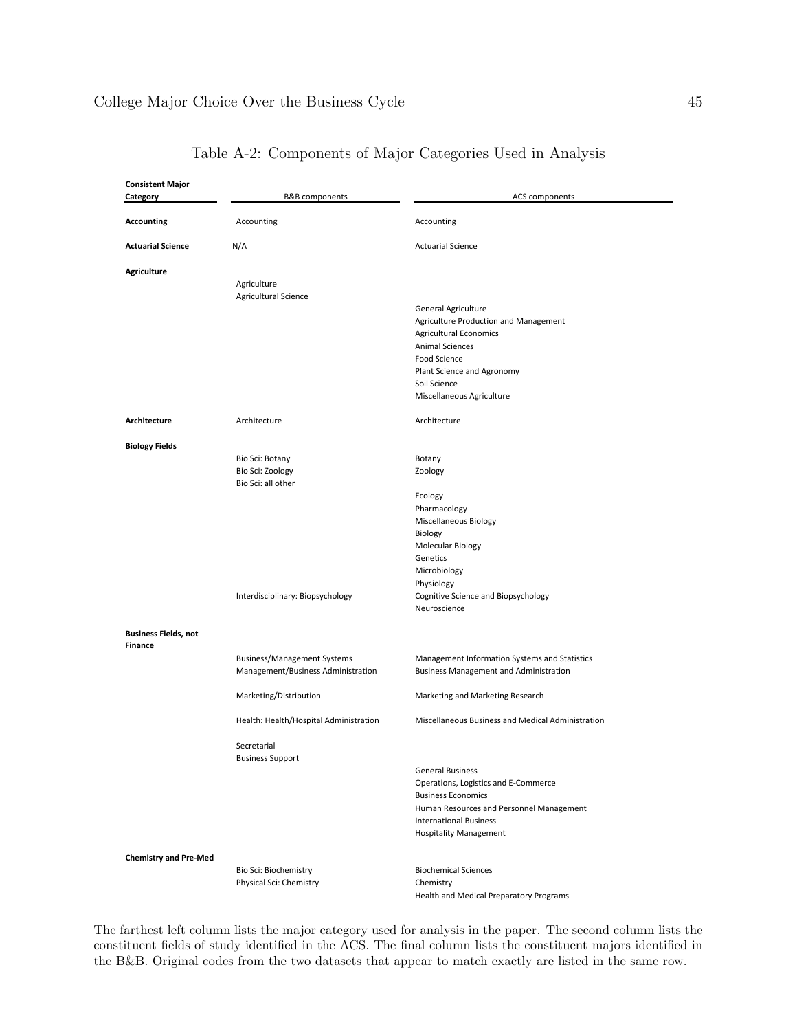## Table A-2: Components of Major Categories Used in Analysis

| Consistent Major Category | B&B components | ACS components |
|---|---|---|
| **Accounting** | Accounting | Accounting |
| **Actuarial Science** | N/A | Actuarial Science |
| **Agriculture** | | |
| | Agriculture | |
| | Agricultural Science | |
| | | General Agriculture |
| | | Agriculture Production and Management |
| | | Agricultural Economics |
| | | Animal Sciences |
| | | Food Science |
| | | Plant Science and Agronomy |
| | | Soil Science |
| | | Miscellaneous Agriculture |
| **Architecture** | Architecture | Architecture |
| **Biology Fields** | | |
| | Bio Sci: Botany | Botany |
| | Bio Sci: Zoology | Zoology |
| | Bio Sci: all other | |
| | | Ecology |
| | | Pharmacology |
| | | Miscellaneous Biology |
| | | Biology |
| | | Molecular Biology |
| | | Genetics |
| | | Microbiology |
| | | Physiology |
| | Interdisciplinary: Biopsychology | Cognitive Science and Biopsychology |
| | | Neuroscience |
| **Business Fields, not Finance** | | |
| | Business/Management Systems | Management Information Systems and Statistics |
| | Management/Business Administration | Business Management and Administration |
| | Marketing/Distribution | Marketing and Marketing Research |
| | Health: Health/Hospital Administration | Miscellaneous Business and Medical Administration |
| | Secretarial | |
| | Business Support | |
| | | General Business |
| | | Operations, Logistics and E-Commerce |
| | | Business Economics |
| | | Human Resources and Personnel Management |
| | | International Business |
| | | Hospitality Management |
| **Chemistry and Pre-Med** | | |
| | Bio Sci: Biochemistry | Biochemical Sciences |
| | Physical Sci: Chemistry | Chemistry |
| | | Health and Medical Preparatory Programs |

The farthest left column lists the major category used for analysis in the paper. The second column lists the constituent fields of study identified in the ACS. The final column lists the constituent majors identified in the B&B. Original codes from the two datasets that appear to match exactly are listed in the same row.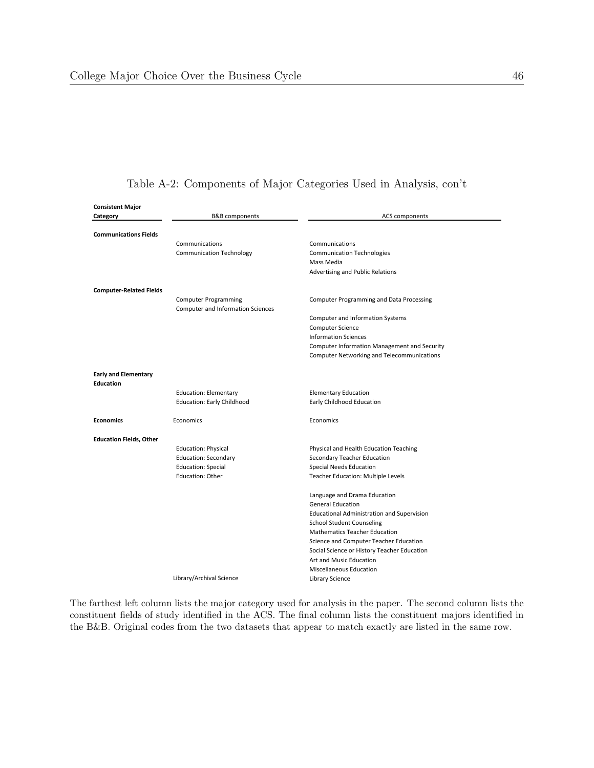Table A-2: Components of Major Categories Used in Analysis, con't

| Consistent Major Category | B&B components | ACS components |
|---|---|---|
| **Communications Fields** | | |
| | Communications | Communications |
| | Communication Technology | Communication Technologies |
| | | Mass Media |
| | | Advertising and Public Relations |
| **Computer-Related Fields** | | |
| | Computer Programming | Computer Programming and Data Processing |
| | Computer and Information Sciences | |
| | | Computer and Information Systems |
| | | Computer Science |
| | | Information Sciences |
| | | Computer Information Management and Security |
| | | Computer Networking and Telecommunications |
| **Early and Elementary Education** | | |
| | Education: Elementary | Elementary Education |
| | Education: Early Childhood | Early Childhood Education |
| **Economics** | Economics | Economics |
| **Education Fields, Other** | | |
| | Education: Physical | Physical and Health Education Teaching |
| | Education: Secondary | Secondary Teacher Education |
| | Education: Special | Special Needs Education |
| | Education: Other | Teacher Education: Multiple Levels |
| | | Language and Drama Education |
| | | General Education |
| | | Educational Administration and Supervision |
| | | School Student Counseling |
| | | Mathematics Teacher Education |
| | | Science and Computer Teacher Education |
| | | Social Science or History Teacher Education |
| | | Art and Music Education |
| | | Miscellaneous Education |
| | Library/Archival Science | Library Science |

The farthest left column lists the major category used for analysis in the paper. The second column lists the constituent fields of study identified in the ACS. The final column lists the constituent majors identified in the B&B. Original codes from the two datasets that appear to match exactly are listed in the same row.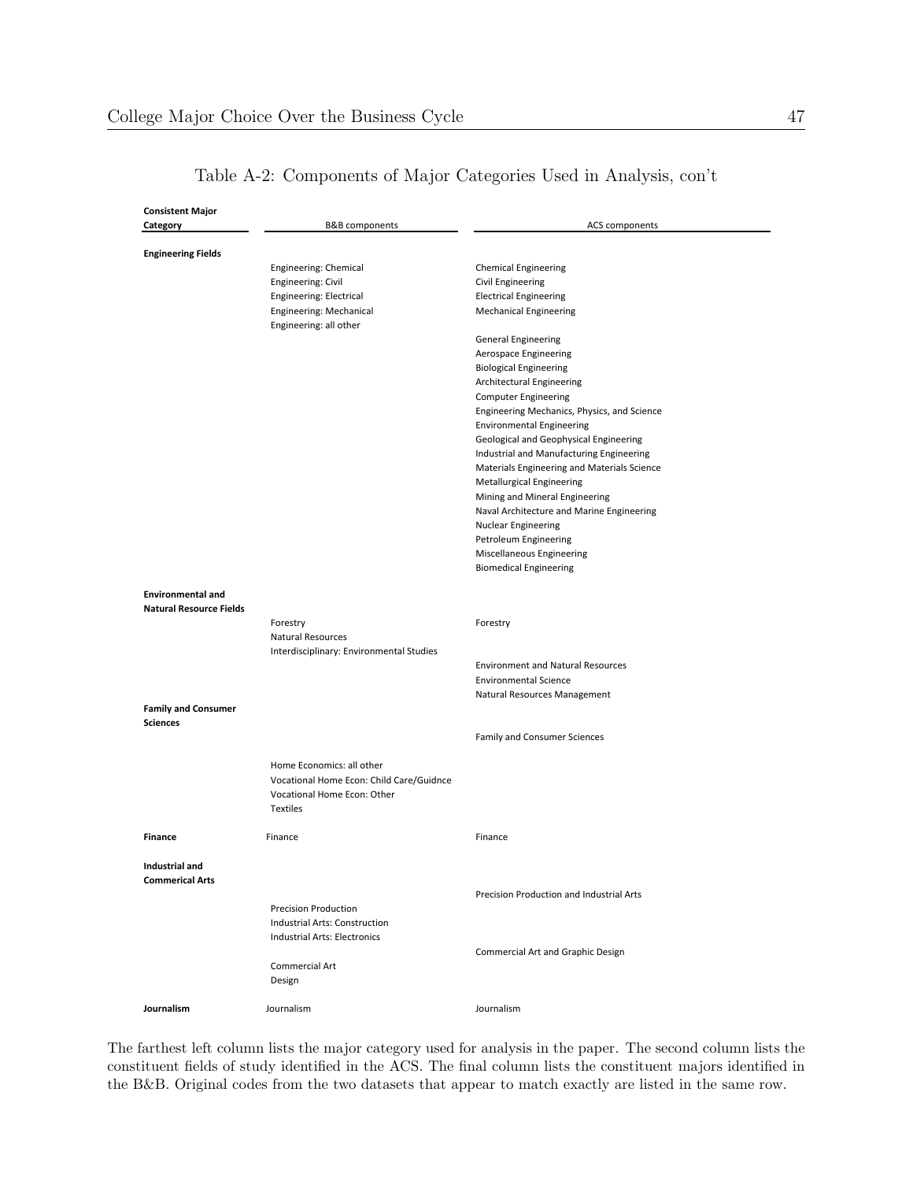# Table A-2: Components of Major Categories Used in Analysis, con't

| Consistent Major Category | B&B components | ACS components |
|---|---|---|
| **Engineering Fields** | | |
| | Engineering: Chemical | Chemical Engineering |
| | Engineering: Civil | Civil Engineering |
| | Engineering: Electrical | Electrical Engineering |
| | Engineering: Mechanical | Mechanical Engineering |
| | Engineering: all other | |
| | | General Engineering |
| | | Aerospace Engineering |
| | | Biological Engineering |
| | | Architectural Engineering |
| | | Computer Engineering |
| | | Engineering Mechanics, Physics, and Science |
| | | Environmental Engineering |
| | | Geological and Geophysical Engineering |
| | | Industrial and Manufacturing Engineering |
| | | Materials Engineering and Materials Science |
| | | Metallurgical Engineering |
| | | Mining and Mineral Engineering |
| | | Naval Architecture and Marine Engineering |
| | | Nuclear Engineering |
| | | Petroleum Engineering |
| | | Miscellaneous Engineering |
| | | Biomedical Engineering |
| **Environmental and Natural Resource Fields** | | |
| | Forestry | Forestry |
| | Natural Resources | |
| | Interdisciplinary: Environmental Studies | |
| | | Environment and Natural Resources |
| | | Environmental Science |
| | | Natural Resources Management |
| **Family and Consumer Sciences** | | |
| | | Family and Consumer Sciences |
| | Home Economics: all other | |
| | Vocational Home Econ: Child Care/Guidnce | |
| | Vocational Home Econ: Other | |
| | Textiles | |
| **Finance** | Finance | Finance |
| **Industrial and Commerical Arts** | | |
| | | Precision Production and Industrial Arts |
| | Precision Production | |
| | Industrial Arts: Construction | |
| | Industrial Arts: Electronics | |
| | | Commercial Art and Graphic Design |
| | Commercial Art | |
| | Design | |
| **Journalism** | Journalism | Journalism |

The farthest left column lists the major category used for analysis in the paper. The second column lists the constituent fields of study identified in the ACS. The final column lists the constituent majors identified in the B&B. Original codes from the two datasets that appear to match exactly are listed in the same row.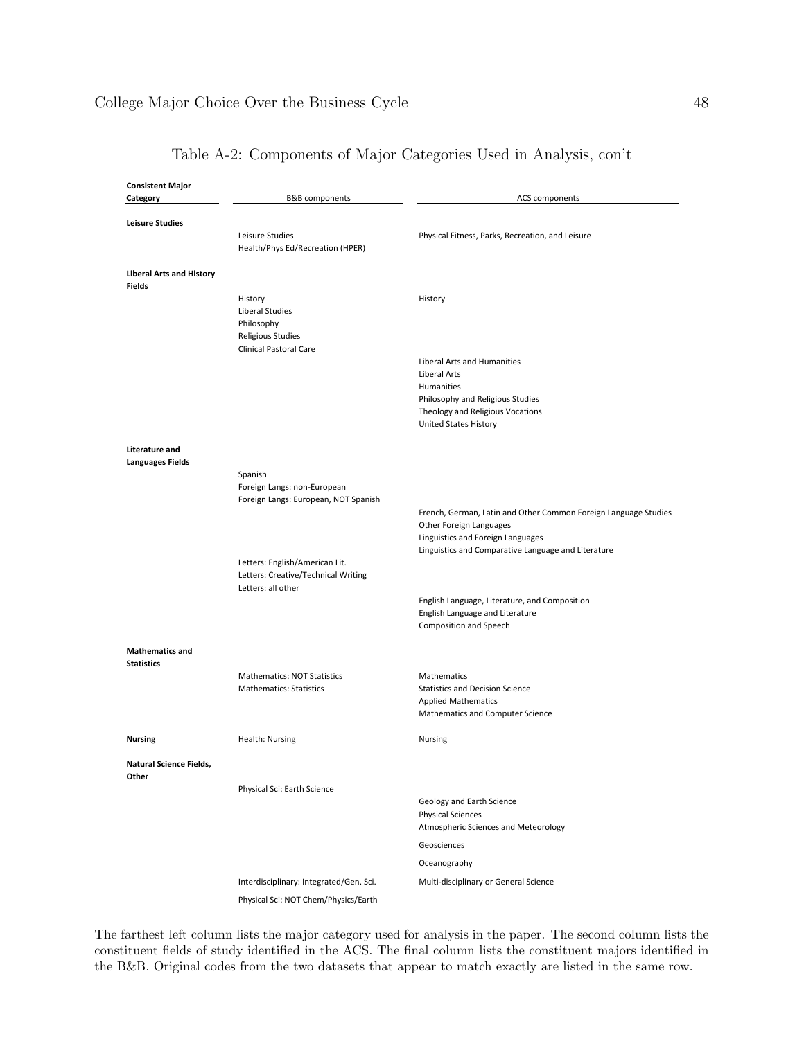Table A-2: Components of Major Categories Used in Analysis, con't

| Consistent Major Category | B&B components | ACS components |
|---|---|---|
| **Leisure Studies** | | |
| | Leisure Studies | Physical Fitness, Parks, Recreation, and Leisure |
| | Health/Phys Ed/Recreation (HPER) | |
| **Liberal Arts and History Fields** | | |
| | History | History |
| | Liberal Studies | |
| | Philosophy | |
| | Religious Studies | |
| | Clinical Pastoral Care | |
| | | Liberal Arts and Humanities |
| | | Liberal Arts |
| | | Humanities |
| | | Philosophy and Religious Studies |
| | | Theology and Religious Vocations |
| | | United States History |
| **Literature and Languages Fields** | | |
| | Spanish | |
| | Foreign Langs: non-European | |
| | Foreign Langs: European, NOT Spanish | |
| | | French, German, Latin and Other Common Foreign Language Studies |
| | | Other Foreign Languages |
| | | Linguistics and Foreign Languages |
| | | Linguistics and Comparative Language and Literature |
| | Letters: English/American Lit. | |
| | Letters: Creative/Technical Writing | |
| | Letters: all other | |
| | | English Language, Literature, and Composition |
| | | English Language and Literature |
| | | Composition and Speech |
| **Mathematics and Statistics** | | |
| | Mathematics: NOT Statistics | Mathematics |
| | Mathematics: Statistics | Statistics and Decision Science |
| | | Applied Mathematics |
| | | Mathematics and Computer Science |
| **Nursing** | Health: Nursing | Nursing |
| **Natural Science Fields, Other** | | |
| | Physical Sci: Earth Science | |
| | | Geology and Earth Science |
| | | Physical Sciences |
| | | Atmospheric Sciences and Meteorology |
| | | Geosciences |
| | | Oceanography |
| | Interdisciplinary: Integrated/Gen. Sci. | Multi-disciplinary or General Science |
| | Physical Sci: NOT Chem/Physics/Earth | |

The farthest left column lists the major category used for analysis in the paper. The second column lists the constituent fields of study identified in the ACS. The final column lists the constituent majors identified in the B&B. Original codes from the two datasets that appear to match exactly are listed in the same row.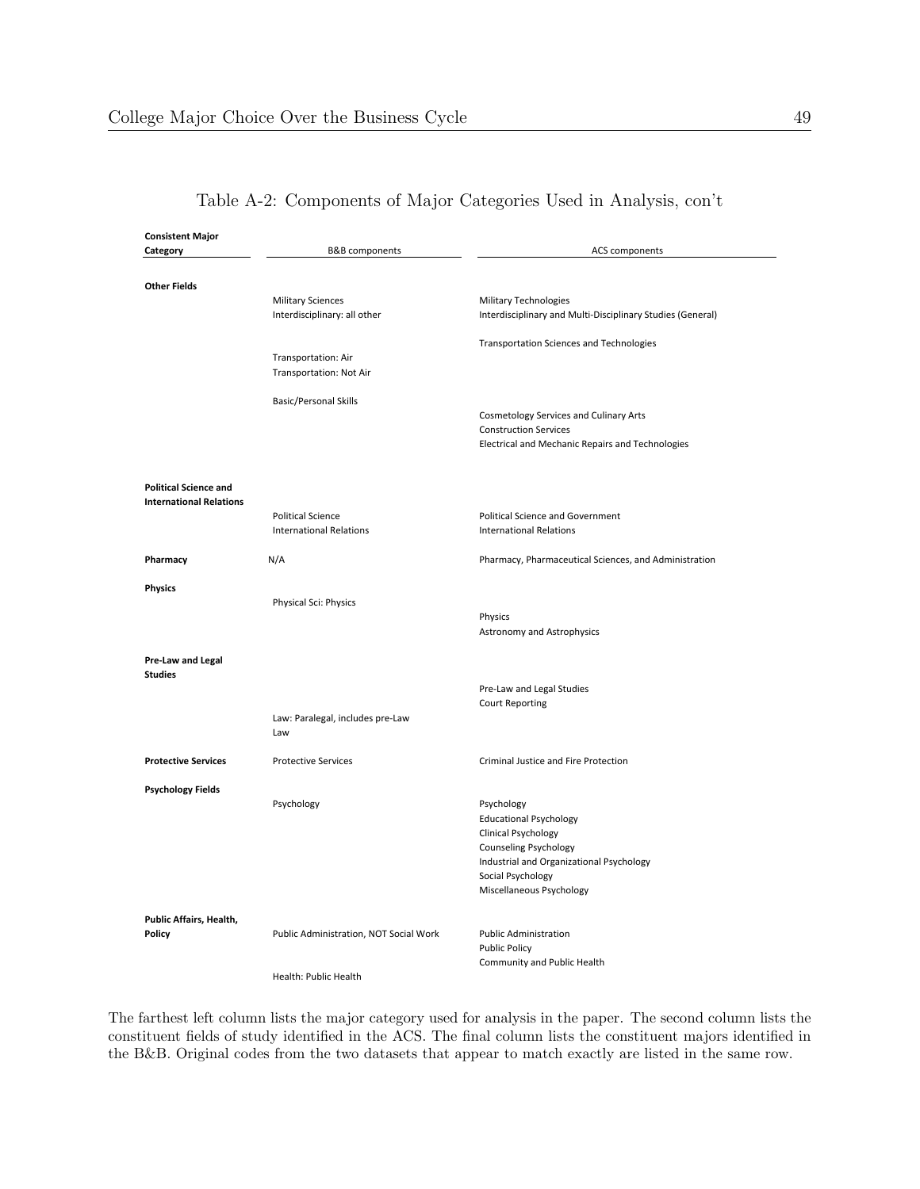Table A-2: Components of Major Categories Used in Analysis, con't

| Consistent Major Category | B&B components | ACS components |
|---|---|---|
| **Other Fields** | | |
| | Military Sciences | Military Technologies |
| | Interdisciplinary: all other | Interdisciplinary and Multi-Disciplinary Studies (General) |
| | | Transportation Sciences and Technologies |
| | Transportation: Air | |
| | Transportation: Not Air | |
| | Basic/Personal Skills | |
| | | Cosmetology Services and Culinary Arts |
| | | Construction Services |
| | | Electrical and Mechanic Repairs and Technologies |
| **Political Science and International Relations** | | |
| | Political Science | Political Science and Government |
| | International Relations | International Relations |
| **Pharmacy** | N/A | Pharmacy, Pharmaceutical Sciences, and Administration |
| **Physics** | | |
| | Physical Sci: Physics | |
| | | Physics |
| | | Astronomy and Astrophysics |
| **Pre-Law and Legal Studies** | | |
| | | Pre-Law and Legal Studies |
| | | Court Reporting |
| | Law: Paralegal, includes pre-Law | |
| | Law | |
| **Protective Services** | Protective Services | Criminal Justice and Fire Protection |
| **Psychology Fields** | | |
| | Psychology | Psychology |
| | | Educational Psychology |
| | | Clinical Psychology |
| | | Counseling Psychology |
| | | Industrial and Organizational Psychology |
| | | Social Psychology |
| | | Miscellaneous Psychology |
| **Public Affairs, Health, Policy** | Public Administration, NOT Social Work | Public Administration |
| | | Public Policy |
| | | Community and Public Health |
| | Health: Public Health | |

The farthest left column lists the major category used for analysis in the paper. The second column lists the constituent fields of study identified in the ACS. The final column lists the constituent majors identified in the B&B. Original codes from the two datasets that appear to match exactly are listed in the same row.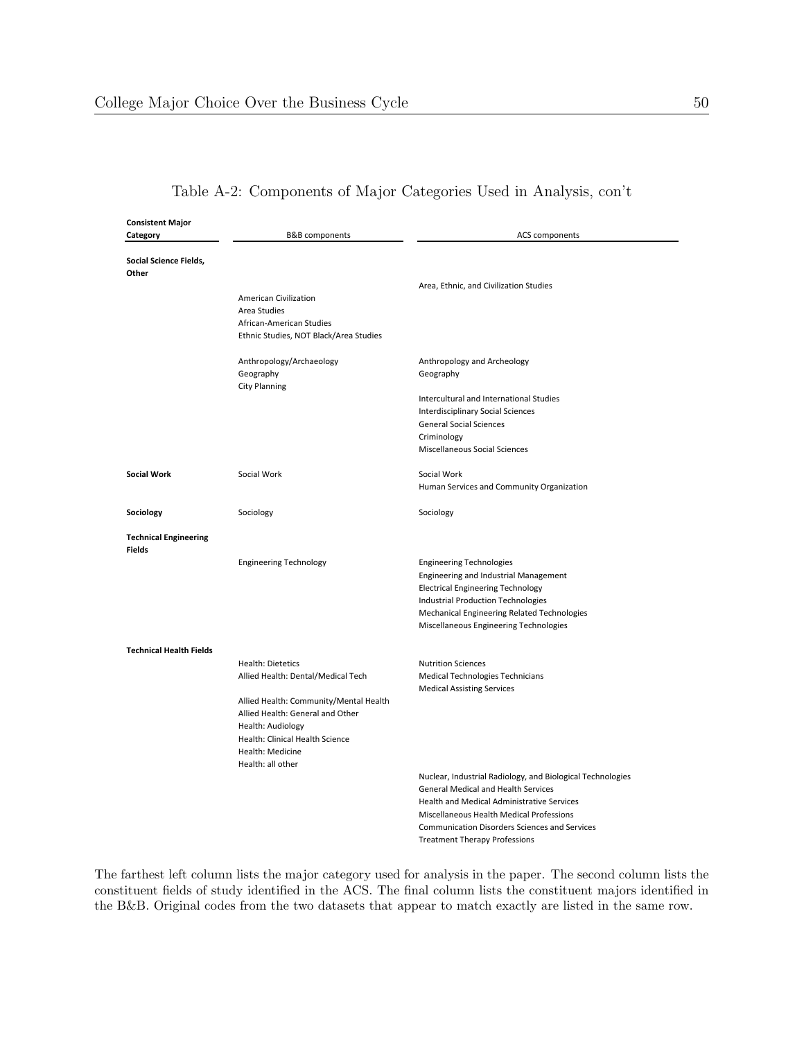Table A-2: Components of Major Categories Used in Analysis, con't

| Consistent Major Category | B&B components | ACS components |
|---|---|---|
| **Social Science Fields, Other** | | |
| | | Area, Ethnic, and Civilization Studies |
| | American Civilization | |
| | Area Studies | |
| | African-American Studies | |
| | Ethnic Studies, NOT Black/Area Studies | |
| | Anthropology/Archaeology | Anthropology and Archeology |
| | Geography | Geography |
| | City Planning | |
| | | Intercultural and International Studies |
| | | Interdisciplinary Social Sciences |
| | | General Social Sciences |
| | | Criminology |
| | | Miscellaneous Social Sciences |
| **Social Work** | Social Work | Social Work |
| | | Human Services and Community Organization |
| **Sociology** | Sociology | Sociology |
| **Technical Engineering Fields** | | |
| | Engineering Technology | Engineering Technologies |
| | | Engineering and Industrial Management |
| | | Electrical Engineering Technology |
| | | Industrial Production Technologies |
| | | Mechanical Engineering Related Technologies |
| | | Miscellaneous Engineering Technologies |
| **Technical Health Fields** | | |
| | Health: Dietetics | Nutrition Sciences |
| | Allied Health: Dental/Medical Tech | Medical Technologies Technicians |
| | | Medical Assisting Services |
| | Allied Health: Community/Mental Health | |
| | Allied Health: General and Other | |
| | Health: Audiology | |
| | Health: Clinical Health Science | |
| | Health: Medicine | |
| | Health: all other | |
| | | Nuclear, Industrial Radiology, and Biological Technologies |
| | | General Medical and Health Services |
| | | Health and Medical Administrative Services |
| | | Miscellaneous Health Medical Professions |
| | | Communication Disorders Sciences and Services |
| | | Treatment Therapy Professions |

The farthest left column lists the major category used for analysis in the paper. The second column lists the constituent fields of study identified in the ACS. The final column lists the constituent majors identified in the B&B. Original codes from the two datasets that appear to match exactly are listed in the same row.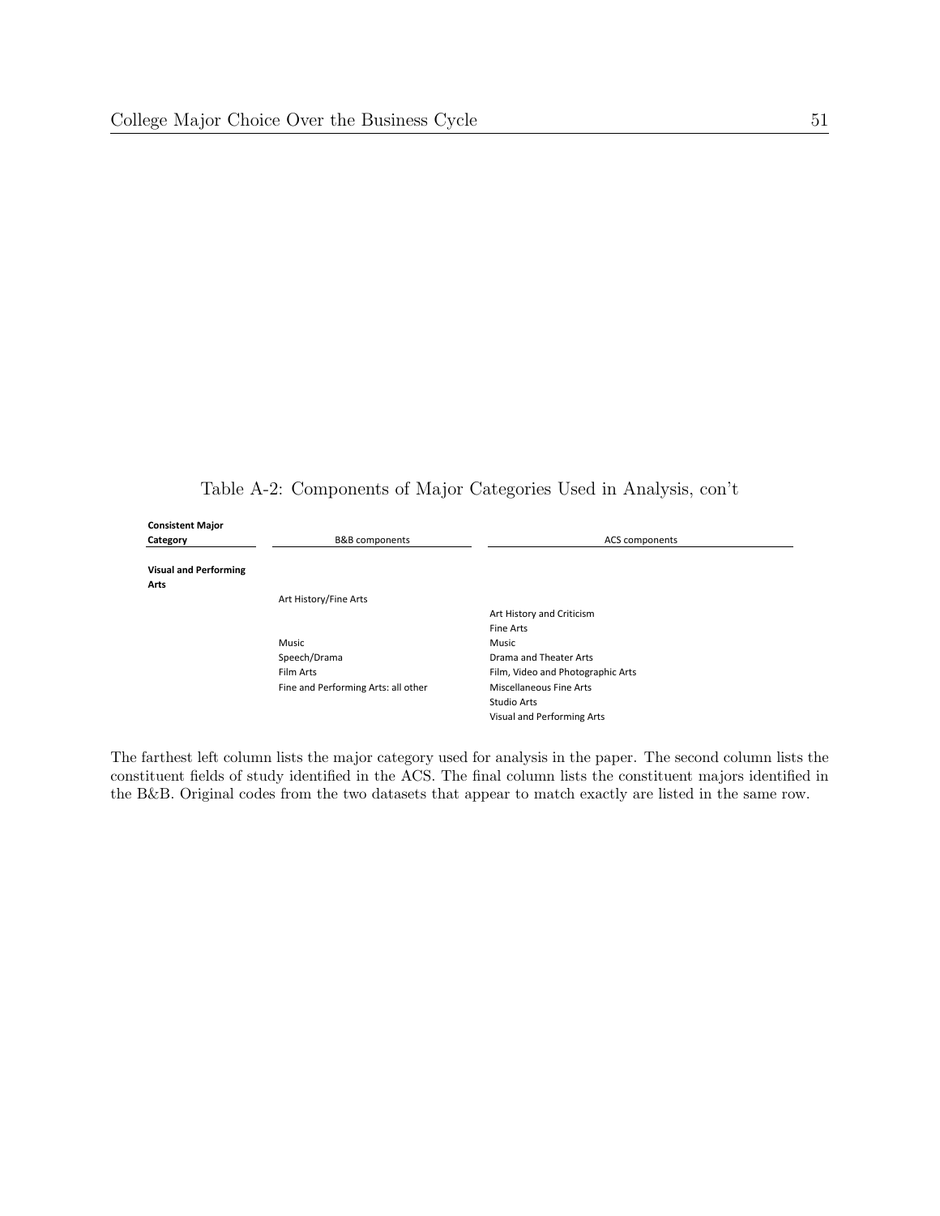Table A-2: Components of Major Categories Used in Analysis, con't

| Consistent Major Category | B&B components | ACS components |
|---|---|---|
| **Visual and Performing Arts** | | |
| | Art History/Fine Arts | |
| | | Art History and Criticism |
| | | Fine Arts |
| | Music | Music |
| | Speech/Drama | Drama and Theater Arts |
| | Film Arts | Film, Video and Photographic Arts |
| | Fine and Performing Arts: all other | Miscellaneous Fine Arts |
| | | Studio Arts |
| | | Visual and Performing Arts |

The farthest left column lists the major category used for analysis in the paper. The second column lists the constituent fields of study identified in the ACS. The final column lists the constituent majors identified in the B&B. Original codes from the two datasets that appear to match exactly are listed in the same row.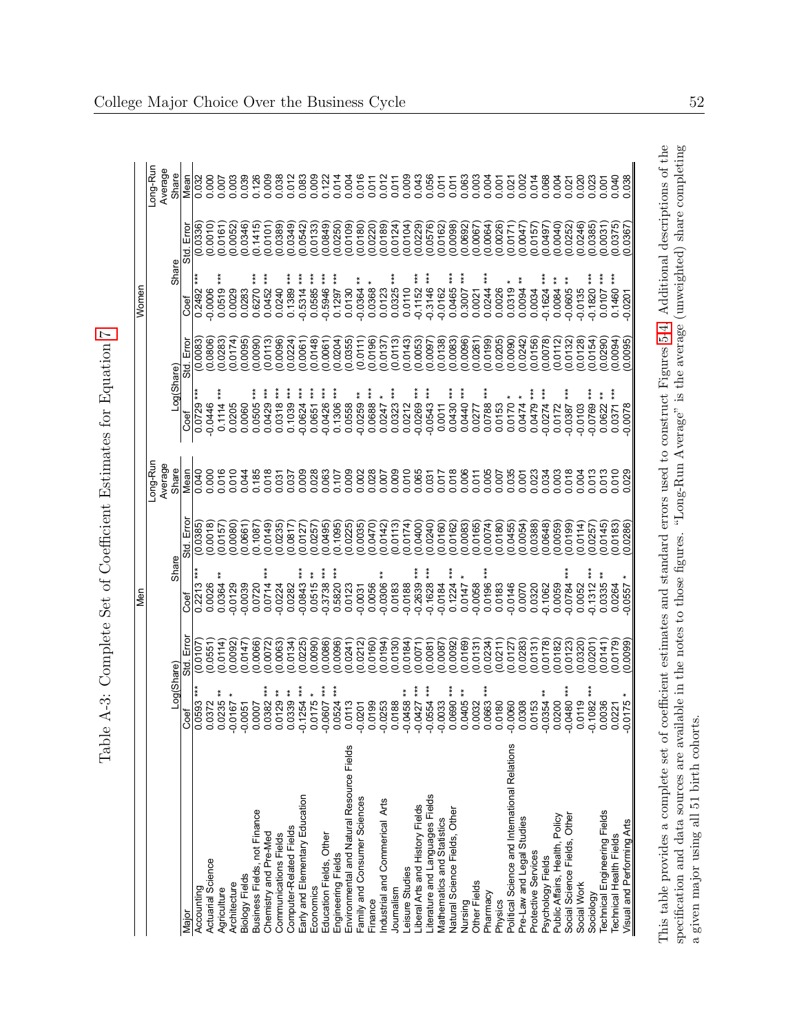# Table A-3: Complete Set of Coefficient Estimates for Equation 7

| | Men | | | | | Women | | | | |
|---|---|---|---|---|---|---|---|---|---|---|
| | Log(Share) | | Share | | Long-Run Average Share | Log(Share) | | Share | | Long-Run Average Share |
| Major | Coef | Std. Error | Coef | Std. Error | Mean | Coef | Std. Error | Coef | Std. Error | Mean |
| Accounting | 0.0593 *** | (0.0107) | 0.2213 *** | (0.0385) | 0.040 | 0.0729 *** | (0.0083) | 0.2492 *** | (0.0336) | 0.032 |
| Actuarial Science | 0.0372 | (0.0551) | 0.0026 | (0.0018) | 0.000 | -0.0446 | (0.0806) | -0.0006 | (0.0010) | 0.000 |
| Agriculture | 0.0235 ** | (0.0114) | 0.0364 ** | (0.0157) | 0.016 | 0.1114 *** | (0.0283) | 0.0519 *** | (0.0161) | 0.007 |
| Architecture | -0.0167 * | (0.0092) | -0.0129 | (0.0080) | 0.010 | 0.0205 | (0.0174) | 0.0029 | (0.0052) | 0.003 |
| Biology Fields | -0.0051 | (0.0147) | -0.0039 | (0.0661) | 0.044 | 0.0060 | (0.0095) | 0.0283 | (0.0346) | 0.039 |
| Business Fields, not Finance | 0.0007 | (0.0066) | 0.0720 | (0.1087) | 0.185 | 0.0505 *** | (0.0090) | 0.6270 *** | (0.1415) | 0.126 |
| Chemistry and Pre-Med | 0.0382 *** | (0.0072) | 0.0714 *** | (0.0149) | 0.018 | 0.0429 *** | (0.0113) | 0.0452 *** | (0.0101) | 0.009 |
| Communications Fields | 0.0129 ** | (0.0063) | -0.0224 | (0.0235) | 0.031 | 0.0318 *** | (0.0096) | 0.0240 | (0.0389) | 0.038 |
| Computer-Related Fields | 0.0339 ** | (0.0134) | 0.0282 | (0.0817) | 0.037 | 0.1039 *** | (0.0224) | 0.1389 *** | (0.0349) | 0.012 |
| Early and Elementary Education | -0.1254 *** | (0.0225) | -0.0843 *** | (0.0127) | 0.009 | -0.0624 *** | (0.0061) | -0.5314 *** | (0.0542) | 0.083 |
| Economics | 0.0175 * | (0.0090) | 0.0515 ** | (0.0257) | 0.028 | 0.0651 *** | (0.0148) | 0.0585 *** | (0.0133) | 0.009 |
| Education Fields, Other | -0.0607 *** | (0.0086) | -0.3738 *** | (0.0495) | 0.063 | -0.0426 *** | (0.0061) | -0.5946 *** | (0.0849) | 0.122 |
| Engineering Fields | 0.0524 *** | (0.0096) | 0.5820 *** | (0.1095) | 0.107 | 0.1306 *** | (0.0204) | 0.1297 *** | (0.0250) | 0.014 |
| Environmental and Natural Resource Fields | 0.0113 | (0.0241) | 0.0123 | (0.0225) | 0.009 | 0.0558 | (0.0355) | 0.0130 | (0.0109) | 0.004 |
| Family and Consumer Sciences | -0.0201 | (0.0212) | -0.0031 | (0.0035) | 0.002 | -0.0259 ** | (0.0111) | -0.0364 ** | (0.0180) | 0.016 |
| Finance | 0.0199 | (0.0160) | 0.0056 | (0.0470) | 0.028 | 0.0688 *** | (0.0196) | 0.0368 * | (0.0220) | 0.011 |
| Industrial and Commerical Arts | -0.0253 | (0.0194) | -0.0306 ** | (0.0142) | 0.007 | 0.0247 * | (0.0137) | 0.0123 | (0.0189) | 0.012 |
| Journalism | 0.0188 | (0.0130) | 0.0183 | (0.0113) | 0.009 | 0.0323 *** | (0.0113) | 0.0325 *** | (0.0124) | 0.011 |
| Leisure Studies | -0.0458 ** | (0.0184) | -0.0188 | (0.0174) | 0.010 | 0.0212 | (0.0143) | 0.0110 | (0.0104) | 0.009 |
| Liberal Arts and History Fields | -0.0427 *** | (0.0071) | -0.2639 *** | (0.0400) | 0.065 | -0.0269 *** | (0.0053) | -0.1152 *** | (0.0229) | 0.043 |
| Literature and Languages Fields | -0.0554 *** | (0.0081) | -0.1628 *** | (0.0240) | 0.031 | -0.0543 *** | (0.0097) | -0.3146 *** | (0.0576) | 0.056 |
| Mathematics and Statistics | -0.0033 | (0.0087) | -0.0184 | (0.0160) | 0.017 | 0.0011 | (0.0138) | -0.0162 | (0.0162) | 0.011 |
| Natural Science Fields, Other | 0.0690 *** | (0.0092) | 0.1224 *** | (0.0162) | 0.018 | 0.0430 *** | (0.0083) | 0.0465 *** | (0.0098) | 0.011 |
| Nursing | 0.0405 ** | (0.0169) | 0.0147 * | (0.0083) | 0.006 | 0.0440 *** | (0.0096) | 0.3007 *** | (0.0692) | 0.063 |
| Other Fields | 0.0032 | (0.0131) | -0.0058 | (0.0165) | 0.011 | 0.0277 | (0.0261) | 0.0021 | (0.0067) | 0.003 |
| Pharmacy | 0.0663 *** | (0.0234) | 0.0196 *** | (0.0074) | 0.005 | 0.0788 *** | (0.0199) | 0.0244 *** | (0.0064) | 0.004 |
| Physics | 0.0180 | (0.0211) | 0.0183 | (0.0180) | 0.007 | 0.0153 | (0.0205) | 0.0026 | (0.0026) | 0.001 |
| Political Science and International Relations | -0.0060 | (0.0127) | -0.0146 | (0.0455) | 0.035 | 0.0170 * | (0.0090) | 0.0319 * | (0.0171) | 0.021 |
| Pre-Law and Legal Studies | 0.0308 | (0.0283) | 0.0070 | (0.0054) | 0.001 | 0.0474 * | (0.0242) | 0.0094 ** | (0.0047) | 0.002 |
| Protective Services | 0.0153 | (0.0131) | 0.0320 | (0.0388) | 0.023 | 0.0479 *** | (0.0156) | 0.0034 | (0.0157) | 0.014 |
| Psychology Fields | -0.0354 ** | (0.0178) | -0.1062 | (0.0648) | 0.034 | -0.0274 *** | (0.0078) | -0.1624 *** | (0.0497) | 0.068 |
| Public Affairs, Health, Policy | 0.0200 | (0.0182) | 0.0059 | (0.0059) | 0.003 | 0.0172 | (0.0112) | 0.0084 ** | (0.0040) | 0.004 |
| Social Science Fields, Other | -0.0480 *** | (0.0123) | -0.0784 *** | (0.0199) | 0.018 | -0.0387 *** | (0.0132) | -0.0605 ** | (0.0252) | 0.021 |
| Social Work | 0.0119 | (0.0320) | 0.0052 | (0.0114) | 0.004 | -0.0103 | (0.0128) | -0.0135 | (0.0246) | 0.020 |
| Sociology | -0.1082 *** | (0.0201) | -0.1312 *** | (0.0257) | 0.013 | -0.0769 *** | (0.0154) | -0.1820 *** | (0.0385) | 0.023 |
| Technical Engineering Fields | 0.0036 | (0.0141) | 0.0335 ** | (0.0145) | 0.013 | 0.0622 ** | (0.0290) | 0.0107 *** | (0.0031) | 0.001 |
| Technical Health Fields | 0.0221 | (0.0179) | 0.0264 | (0.0183) | 0.010 | 0.0371 *** | (0.0094) | 0.1460 *** | (0.0375) | 0.040 |
| Visual and Performing Arts | -0.0175 * | (0.0099) | -0.0557 * | (0.0286) | 0.029 | -0.0078 | (0.0095) | -0.0201 | (0.0367) | 0.038 |

This table provides a complete set of coefficient estimates and standard errors used to construct Figures 5-4. Additional descriptions of the specification and data sources are available in the notes to those figures. "Long-Run Average" is the average (unweighted) share completing a given major using all 51 birth cohorts.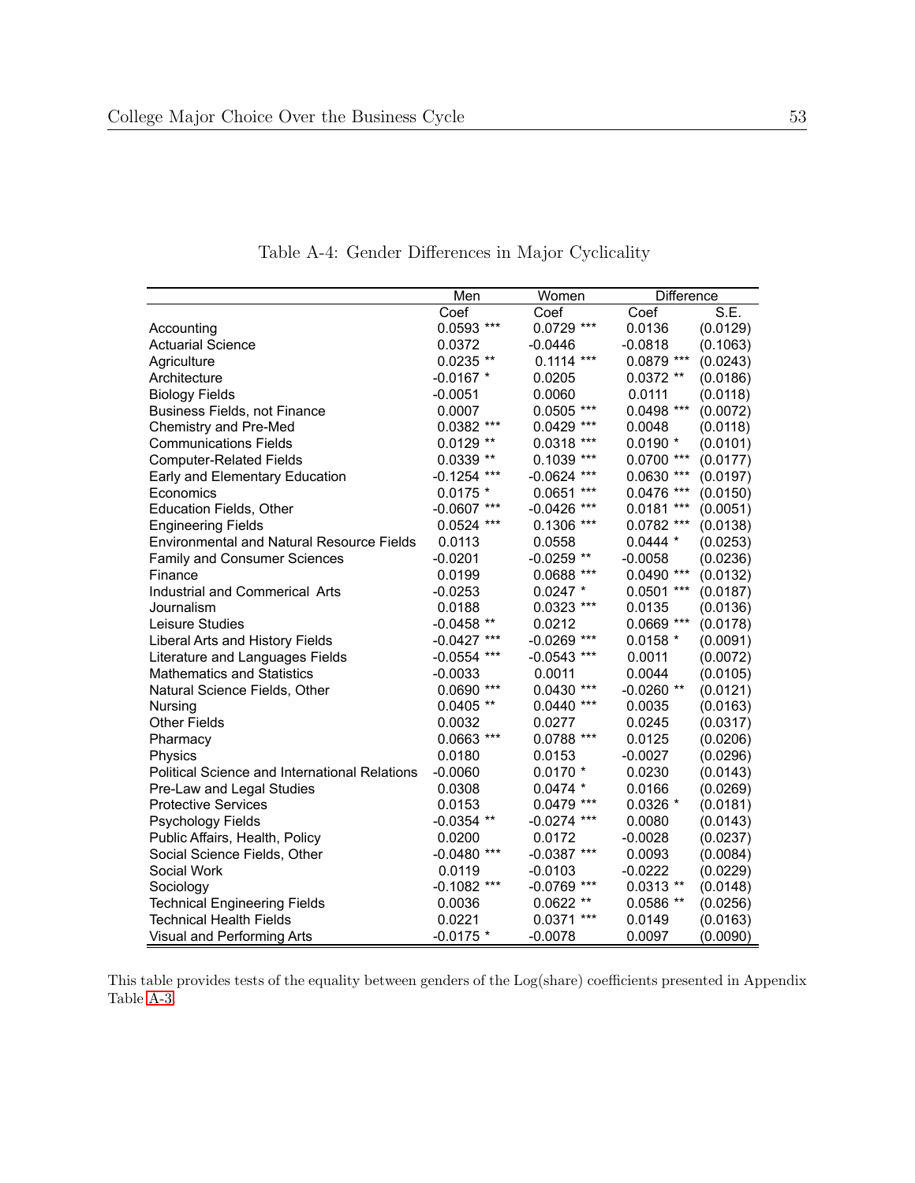Table A-4: Gender Differences in Major Cyclicality

| | Men | Women | Difference | |
|---|---|---|---|---|
| | Coef | Coef | Coef | S.E. |
| Accounting | 0.0593 *** | 0.0729 *** | 0.0136 | (0.0129) |
| Actuarial Science | 0.0372 | -0.0446 | -0.0818 | (0.1063) |
| Agriculture | 0.0235 ** | 0.1114 *** | 0.0879 *** | (0.0243) |
| Architecture | -0.0167 * | 0.0205 | 0.0372 ** | (0.0186) |
| Biology Fields | -0.0051 | 0.0060 | 0.0111 | (0.0118) |
| Business Fields, not Finance | 0.0007 | 0.0505 *** | 0.0498 *** | (0.0072) |
| Chemistry and Pre-Med | 0.0382 *** | 0.0429 *** | 0.0048 | (0.0118) |
| Communications Fields | 0.0129 ** | 0.0318 *** | 0.0190 * | (0.0101) |
| Computer-Related Fields | 0.0339 ** | 0.1039 *** | 0.0700 *** | (0.0177) |
| Early and Elementary Education | -0.1254 *** | -0.0624 *** | 0.0630 *** | (0.0197) |
| Economics | 0.0175 * | 0.0651 *** | 0.0476 *** | (0.0150) |
| Education Fields, Other | -0.0607 *** | -0.0426 *** | 0.0181 *** | (0.0051) |
| Engineering Fields | 0.0524 *** | 0.1306 *** | 0.0782 *** | (0.0138) |
| Environmental and Natural Resource Fields | 0.0113 | 0.0558 | 0.0444 * | (0.0253) |
| Family and Consumer Sciences | -0.0201 | -0.0259 ** | -0.0058 | (0.0236) |
| Finance | 0.0199 | 0.0688 *** | 0.0490 *** | (0.0132) |
| Industrial and Commerical Arts | -0.0253 | 0.0247 * | 0.0501 *** | (0.0187) |
| Journalism | 0.0188 | 0.0323 *** | 0.0135 | (0.0136) |
| Leisure Studies | -0.0458 ** | 0.0212 | 0.0669 *** | (0.0178) |
| Liberal Arts and History Fields | -0.0427 *** | -0.0269 *** | 0.0158 * | (0.0091) |
| Literature and Languages Fields | -0.0554 *** | -0.0543 *** | 0.0011 | (0.0072) |
| Mathematics and Statistics | -0.0033 | 0.0011 | 0.0044 | (0.0105) |
| Natural Science Fields, Other | 0.0690 *** | 0.0430 *** | -0.0260 ** | (0.0121) |
| Nursing | 0.0405 ** | 0.0440 *** | 0.0035 | (0.0163) |
| Other Fields | 0.0032 | 0.0277 | 0.0245 | (0.0317) |
| Pharmacy | 0.0663 *** | 0.0788 *** | 0.0125 | (0.0206) |
| Physics | 0.0180 | 0.0153 | -0.0027 | (0.0296) |
| Political Science and International Relations | -0.0060 | 0.0170 * | 0.0230 | (0.0143) |
| Pre-Law and Legal Studies | 0.0308 | 0.0474 * | 0.0166 | (0.0269) |
| Protective Services | 0.0153 | 0.0479 *** | 0.0326 * | (0.0181) |
| Psychology Fields | -0.0354 ** | -0.0274 *** | 0.0080 | (0.0143) |
| Public Affairs, Health, Policy | 0.0200 | 0.0172 | -0.0028 | (0.0237) |
| Social Science Fields, Other | -0.0480 *** | -0.0387 *** | 0.0093 | (0.0084) |
| Social Work | 0.0119 | -0.0103 | -0.0222 | (0.0229) |
| Sociology | -0.1082 *** | -0.0769 *** | 0.0313 ** | (0.0148) |
| Technical Engineering Fields | 0.0036 | 0.0622 ** | 0.0586 ** | (0.0256) |
| Technical Health Fields | 0.0221 | 0.0371 *** | 0.0149 | (0.0163) |
| Visual and Performing Arts | -0.0175 * | -0.0078 | 0.0097 | (0.0090) |

This table provides tests of the equality between genders of the Log(share) coefficients presented in Appendix Table A-3.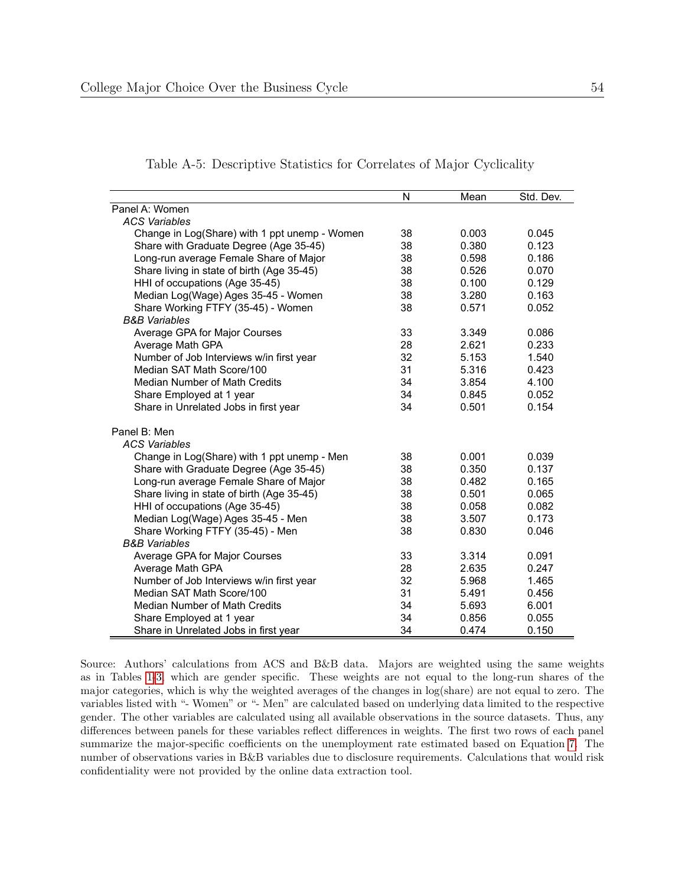Table A-5: Descriptive Statistics for Correlates of Major Cyclicality

| | N | Mean | Std. Dev. |
|---|---|---|---|
| Panel A: Women | | | |
| *ACS Variables* | | | |
| Change in Log(Share) with 1 ppt unemp - Women | 38 | 0.003 | 0.045 |
| Share with Graduate Degree (Age 35-45) | 38 | 0.380 | 0.123 |
| Long-run average Female Share of Major | 38 | 0.598 | 0.186 |
| Share living in state of birth (Age 35-45) | 38 | 0.526 | 0.070 |
| HHI of occupations (Age 35-45) | 38 | 0.100 | 0.129 |
| Median Log(Wage) Ages 35-45 - Women | 38 | 3.280 | 0.163 |
| Share Working FTFY (35-45) - Women | 38 | 0.571 | 0.052 |
| *B&B Variables* | | | |
| Average GPA for Major Courses | 33 | 3.349 | 0.086 |
| Average Math GPA | 28 | 2.621 | 0.233 |
| Number of Job Interviews w/in first year | 32 | 5.153 | 1.540 |
| Median SAT Math Score/100 | 31 | 5.316 | 0.423 |
| Median Number of Math Credits | 34 | 3.854 | 4.100 |
| Share Employed at 1 year | 34 | 0.845 | 0.052 |
| Share in Unrelated Jobs in first year | 34 | 0.501 | 0.154 |
| Panel B: Men | | | |
| *ACS Variables* | | | |
| Change in Log(Share) with 1 ppt unemp - Men | 38 | 0.001 | 0.039 |
| Share with Graduate Degree (Age 35-45) | 38 | 0.350 | 0.137 |
| Long-run average Female Share of Major | 38 | 0.482 | 0.165 |
| Share living in state of birth (Age 35-45) | 38 | 0.501 | 0.065 |
| HHI of occupations (Age 35-45) | 38 | 0.058 | 0.082 |
| Median Log(Wage) Ages 35-45 - Men | 38 | 3.507 | 0.173 |
| Share Working FTFY (35-45) - Men | 38 | 0.830 | 0.046 |
| *B&B Variables* | | | |
| Average GPA for Major Courses | 33 | 3.314 | 0.091 |
| Average Math GPA | 28 | 2.635 | 0.247 |
| Number of Job Interviews w/in first year | 32 | 5.968 | 1.465 |
| Median SAT Math Score/100 | 31 | 5.491 | 0.456 |
| Median Number of Math Credits | 34 | 5.693 | 6.001 |
| Share Employed at 1 year | 34 | 0.856 | 0.055 |
| Share in Unrelated Jobs in first year | 34 | 0.474 | 0.150 |

Source: Authors' calculations from ACS and B&B data. Majors are weighted using the same weights as in Tables 1-3, which are gender specific. These weights are not equal to the long-run shares of the major categories, which is why the weighted averages of the changes in log(share) are not equal to zero. The variables listed with "- Women" or "- Men" are calculated based on underlying data limited to the respective gender. The other variables are calculated using all available observations in the source datasets. Thus, any differences between panels for these variables reflect differences in weights. The first two rows of each panel summarize the major-specific coefficients on the unemployment rate estimated based on Equation 7. The number of observations varies in B&B variables due to disclosure requirements. Calculations that would risk confidentiality were not provided by the online data extraction tool.